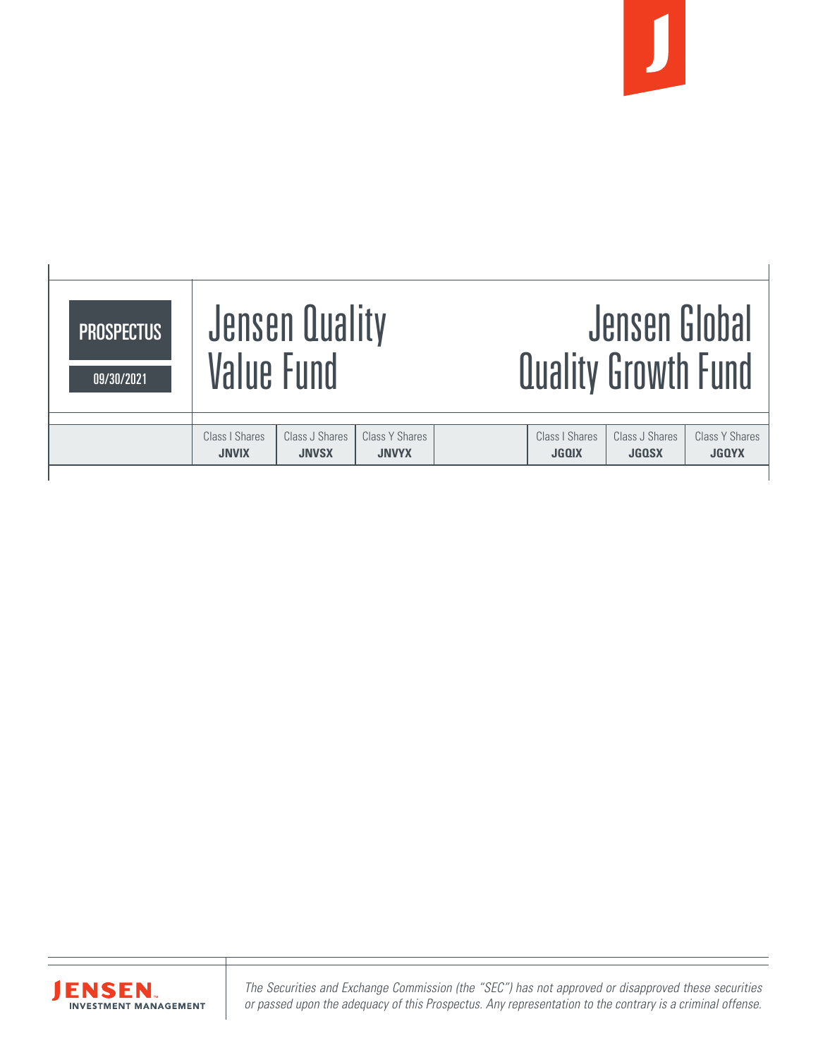# PROSPECTUS

09/30/2021

## Jensen Quality Value Fund

| Class I Shares | Class J Shares | Class Y Shares |
|---|---|---|
| **JNVIX** | **JNVSX** | **JNVYX** |

## Jensen Global Quality Growth Fund

| Class I Shares | Class J Shares | Class Y Shares |
|---|---|---|
| **JGQIX** | **JGQSX** | **JGQYX** |

JENSEN INVESTMENT MANAGEMENT

*The Securities and Exchange Commission (the "SEC") has not approved or disapproved these securities or passed upon the adequacy of this Prospectus. Any representation to the contrary is a criminal offense.*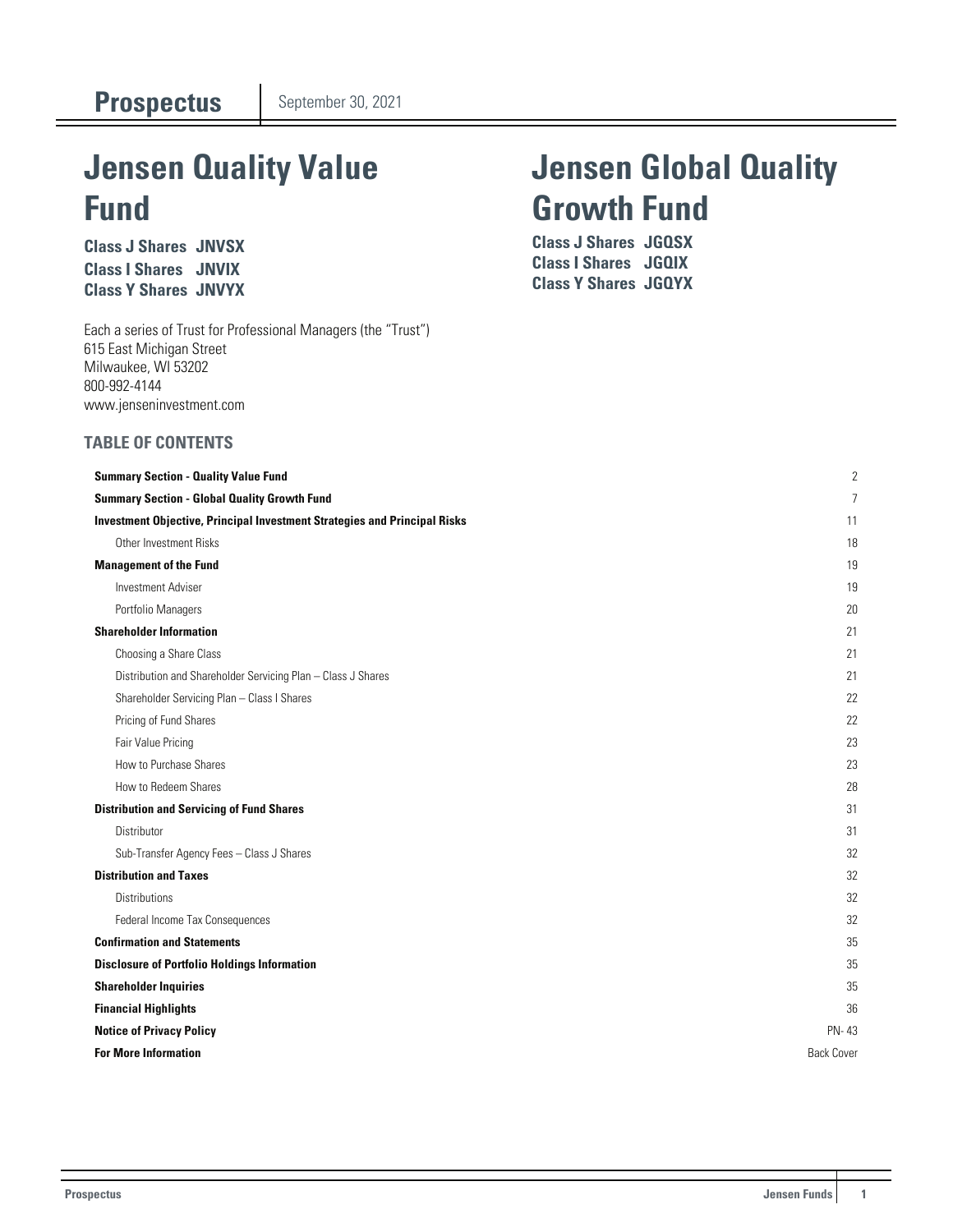**Prospectus** September 30, 2021

# Jensen Quality Value Fund

**Class J Shares JNVSX**
**Class I Shares JNVIX**
**Class Y Shares JNVYX**

# Jensen Global Quality Growth Fund

**Class J Shares JGQSX**
**Class I Shares JGQIX**
**Class Y Shares JGQYX**

Each a series of Trust for Professional Managers (the "Trust")
615 East Michigan Street
Milwaukee, WI 53202
800-992-4144
www.jenseninvestment.com

## TABLE OF CONTENTS

| | |
|---|---|
| **Summary Section - Quality Value Fund** | 2 |
| **Summary Section - Global Quality Growth Fund** | 7 |
| **Investment Objective, Principal Investment Strategies and Principal Risks** | 11 |
| Other Investment Risks | 18 |
| **Management of the Fund** | 19 |
| Investment Adviser | 19 |
| Portfolio Managers | 20 |
| **Shareholder Information** | 21 |
| Choosing a Share Class | 21 |
| Distribution and Shareholder Servicing Plan – Class J Shares | 21 |
| Shareholder Servicing Plan – Class I Shares | 22 |
| Pricing of Fund Shares | 22 |
| Fair Value Pricing | 23 |
| How to Purchase Shares | 23 |
| How to Redeem Shares | 28 |
| **Distribution and Servicing of Fund Shares** | 31 |
| Distributor | 31 |
| Sub-Transfer Agency Fees – Class J Shares | 32 |
| **Distribution and Taxes** | 32 |
| Distributions | 32 |
| Federal Income Tax Consequences | 32 |
| **Confirmation and Statements** | 35 |
| **Disclosure of Portfolio Holdings Information** | 35 |
| **Shareholder Inquiries** | 35 |
| **Financial Highlights** | 36 |
| **Notice of Privacy Policy** | PN- 43 |
| **For More Information** | Back Cover |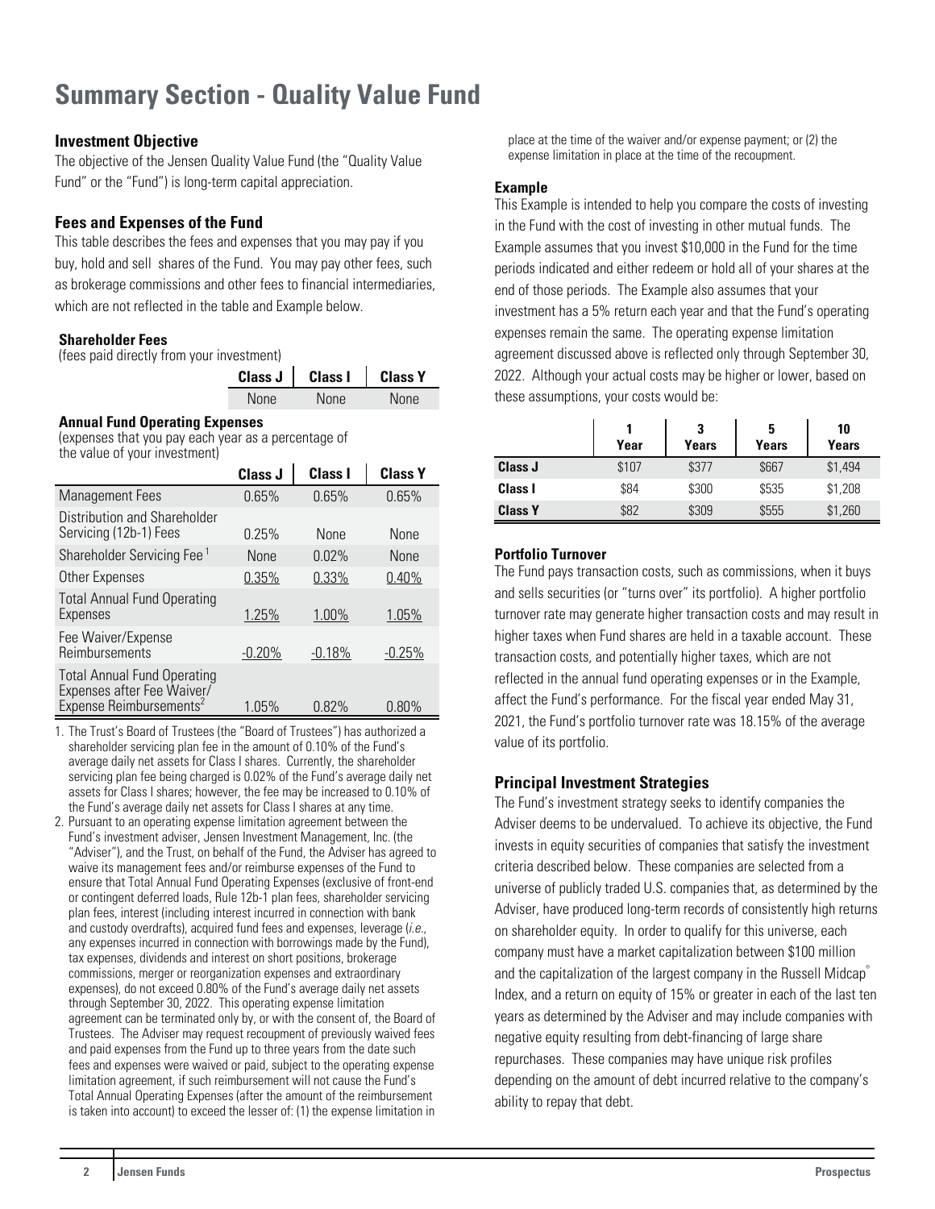# Summary Section - Quality Value Fund

## Investment Objective

The objective of the Jensen Quality Value Fund (the "Quality Value Fund" or the "Fund") is long-term capital appreciation.

## Fees and Expenses of the Fund

This table describes the fees and expenses that you may pay if you buy, hold and sell shares of the Fund. You may pay other fees, such as brokerage commissions and other fees to financial intermediaries, which are not reflected in the table and Example below.

**Shareholder Fees**
(fees paid directly from your investment)

| | Class J | Class I | Class Y |
|---|---|---|---|
| | None | None | None |

**Annual Fund Operating Expenses**
(expenses that you pay each year as a percentage of the value of your investment)

| | Class J | Class I | Class Y |
|---|---|---|---|
| Management Fees | 0.65% | 0.65% | 0.65% |
| Distribution and Shareholder Servicing (12b-1) Fees | 0.25% | None | None |
| Shareholder Servicing Fee [1] | None | 0.02% | None |
| Other Expenses | 0.35% | 0.33% | 0.40% |
| Total Annual Fund Operating Expenses | 1.25% | 1.00% | 1.05% |
| Fee Waiver/Expense Reimbursements | -0.20% | -0.18% | -0.25% |
| Total Annual Fund Operating Expenses after Fee Waiver/ Expense Reimbursements [2] | 1.05% | 0.82% | 0.80% |

1. The Trust's Board of Trustees (the "Board of Trustees") has authorized a shareholder servicing plan fee in the amount of 0.10% of the Fund's average daily net assets for Class I shares. Currently, the shareholder servicing plan fee being charged is 0.02% of the Fund's average daily net assets for Class I shares; however, the fee may be increased to 0.10% of the Fund's average daily net assets for Class I shares at any time.
2. Pursuant to an operating expense limitation agreement between the Fund's investment adviser, Jensen Investment Management, Inc. (the "Adviser"), and the Trust, on behalf of the Fund, the Adviser has agreed to waive its management fees and/or reimburse expenses of the Fund to ensure that Total Annual Fund Operating Expenses (exclusive of front-end or contingent deferred loads, Rule 12b-1 plan fees, shareholder servicing plan fees, interest (including interest incurred in connection with bank and custody overdrafts), acquired fund fees and expenses, leverage (*i.e.*, any expenses incurred in connection with borrowings made by the Fund), tax expenses, dividends and interest on short positions, brokerage commissions, merger or reorganization expenses and extraordinary expenses), do not exceed 0.80% of the Fund's average daily net assets through September 30, 2022. This operating expense limitation agreement can be terminated only by, or with the consent of, the Board of Trustees. The Adviser may request recoupment of previously waived fees and paid expenses from the Fund up to three years from the date such fees and expenses were waived or paid, subject to the operating expense limitation agreement, if such reimbursement will not cause the Fund's Total Annual Operating Expenses (after the amount of the reimbursement is taken into account) to exceed the lesser of: (1) the expense limitation in place at the time of the waiver and/or expense payment; or (2) the expense limitation in place at the time of the recoupment.

**Example**

This Example is intended to help you compare the costs of investing in the Fund with the cost of investing in other mutual funds. The Example assumes that you invest $10,000 in the Fund for the time periods indicated and either redeem or hold all of your shares at the end of those periods. The Example also assumes that your investment has a 5% return each year and that the Fund's operating expenses remain the same. The operating expense limitation agreement discussed above is reflected only through September 30, 2022. Although your actual costs may be higher or lower, based on these assumptions, your costs would be:

| | 1 Year | 3 Years | 5 Years | 10 Years |
|---|---|---|---|---|
| **Class J** | $107 | $377 | $667 | $1,494 |
| **Class I** | $84 | $300 | $535 | $1,208 |
| **Class Y** | $82 | $309 | $555 | $1,260 |

**Portfolio Turnover**

The Fund pays transaction costs, such as commissions, when it buys and sells securities (or "turns over" its portfolio). A higher portfolio turnover rate may generate higher transaction costs and may result in higher taxes when Fund shares are held in a taxable account. These transaction costs, and potentially higher taxes, which are not reflected in the annual fund operating expenses or in the Example, affect the Fund's performance. For the fiscal year ended May 31, 2021, the Fund's portfolio turnover rate was 18.15% of the average value of its portfolio.

## Principal Investment Strategies

The Fund's investment strategy seeks to identify companies the Adviser deems to be undervalued. To achieve its objective, the Fund invests in equity securities of companies that satisfy the investment criteria described below. These companies are selected from a universe of publicly traded U.S. companies that, as determined by the Adviser, have produced long-term records of consistently high returns on shareholder equity. In order to qualify for this universe, each company must have a market capitalization between $100 million and the capitalization of the largest company in the Russell Midcap® Index, and a return on equity of 15% or greater in each of the last ten years as determined by the Adviser and may include companies with negative equity resulting from debt-financing of large share repurchases. These companies may have unique risk profiles depending on the amount of debt incurred relative to the company's ability to repay that debt.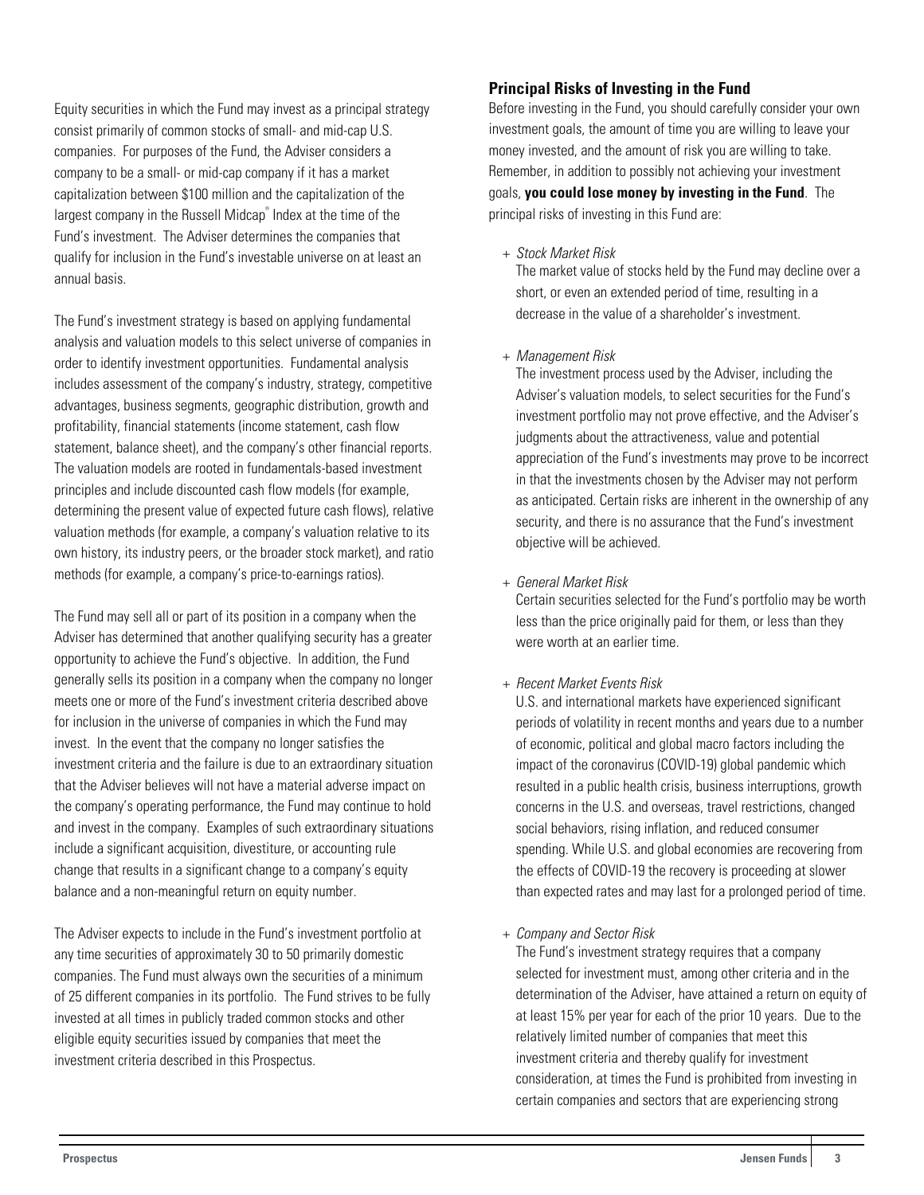Equity securities in which the Fund may invest as a principal strategy consist primarily of common stocks of small- and mid-cap U.S. companies. For purposes of the Fund, the Adviser considers a company to be a small- or mid-cap company if it has a market capitalization between $100 million and the capitalization of the largest company in the Russell Midcap® Index at the time of the Fund's investment. The Adviser determines the companies that qualify for inclusion in the Fund's investable universe on at least an annual basis.

The Fund's investment strategy is based on applying fundamental analysis and valuation models to this select universe of companies in order to identify investment opportunities. Fundamental analysis includes assessment of the company's industry, strategy, competitive advantages, business segments, geographic distribution, growth and profitability, financial statements (income statement, cash flow statement, balance sheet), and the company's other financial reports. The valuation models are rooted in fundamentals-based investment principles and include discounted cash flow models (for example, determining the present value of expected future cash flows), relative valuation methods (for example, a company's valuation relative to its own history, its industry peers, or the broader stock market), and ratio methods (for example, a company's price-to-earnings ratios).

The Fund may sell all or part of its position in a company when the Adviser has determined that another qualifying security has a greater opportunity to achieve the Fund's objective. In addition, the Fund generally sells its position in a company when the company no longer meets one or more of the Fund's investment criteria described above for inclusion in the universe of companies in which the Fund may invest. In the event that the company no longer satisfies the investment criteria and the failure is due to an extraordinary situation that the Adviser believes will not have a material adverse impact on the company's operating performance, the Fund may continue to hold and invest in the company. Examples of such extraordinary situations include a significant acquisition, divestiture, or accounting rule change that results in a significant change to a company's equity balance and a non-meaningful return on equity number.

The Adviser expects to include in the Fund's investment portfolio at any time securities of approximately 30 to 50 primarily domestic companies. The Fund must always own the securities of a minimum of 25 different companies in its portfolio. The Fund strives to be fully invested at all times in publicly traded common stocks and other eligible equity securities issued by companies that meet the investment criteria described in this Prospectus.

## Principal Risks of Investing in the Fund

Before investing in the Fund, you should carefully consider your own investment goals, the amount of time you are willing to leave your money invested, and the amount of risk you are willing to take. Remember, in addition to possibly not achieving your investment goals, **you could lose money by investing in the Fund**. The principal risks of investing in this Fund are:

+ *Stock Market Risk*
  The market value of stocks held by the Fund may decline over a short, or even an extended period of time, resulting in a decrease in the value of a shareholder's investment.

+ *Management Risk*
  The investment process used by the Adviser, including the Adviser's valuation models, to select securities for the Fund's investment portfolio may not prove effective, and the Adviser's judgments about the attractiveness, value and potential appreciation of the Fund's investments may prove to be incorrect in that the investments chosen by the Adviser may not perform as anticipated. Certain risks are inherent in the ownership of any security, and there is no assurance that the Fund's investment objective will be achieved.

+ *General Market Risk*
  Certain securities selected for the Fund's portfolio may be worth less than the price originally paid for them, or less than they were worth at an earlier time.

+ *Recent Market Events Risk*
  U.S. and international markets have experienced significant periods of volatility in recent months and years due to a number of economic, political and global macro factors including the impact of the coronavirus (COVID-19) global pandemic which resulted in a public health crisis, business interruptions, growth concerns in the U.S. and overseas, travel restrictions, changed social behaviors, rising inflation, and reduced consumer spending. While U.S. and global economies are recovering from the effects of COVID-19 the recovery is proceeding at slower than expected rates and may last for a prolonged period of time.

+ *Company and Sector Risk*
  The Fund's investment strategy requires that a company selected for investment must, among other criteria and in the determination of the Adviser, have attained a return on equity of at least 15% per year for each of the prior 10 years. Due to the relatively limited number of companies that meet this investment criteria and thereby qualify for investment consideration, at times the Fund is prohibited from investing in certain companies and sectors that are experiencing strong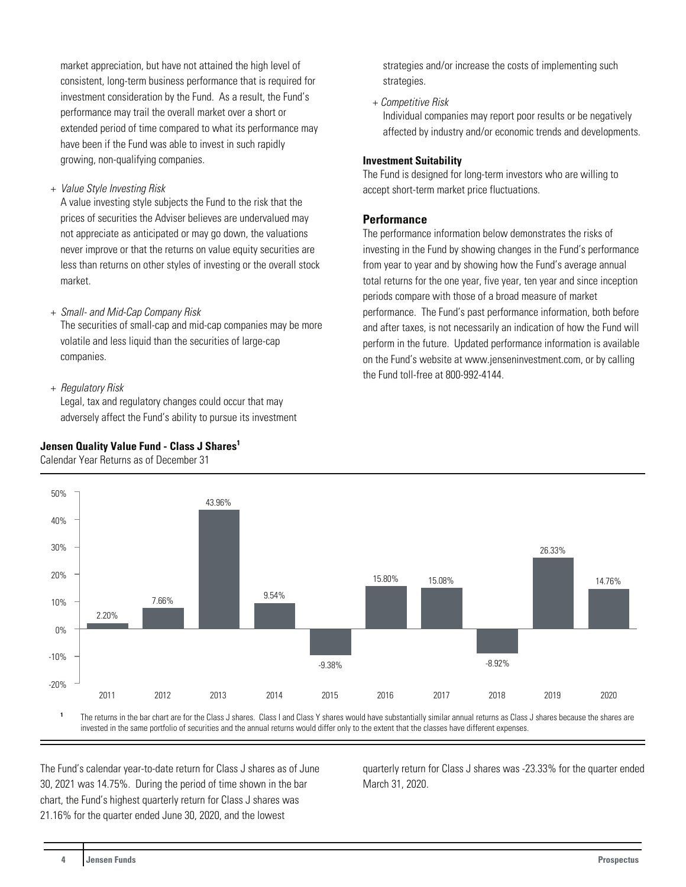market appreciation, but have not attained the high level of consistent, long-term business performance that is required for investment consideration by the Fund. As a result, the Fund's performance may trail the overall market over a short or extended period of time compared to what its performance may have been if the Fund was able to invest in such rapidly growing, non-qualifying companies.

+ *Value Style Investing Risk*
  A value investing style subjects the Fund to the risk that the prices of securities the Adviser believes are undervalued may not appreciate as anticipated or may go down, the valuations never improve or that the returns on value equity securities are less than returns on other styles of investing or the overall stock market.

+ *Small- and Mid-Cap Company Risk*
  The securities of small-cap and mid-cap companies may be more volatile and less liquid than the securities of large-cap companies.

+ *Regulatory Risk*
  Legal, tax and regulatory changes could occur that may adversely affect the Fund's ability to pursue its investment strategies and/or increase the costs of implementing such strategies.

+ *Competitive Risk*
  Individual companies may report poor results or be negatively affected by industry and/or economic trends and developments.

**Investment Suitability**

The Fund is designed for long-term investors who are willing to accept short-term market price fluctuations.

## Performance

The performance information below demonstrates the risks of investing in the Fund by showing changes in the Fund's performance from year to year and by showing how the Fund's average annual total returns for the one year, five year, ten year and since inception periods compare with those of a broad measure of market performance. The Fund's past performance information, both before and after taxes, is not necessarily an indication of how the Fund will perform in the future. Updated performance information is available on the Fund's website at www.jenseninvestment.com, or by calling the Fund toll-free at 800-992-4144.

**Jensen Quality Value Fund - Class J Shares[1]**

Calendar Year Returns as of December 31

| 2011 | 2012 | 2013 | 2014 | 2015 | 2016 | 2017 | 2018 | 2019 | 2020 |
|---|---|---|---|---|---|---|---|---|---|
| 2.20% | 7.66% | 43.96% | 9.54% | -9.38% | 15.80% | 15.08% | -8.92% | 26.33% | 14.76% |

[1] The returns in the bar chart are for the Class J shares. Class I and Class Y shares would have substantially similar annual returns as Class J shares because the shares are invested in the same portfolio of securities and the annual returns would differ only to the extent that the classes have different expenses.

The Fund's calendar year-to-date return for Class J shares as of June 30, 2021 was 14.75%. During the period of time shown in the bar chart, the Fund's highest quarterly return for Class J shares was 21.16% for the quarter ended June 30, 2020, and the lowest quarterly return for Class J shares was -23.33% for the quarter ended March 31, 2020.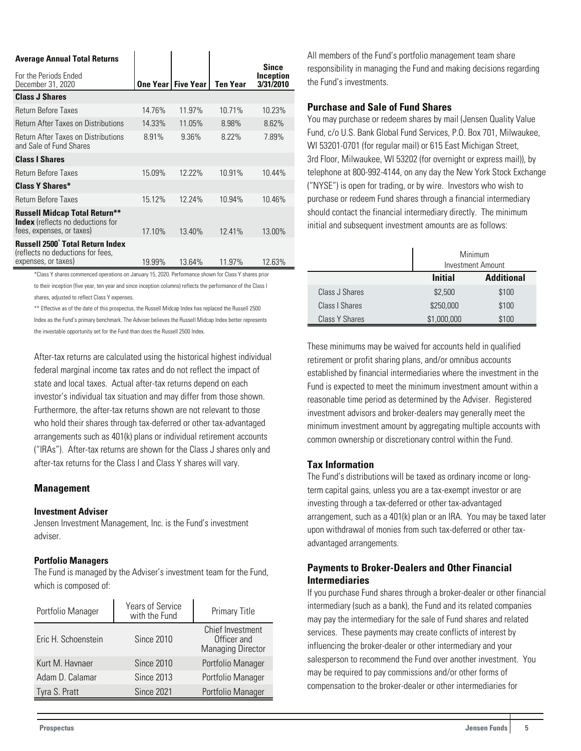| **Average Annual Total Returns** For the Periods Ended December 31, 2020 | One Year | Five Year | Ten Year | Since Inception 3/31/2010 |
|---|---|---|---|---|
| **Class J Shares** | | | | |
| Return Before Taxes | 14.76% | 11.97% | 10.71% | 10.23% |
| Return After Taxes on Distributions | 14.33% | 11.05% | 8.98% | 8.62% |
| Return After Taxes on Distributions and Sale of Fund Shares | 8.91% | 9.36% | 8.22% | 7.89% |
| **Class I Shares** | | | | |
| Return Before Taxes | 15.09% | 12.22% | 10.91% | 10.44% |
| **Class Y Shares*** | | | | |
| Return Before Taxes | 15.12% | 12.24% | 10.94% | 10.46% |
| **Russell Midcap Total Return** Index** (reflects no deductions for fees, expenses, or taxes) | 17.10% | 13.40% | 12.41% | 13.00% |
| **Russell 2500® Total Return Index** (reflects no deductions for fees, expenses, or taxes) | 19.99% | 13.64% | 11.97% | 12.63% |

*Class Y shares commenced operations on January 15, 2020. Performance shown for Class Y shares prior to their inception (five year, ten year and since inception columns) reflects the performance of the Class I shares, adjusted to reflect Class Y expenses.

** Effective as of the date of this prospectus, the Russell Midcap Index has replaced the Russell 2500 Index as the Fund's primary benchmark. The Adviser believes the Russell Midcap Index better represents the investable opportunity set for the Fund than does the Russell 2500 Index.

After-tax returns are calculated using the historical highest individual federal marginal income tax rates and do not reflect the impact of state and local taxes. Actual after-tax returns depend on each investor's individual tax situation and may differ from those shown. Furthermore, the after-tax returns shown are not relevant to those who hold their shares through tax-deferred or other tax-advantaged arrangements such as 401(k) plans or individual retirement accounts ("IRAs"). After-tax returns are shown for the Class J shares only and after-tax returns for the Class I and Class Y shares will vary.

## Management

### Investment Adviser

Jensen Investment Management, Inc. is the Fund's investment adviser.

### Portfolio Managers

The Fund is managed by the Adviser's investment team for the Fund, which is composed of:

| Portfolio Manager | Years of Service with the Fund | Primary Title |
|---|---|---|
| Eric H. Schoenstein | Since 2010 | Chief Investment Officer and Managing Director |
| Kurt M. Havnaer | Since 2010 | Portfolio Manager |
| Adam D. Calamar | Since 2013 | Portfolio Manager |
| Tyra S. Pratt | Since 2021 | Portfolio Manager |

All members of the Fund's portfolio management team share responsibility in managing the Fund and making decisions regarding the Fund's investments.

## Purchase and Sale of Fund Shares

You may purchase or redeem shares by mail (Jensen Quality Value Fund, c/o U.S. Bank Global Fund Services, P.O. Box 701, Milwaukee, WI 53201-0701 (for regular mail) or 615 East Michigan Street, 3rd Floor, Milwaukee, WI 53202 (for overnight or express mail)), by telephone at 800-992-4144, on any day the New York Stock Exchange ("NYSE") is open for trading, or by wire. Investors who wish to purchase or redeem Fund shares through a financial intermediary should contact the financial intermediary directly. The minimum initial and subsequent investment amounts are as follows:

| | Minimum Investment Amount | |
|---|---|---|
| | **Initial** | **Additional** |
| Class J Shares | $2,500 | $100 |
| Class I Shares | $250,000 | $100 |
| Class Y Shares | $1,000,000 | $100 |

These minimums may be waived for accounts held in qualified retirement or profit sharing plans, and/or omnibus accounts established by financial intermediaries where the investment in the Fund is expected to meet the minimum investment amount within a reasonable time period as determined by the Adviser. Registered investment advisors and broker-dealers may generally meet the minimum investment amount by aggregating multiple accounts with common ownership or discretionary control within the Fund.

## Tax Information

The Fund's distributions will be taxed as ordinary income or long-term capital gains, unless you are a tax-exempt investor or are investing through a tax-deferred or other tax-advantaged arrangement, such as a 401(k) plan or an IRA. You may be taxed later upon withdrawal of monies from such tax-deferred or other tax-advantaged arrangements.

## Payments to Broker-Dealers and Other Financial Intermediaries

If you purchase Fund shares through a broker-dealer or other financial intermediary (such as a bank), the Fund and its related companies may pay the intermediary for the sale of Fund shares and related services. These payments may create conflicts of interest by influencing the broker-dealer or other intermediary and your salesperson to recommend the Fund over another investment. You may be required to pay commissions and/or other forms of compensation to the broker-dealer or other intermediaries for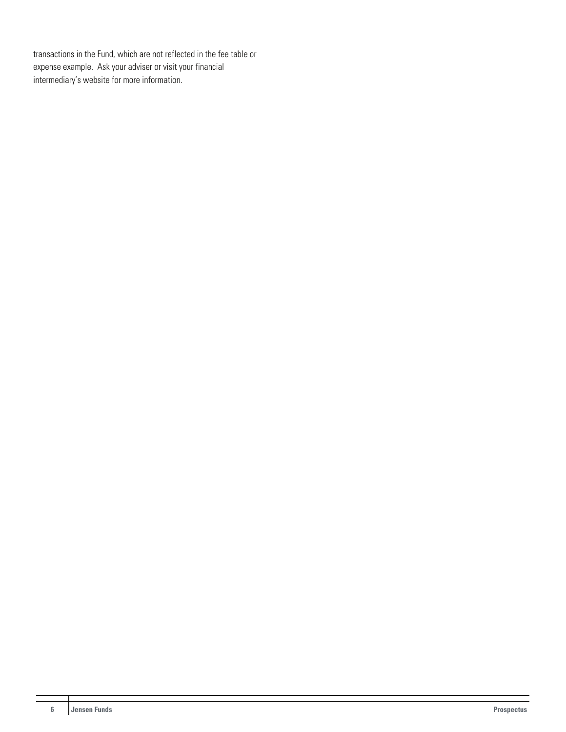transactions in the Fund, which are not reflected in the fee table or expense example. Ask your adviser or visit your financial intermediary's website for more information.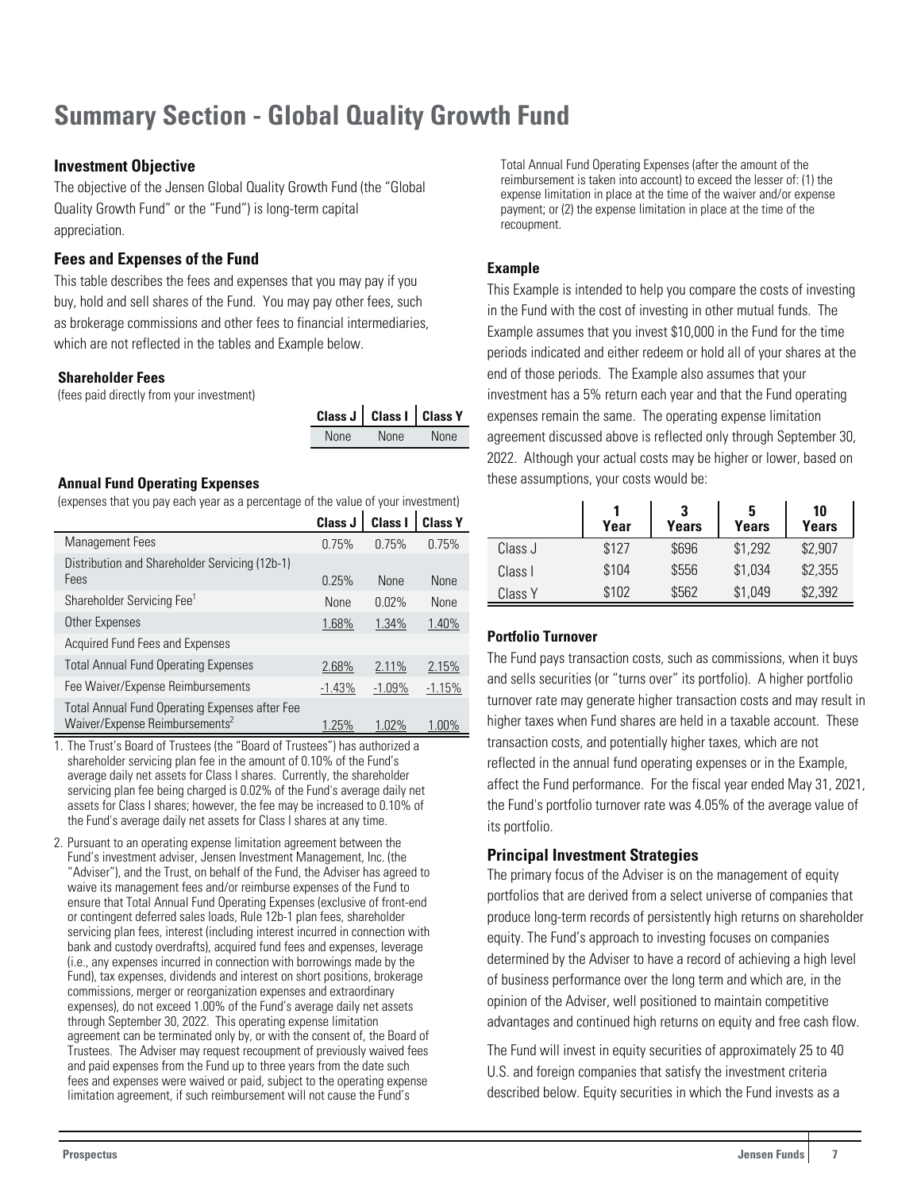# Summary Section - Global Quality Growth Fund

## Investment Objective

The objective of the Jensen Global Quality Growth Fund (the "Global Quality Growth Fund" or the "Fund") is long-term capital appreciation.

## Fees and Expenses of the Fund

This table describes the fees and expenses that you may pay if you buy, hold and sell shares of the Fund. You may pay other fees, such as brokerage commissions and other fees to financial intermediaries, which are not reflected in the tables and Example below.

### Shareholder Fees

(fees paid directly from your investment)

| | Class J | Class I | Class Y |
|---|---|---|---|
| | None | None | None |

### Annual Fund Operating Expenses

(expenses that you pay each year as a percentage of the value of your investment)

| | Class J | Class I | Class Y |
|---|---|---|---|
| Management Fees | 0.75% | 0.75% | 0.75% |
| Distribution and Shareholder Servicing (12b-1) Fees | 0.25% | None | None |
| Shareholder Servicing Fee[1] | None | 0.02% | None |
| Other Expenses | 1.68% | 1.34% | 1.40% |
| Acquired Fund Fees and Expenses | | | |
| Total Annual Fund Operating Expenses | 2.68% | 2.11% | 2.15% |
| Fee Waiver/Expense Reimbursements | -1.43% | -1.09% | -1.15% |
| Total Annual Fund Operating Expenses after Fee Waiver/Expense Reimbursements[2] | 1.25% | 1.02% | 1.00% |

1. The Trust's Board of Trustees (the "Board of Trustees") has authorized a shareholder servicing plan fee in the amount of 0.10% of the Fund's average daily net assets for Class I shares. Currently, the shareholder servicing plan fee being charged is 0.02% of the Fund's average daily net assets for Class I shares; however, the fee may be increased to 0.10% of the Fund's average daily net assets for Class I shares at any time.

2. Pursuant to an operating expense limitation agreement between the Fund's investment adviser, Jensen Investment Management, Inc. (the "Adviser"), and the Trust, on behalf of the Fund, the Adviser has agreed to waive its management fees and/or reimburse expenses of the Fund to ensure that Total Annual Fund Operating Expenses (exclusive of front-end or contingent deferred sales loads, Rule 12b-1 plan fees, shareholder servicing plan fees, interest (including interest incurred in connection with bank and custody overdrafts), acquired fund fees and expenses, leverage (i.e., any expenses incurred in connection with borrowings made by the Fund), tax expenses, dividends and interest on short positions, brokerage commissions, merger or reorganization expenses and extraordinary expenses), do not exceed 1.00% of the Fund's average daily net assets through September 30, 2022. This operating expense limitation agreement can be terminated only by, or with the consent of, the Board of Trustees. The Adviser may request recoupment of previously waived fees and paid expenses from the Fund up to three years from the date such fees and expenses were waived or paid, subject to the operating expense limitation agreement, if such reimbursement will not cause the Fund's Total Annual Fund Operating Expenses (after the amount of the reimbursement is taken into account) to exceed the lesser of: (1) the expense limitation in place at the time of the waiver and/or expense payment; or (2) the expense limitation in place at the time of the recoupment.

### Example

This Example is intended to help you compare the costs of investing in the Fund with the cost of investing in other mutual funds. The Example assumes that you invest $10,000 in the Fund for the time periods indicated and either redeem or hold all of your shares at the end of those periods. The Example also assumes that your investment has a 5% return each year and that the Fund operating expenses remain the same. The operating expense limitation agreement discussed above is reflected only through September 30, 2022. Although your actual costs may be higher or lower, based on these assumptions, your costs would be:

| | 1 Year | 3 Years | 5 Years | 10 Years |
|---|---|---|---|---|
| Class J | $127 | $696 | $1,292 | $2,907 |
| Class I | $104 | $556 | $1,034 | $2,355 |
| Class Y | $102 | $562 | $1,049 | $2,392 |

### Portfolio Turnover

The Fund pays transaction costs, such as commissions, when it buys and sells securities (or "turns over" its portfolio). A higher portfolio turnover rate may generate higher transaction costs and may result in higher taxes when Fund shares are held in a taxable account. These transaction costs, and potentially higher taxes, which are not reflected in the annual fund operating expenses or in the Example, affect the Fund performance. For the fiscal year ended May 31, 2021, the Fund's portfolio turnover rate was 4.05% of the average value of its portfolio.

## Principal Investment Strategies

The primary focus of the Adviser is on the management of equity portfolios that are derived from a select universe of companies that produce long-term records of persistently high returns on shareholder equity. The Fund's approach to investing focuses on companies determined by the Adviser to have a record of achieving a high level of business performance over the long term and which are, in the opinion of the Adviser, well positioned to maintain competitive advantages and continued high returns on equity and free cash flow.

The Fund will invest in equity securities of approximately 25 to 40 U.S. and foreign companies that satisfy the investment criteria described below. Equity securities in which the Fund invests as a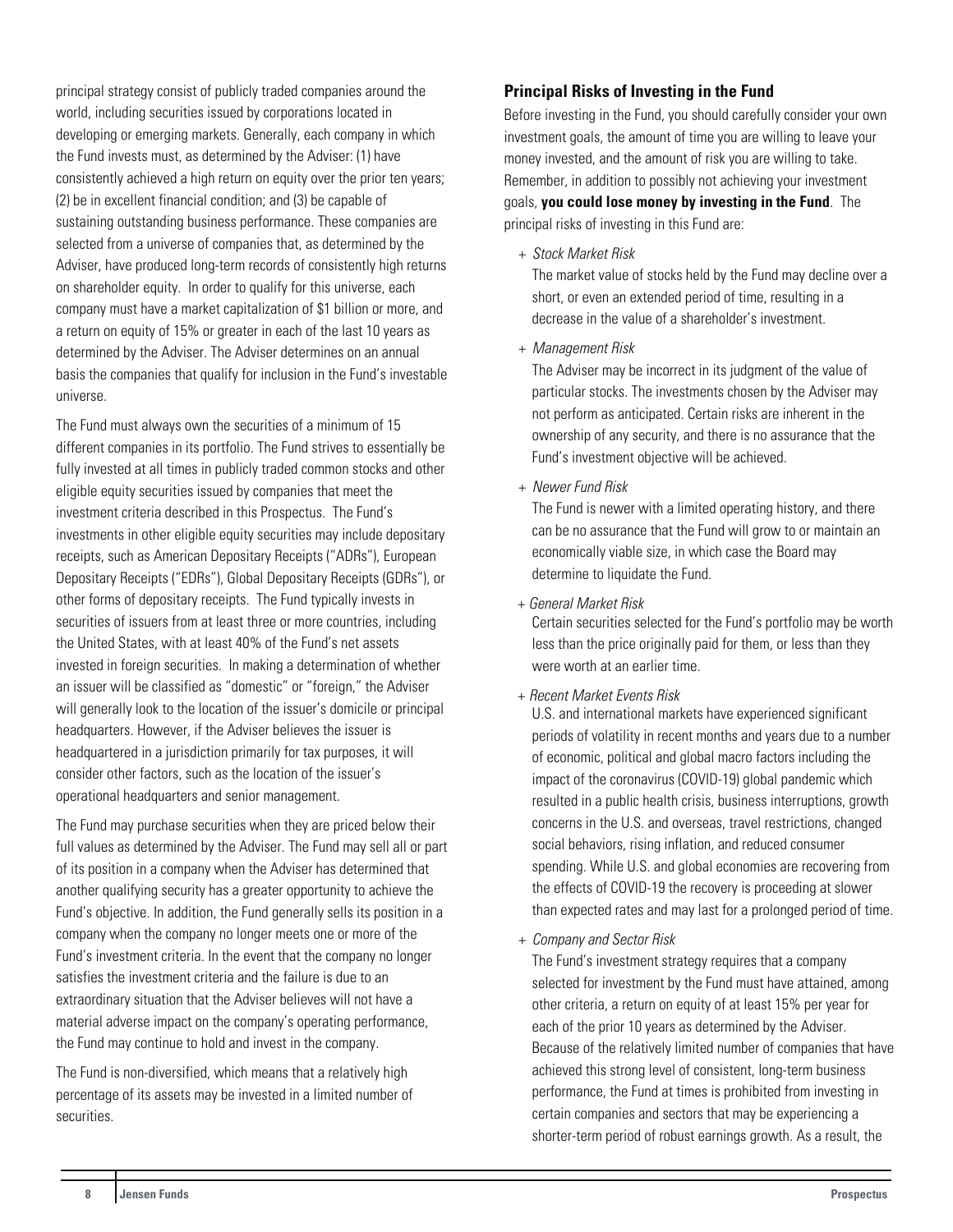principal strategy consist of publicly traded companies around the world, including securities issued by corporations located in developing or emerging markets. Generally, each company in which the Fund invests must, as determined by the Adviser: (1) have consistently achieved a high return on equity over the prior ten years; (2) be in excellent financial condition; and (3) be capable of sustaining outstanding business performance. These companies are selected from a universe of companies that, as determined by the Adviser, have produced long-term records of consistently high returns on shareholder equity. In order to qualify for this universe, each company must have a market capitalization of $1 billion or more, and a return on equity of 15% or greater in each of the last 10 years as determined by the Adviser. The Adviser determines on an annual basis the companies that qualify for inclusion in the Fund's investable universe.

The Fund must always own the securities of a minimum of 15 different companies in its portfolio. The Fund strives to essentially be fully invested at all times in publicly traded common stocks and other eligible equity securities issued by companies that meet the investment criteria described in this Prospectus. The Fund's investments in other eligible equity securities may include depositary receipts, such as American Depositary Receipts ("ADRs"), European Depositary Receipts ("EDRs"), Global Depositary Receipts (GDRs"), or other forms of depositary receipts. The Fund typically invests in securities of issuers from at least three or more countries, including the United States, with at least 40% of the Fund's net assets invested in foreign securities. In making a determination of whether an issuer will be classified as "domestic" or "foreign," the Adviser will generally look to the location of the issuer's domicile or principal headquarters. However, if the Adviser believes the issuer is headquartered in a jurisdiction primarily for tax purposes, it will consider other factors, such as the location of the issuer's operational headquarters and senior management.

The Fund may purchase securities when they are priced below their full values as determined by the Adviser. The Fund may sell all or part of its position in a company when the Adviser has determined that another qualifying security has a greater opportunity to achieve the Fund's objective. In addition, the Fund generally sells its position in a company when the company no longer meets one or more of the Fund's investment criteria. In the event that the company no longer satisfies the investment criteria and the failure is due to an extraordinary situation that the Adviser believes will not have a material adverse impact on the company's operating performance, the Fund may continue to hold and invest in the company.

The Fund is non-diversified, which means that a relatively high percentage of its assets may be invested in a limited number of securities.

### Principal Risks of Investing in the Fund

Before investing in the Fund, you should carefully consider your own investment goals, the amount of time you are willing to leave your money invested, and the amount of risk you are willing to take. Remember, in addition to possibly not achieving your investment goals, **you could lose money by investing in the Fund**. The principal risks of investing in this Fund are:

+ *Stock Market Risk*

  The market value of stocks held by the Fund may decline over a short, or even an extended period of time, resulting in a decrease in the value of a shareholder's investment.

+ *Management Risk*

  The Adviser may be incorrect in its judgment of the value of particular stocks. The investments chosen by the Adviser may not perform as anticipated. Certain risks are inherent in the ownership of any security, and there is no assurance that the Fund's investment objective will be achieved.

+ *Newer Fund Risk*

  The Fund is newer with a limited operating history, and there can be no assurance that the Fund will grow to or maintain an economically viable size, in which case the Board may determine to liquidate the Fund.

+ *General Market Risk*

  Certain securities selected for the Fund's portfolio may be worth less than the price originally paid for them, or less than they were worth at an earlier time.

+ *Recent Market Events Risk*

  U.S. and international markets have experienced significant periods of volatility in recent months and years due to a number of economic, political and global macro factors including the impact of the coronavirus (COVID-19) global pandemic which resulted in a public health crisis, business interruptions, growth concerns in the U.S. and overseas, travel restrictions, changed social behaviors, rising inflation, and reduced consumer spending. While U.S. and global economies are recovering from the effects of COVID-19 the recovery is proceeding at slower than expected rates and may last for a prolonged period of time.

+ *Company and Sector Risk*

  The Fund's investment strategy requires that a company selected for investment by the Fund must have attained, among other criteria, a return on equity of at least 15% per year for each of the prior 10 years as determined by the Adviser. Because of the relatively limited number of companies that have achieved this strong level of consistent, long-term business performance, the Fund at times is prohibited from investing in certain companies and sectors that may be experiencing a shorter-term period of robust earnings growth. As a result, the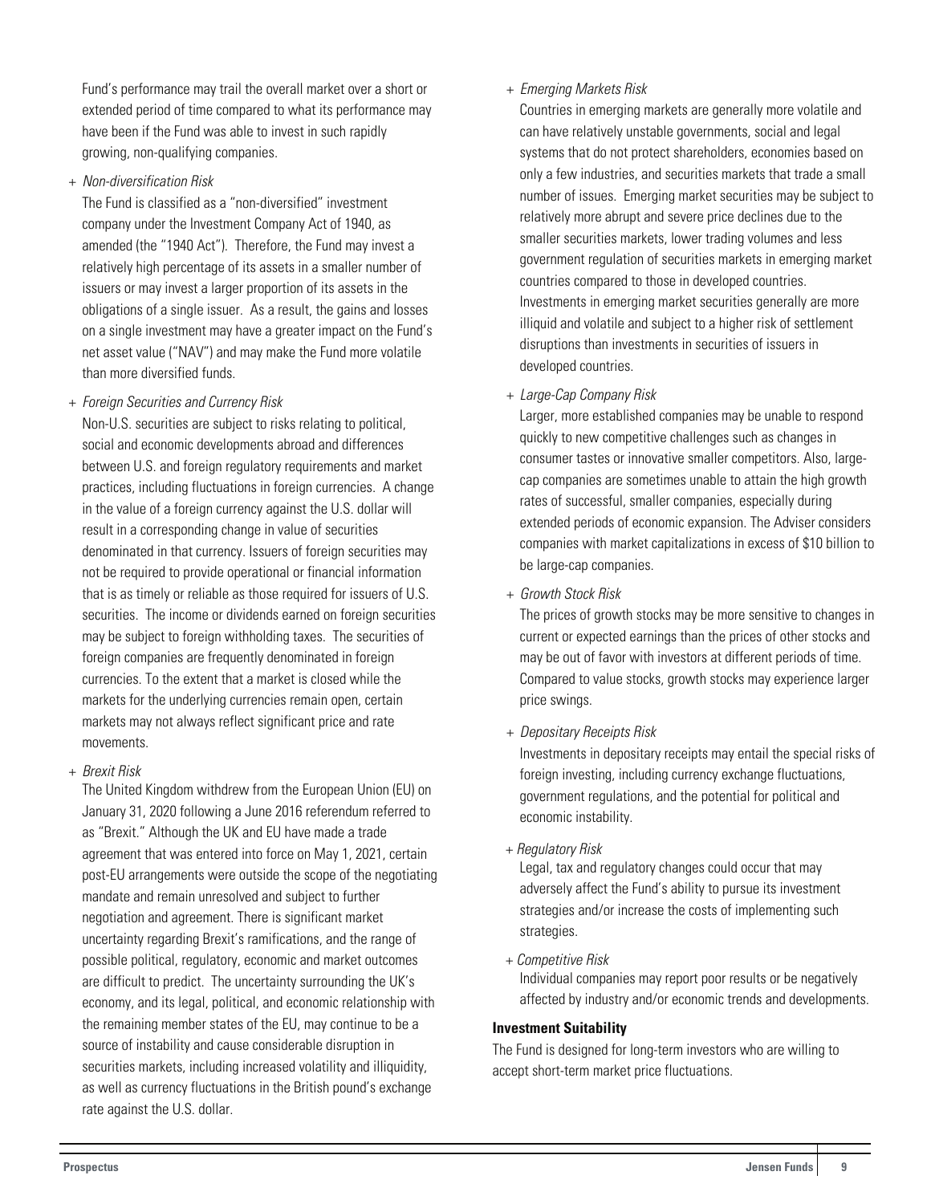Fund's performance may trail the overall market over a short or extended period of time compared to what its performance may have been if the Fund was able to invest in such rapidly growing, non-qualifying companies.

+ *Non-diversification Risk*

  The Fund is classified as a "non-diversified" investment company under the Investment Company Act of 1940, as amended (the "1940 Act"). Therefore, the Fund may invest a relatively high percentage of its assets in a smaller number of issuers or may invest a larger proportion of its assets in the obligations of a single issuer. As a result, the gains and losses on a single investment may have a greater impact on the Fund's net asset value ("NAV") and may make the Fund more volatile than more diversified funds.

+ *Foreign Securities and Currency Risk*

  Non-U.S. securities are subject to risks relating to political, social and economic developments abroad and differences between U.S. and foreign regulatory requirements and market practices, including fluctuations in foreign currencies. A change in the value of a foreign currency against the U.S. dollar will result in a corresponding change in value of securities denominated in that currency. Issuers of foreign securities may not be required to provide operational or financial information that is as timely or reliable as those required for issuers of U.S. securities. The income or dividends earned on foreign securities may be subject to foreign withholding taxes. The securities of foreign companies are frequently denominated in foreign currencies. To the extent that a market is closed while the markets for the underlying currencies remain open, certain markets may not always reflect significant price and rate movements.

+ *Brexit Risk*

  The United Kingdom withdrew from the European Union (EU) on January 31, 2020 following a June 2016 referendum referred to as "Brexit." Although the UK and EU have made a trade agreement that was entered into force on May 1, 2021, certain post-EU arrangements were outside the scope of the negotiating mandate and remain unresolved and subject to further negotiation and agreement. There is significant market uncertainty regarding Brexit's ramifications, and the range of possible political, regulatory, economic and market outcomes are difficult to predict. The uncertainty surrounding the UK's economy, and its legal, political, and economic relationship with the remaining member states of the EU, may continue to be a source of instability and cause considerable disruption in securities markets, including increased volatility and illiquidity, as well as currency fluctuations in the British pound's exchange rate against the U.S. dollar.

+ *Emerging Markets Risk*

  Countries in emerging markets are generally more volatile and can have relatively unstable governments, social and legal systems that do not protect shareholders, economies based on only a few industries, and securities markets that trade a small number of issues. Emerging market securities may be subject to relatively more abrupt and severe price declines due to the smaller securities markets, lower trading volumes and less government regulation of securities markets in emerging market countries compared to those in developed countries. Investments in emerging market securities generally are more illiquid and volatile and subject to a higher risk of settlement disruptions than investments in securities of issuers in developed countries.

+ *Large-Cap Company Risk*

  Larger, more established companies may be unable to respond quickly to new competitive challenges such as changes in consumer tastes or innovative smaller competitors. Also, large-cap companies are sometimes unable to attain the high growth rates of successful, smaller companies, especially during extended periods of economic expansion. The Adviser considers companies with market capitalizations in excess of $10 billion to be large-cap companies.

+ *Growth Stock Risk*

  The prices of growth stocks may be more sensitive to changes in current or expected earnings than the prices of other stocks and may be out of favor with investors at different periods of time. Compared to value stocks, growth stocks may experience larger price swings.

+ *Depositary Receipts Risk*

  Investments in depositary receipts may entail the special risks of foreign investing, including currency exchange fluctuations, government regulations, and the potential for political and economic instability.

+ *Regulatory Risk*

  Legal, tax and regulatory changes could occur that may adversely affect the Fund's ability to pursue its investment strategies and/or increase the costs of implementing such strategies.

+ *Competitive Risk*

  Individual companies may report poor results or be negatively affected by industry and/or economic trends and developments.

**Investment Suitability**

The Fund is designed for long-term investors who are willing to accept short-term market price fluctuations.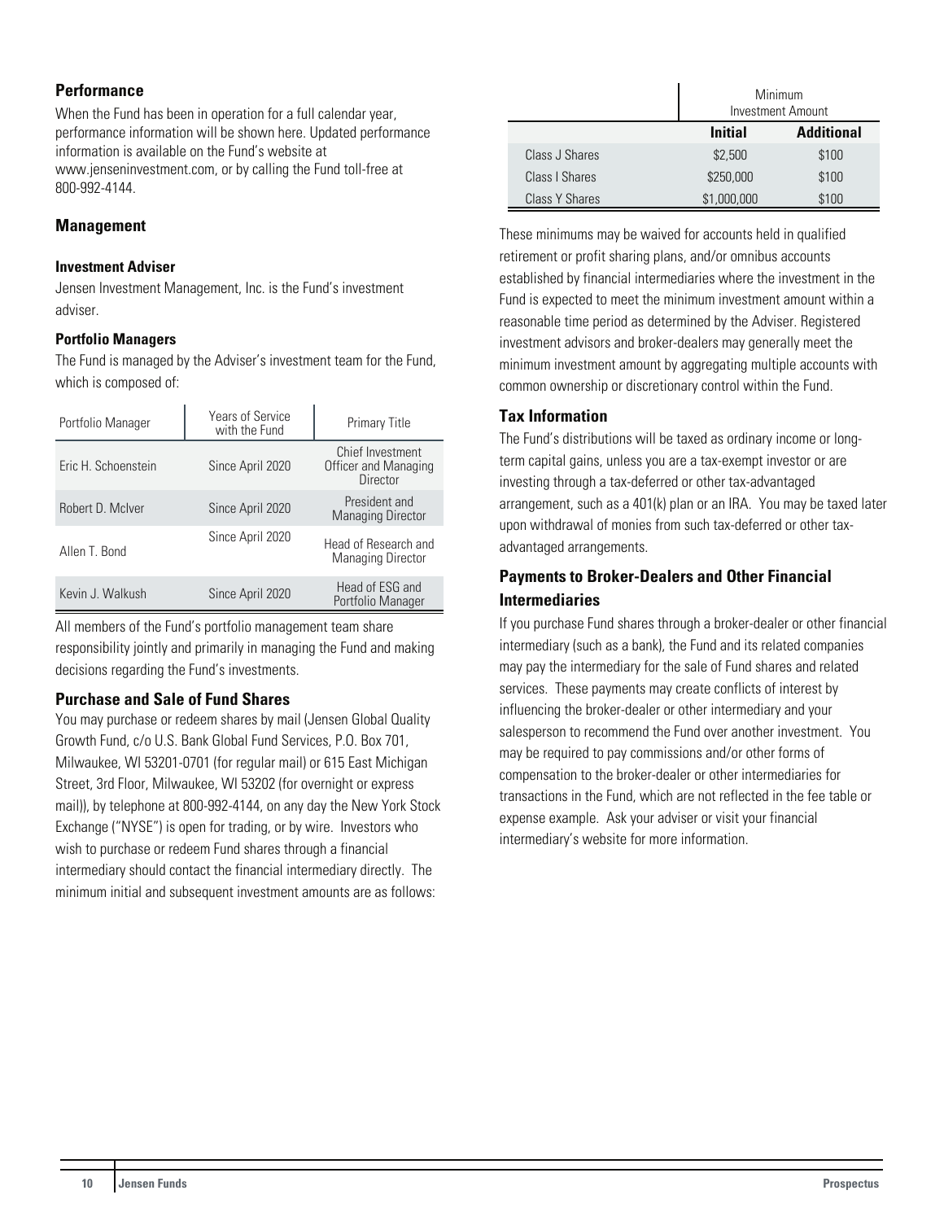## Performance

When the Fund has been in operation for a full calendar year, performance information will be shown here. Updated performance information is available on the Fund's website at www.jenseninvestment.com, or by calling the Fund toll-free at 800-992-4144.

## Management

### Investment Adviser

Jensen Investment Management, Inc. is the Fund's investment adviser.

### Portfolio Managers

The Fund is managed by the Adviser's investment team for the Fund, which is composed of:

| Portfolio Manager | Years of Service with the Fund | Primary Title |
|---|---|---|
| Eric H. Schoenstein | Since April 2020 | Chief Investment Officer and Managing Director |
| Robert D. McIver | Since April 2020 | President and Managing Director |
| Allen T. Bond | Since April 2020 | Head of Research and Managing Director |
| Kevin J. Walkush | Since April 2020 | Head of ESG and Portfolio Manager |

All members of the Fund's portfolio management team share responsibility jointly and primarily in managing the Fund and making decisions regarding the Fund's investments.

## Purchase and Sale of Fund Shares

You may purchase or redeem shares by mail (Jensen Global Quality Growth Fund, c/o U.S. Bank Global Fund Services, P.O. Box 701, Milwaukee, WI 53201-0701 (for regular mail) or 615 East Michigan Street, 3rd Floor, Milwaukee, WI 53202 (for overnight or express mail)), by telephone at 800-992-4144, on any day the New York Stock Exchange ("NYSE") is open for trading, or by wire. Investors who wish to purchase or redeem Fund shares through a financial intermediary should contact the financial intermediary directly. The minimum initial and subsequent investment amounts are as follows:

| | Minimum Investment Amount | |
|---|---|---|
| | **Initial** | **Additional** |
| Class J Shares | $2,500 | $100 |
| Class I Shares | $250,000 | $100 |
| Class Y Shares | $1,000,000 | $100 |

These minimums may be waived for accounts held in qualified retirement or profit sharing plans, and/or omnibus accounts established by financial intermediaries where the investment in the Fund is expected to meet the minimum investment amount within a reasonable time period as determined by the Adviser. Registered investment advisors and broker-dealers may generally meet the minimum investment amount by aggregating multiple accounts with common ownership or discretionary control within the Fund.

## Tax Information

The Fund's distributions will be taxed as ordinary income or long-term capital gains, unless you are a tax-exempt investor or are investing through a tax-deferred or other tax-advantaged arrangement, such as a 401(k) plan or an IRA. You may be taxed later upon withdrawal of monies from such tax-deferred or other tax-advantaged arrangements.

## Payments to Broker-Dealers and Other Financial Intermediaries

If you purchase Fund shares through a broker-dealer or other financial intermediary (such as a bank), the Fund and its related companies may pay the intermediary for the sale of Fund shares and related services. These payments may create conflicts of interest by influencing the broker-dealer or other intermediary and your salesperson to recommend the Fund over another investment. You may be required to pay commissions and/or other forms of compensation to the broker-dealer or other intermediaries for transactions in the Fund, which are not reflected in the fee table or expense example. Ask your adviser or visit your financial intermediary's website for more information.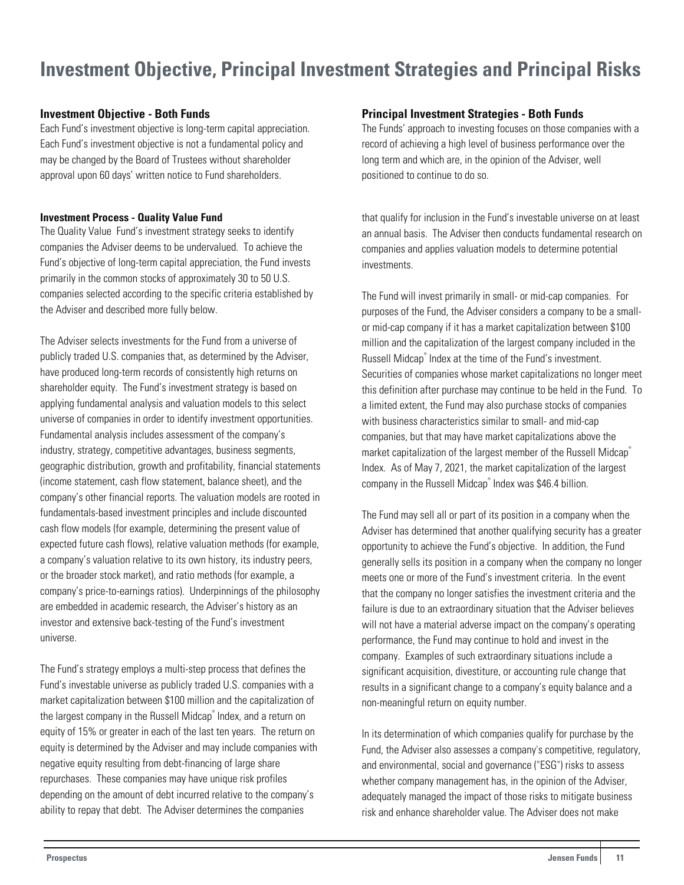# Investment Objective, Principal Investment Strategies and Principal Risks

### Investment Objective - Both Funds

Each Fund's investment objective is long-term capital appreciation. Each Fund's investment objective is not a fundamental policy and may be changed by the Board of Trustees without shareholder approval upon 60 days' written notice to Fund shareholders.

### Principal Investment Strategies - Both Funds

The Funds' approach to investing focuses on those companies with a record of achieving a high level of business performance over the long term and which are, in the opinion of the Adviser, well positioned to continue to do so.

### Investment Process - Quality Value Fund

The Quality Value Fund's investment strategy seeks to identify companies the Adviser deems to be undervalued. To achieve the Fund's objective of long-term capital appreciation, the Fund invests primarily in the common stocks of approximately 30 to 50 U.S. companies selected according to the specific criteria established by the Adviser and described more fully below.

The Adviser selects investments for the Fund from a universe of publicly traded U.S. companies that, as determined by the Adviser, have produced long-term records of consistently high returns on shareholder equity. The Fund's investment strategy is based on applying fundamental analysis and valuation models to this select universe of companies in order to identify investment opportunities. Fundamental analysis includes assessment of the company's industry, strategy, competitive advantages, business segments, geographic distribution, growth and profitability, financial statements (income statement, cash flow statement, balance sheet), and the company's other financial reports. The valuation models are rooted in fundamentals-based investment principles and include discounted cash flow models (for example, determining the present value of expected future cash flows), relative valuation methods (for example, a company's valuation relative to its own history, its industry peers, or the broader stock market), and ratio methods (for example, a company's price-to-earnings ratios). Underpinnings of the philosophy are embedded in academic research, the Adviser's history as an investor and extensive back-testing of the Fund's investment universe.

The Fund's strategy employs a multi-step process that defines the Fund's investable universe as publicly traded U.S. companies with a market capitalization between $100 million and the capitalization of the largest company in the Russell Midcap® Index, and a return on equity of 15% or greater in each of the last ten years. The return on equity is determined by the Adviser and may include companies with negative equity resulting from debt-financing of large share repurchases. These companies may have unique risk profiles depending on the amount of debt incurred relative to the company's ability to repay that debt. The Adviser determines the companies that qualify for inclusion in the Fund's investable universe on at least an annual basis. The Adviser then conducts fundamental research on companies and applies valuation models to determine potential investments.

The Fund will invest primarily in small- or mid-cap companies. For purposes of the Fund, the Adviser considers a company to be a small- or mid-cap company if it has a market capitalization between $100 million and the capitalization of the largest company included in the Russell Midcap® Index at the time of the Fund's investment. Securities of companies whose market capitalizations no longer meet this definition after purchase may continue to be held in the Fund. To a limited extent, the Fund may also purchase stocks of companies with business characteristics similar to small- and mid-cap companies, but that may have market capitalizations above the market capitalization of the largest member of the Russell Midcap® Index. As of May 7, 2021, the market capitalization of the largest company in the Russell Midcap® Index was $46.4 billion.

The Fund may sell all or part of its position in a company when the Adviser has determined that another qualifying security has a greater opportunity to achieve the Fund's objective. In addition, the Fund generally sells its position in a company when the company no longer meets one or more of the Fund's investment criteria. In the event that the company no longer satisfies the investment criteria and the failure is due to an extraordinary situation that the Adviser believes will not have a material adverse impact on the company's operating performance, the Fund may continue to hold and invest in the company. Examples of such extraordinary situations include a significant acquisition, divestiture, or accounting rule change that results in a significant change to a company's equity balance and a non-meaningful return on equity number.

In its determination of which companies qualify for purchase by the Fund, the Adviser also assesses a company's competitive, regulatory, and environmental, social and governance ("ESG") risks to assess whether company management has, in the opinion of the Adviser, adequately managed the impact of those risks to mitigate business risk and enhance shareholder value. The Adviser does not make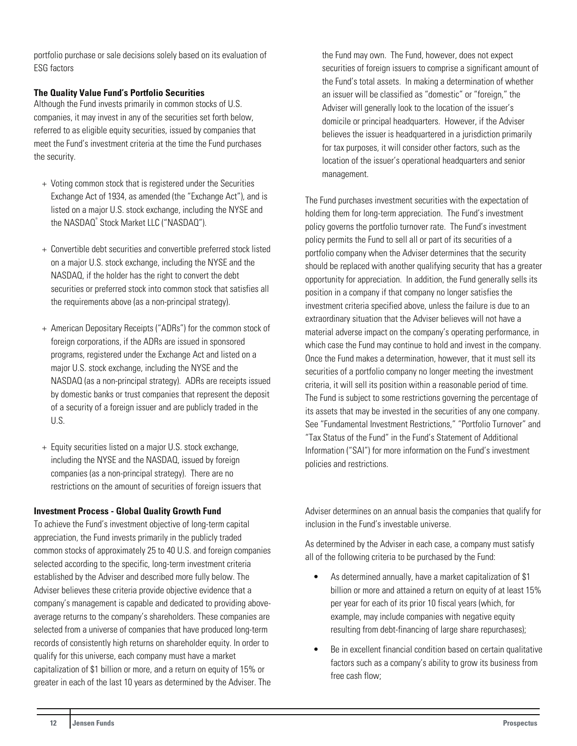portfolio purchase or sale decisions solely based on its evaluation of ESG factors

**The Quality Value Fund's Portfolio Securities**

Although the Fund invests primarily in common stocks of U.S. companies, it may invest in any of the securities set forth below, referred to as eligible equity securities, issued by companies that meet the Fund's investment criteria at the time the Fund purchases the security.

+ Voting common stock that is registered under the Securities Exchange Act of 1934, as amended (the "Exchange Act"), and is listed on a major U.S. stock exchange, including the NYSE and the NASDAQ® Stock Market LLC ("NASDAQ").
+ Convertible debt securities and convertible preferred stock listed on a major U.S. stock exchange, including the NYSE and the NASDAQ, if the holder has the right to convert the debt securities or preferred stock into common stock that satisfies all the requirements above (as a non-principal strategy).
+ American Depositary Receipts ("ADRs") for the common stock of foreign corporations, if the ADRs are issued in sponsored programs, registered under the Exchange Act and listed on a major U.S. stock exchange, including the NYSE and the NASDAQ (as a non-principal strategy). ADRs are receipts issued by domestic banks or trust companies that represent the deposit of a security of a foreign issuer and are publicly traded in the U.S.
+ Equity securities listed on a major U.S. stock exchange, including the NYSE and the NASDAQ, issued by foreign companies (as a non-principal strategy). There are no restrictions on the amount of securities of foreign issuers that the Fund may own. The Fund, however, does not expect securities of foreign issuers to comprise a significant amount of the Fund's total assets. In making a determination of whether an issuer will be classified as "domestic" or "foreign," the Adviser will generally look to the location of the issuer's domicile or principal headquarters. However, if the Adviser believes the issuer is headquartered in a jurisdiction primarily for tax purposes, it will consider other factors, such as the location of the issuer's operational headquarters and senior management.

The Fund purchases investment securities with the expectation of holding them for long-term appreciation. The Fund's investment policy governs the portfolio turnover rate. The Fund's investment policy permits the Fund to sell all or part of its securities of a portfolio company when the Adviser determines that the security should be replaced with another qualifying security that has a greater opportunity for appreciation. In addition, the Fund generally sells its position in a company if that company no longer satisfies the investment criteria specified above, unless the failure is due to an extraordinary situation that the Adviser believes will not have a material adverse impact on the company's operating performance, in which case the Fund may continue to hold and invest in the company. Once the Fund makes a determination, however, that it must sell its securities of a portfolio company no longer meeting the investment criteria, it will sell its position within a reasonable period of time. The Fund is subject to some restrictions governing the percentage of its assets that may be invested in the securities of any one company. See "Fundamental Investment Restrictions," "Portfolio Turnover" and "Tax Status of the Fund" in the Fund's Statement of Additional Information ("SAI") for more information on the Fund's investment policies and restrictions.

**Investment Process - Global Quality Growth Fund**

To achieve the Fund's investment objective of long-term capital appreciation, the Fund invests primarily in the publicly traded common stocks of approximately 25 to 40 U.S. and foreign companies selected according to the specific, long-term investment criteria established by the Adviser and described more fully below. The Adviser believes these criteria provide objective evidence that a company's management is capable and dedicated to providing above-average returns to the company's shareholders. These companies are selected from a universe of companies that have produced long-term records of consistently high returns on shareholder equity. In order to qualify for this universe, each company must have a market capitalization of $1 billion or more, and a return on equity of 15% or greater in each of the last 10 years as determined by the Adviser. The Adviser determines on an annual basis the companies that qualify for inclusion in the Fund's investable universe.

As determined by the Adviser in each case, a company must satisfy all of the following criteria to be purchased by the Fund:

- As determined annually, have a market capitalization of $1 billion or more and attained a return on equity of at least 15% per year for each of its prior 10 fiscal years (which, for example, may include companies with negative equity resulting from debt-financing of large share repurchases);
- Be in excellent financial condition based on certain qualitative factors such as a company's ability to grow its business from free cash flow;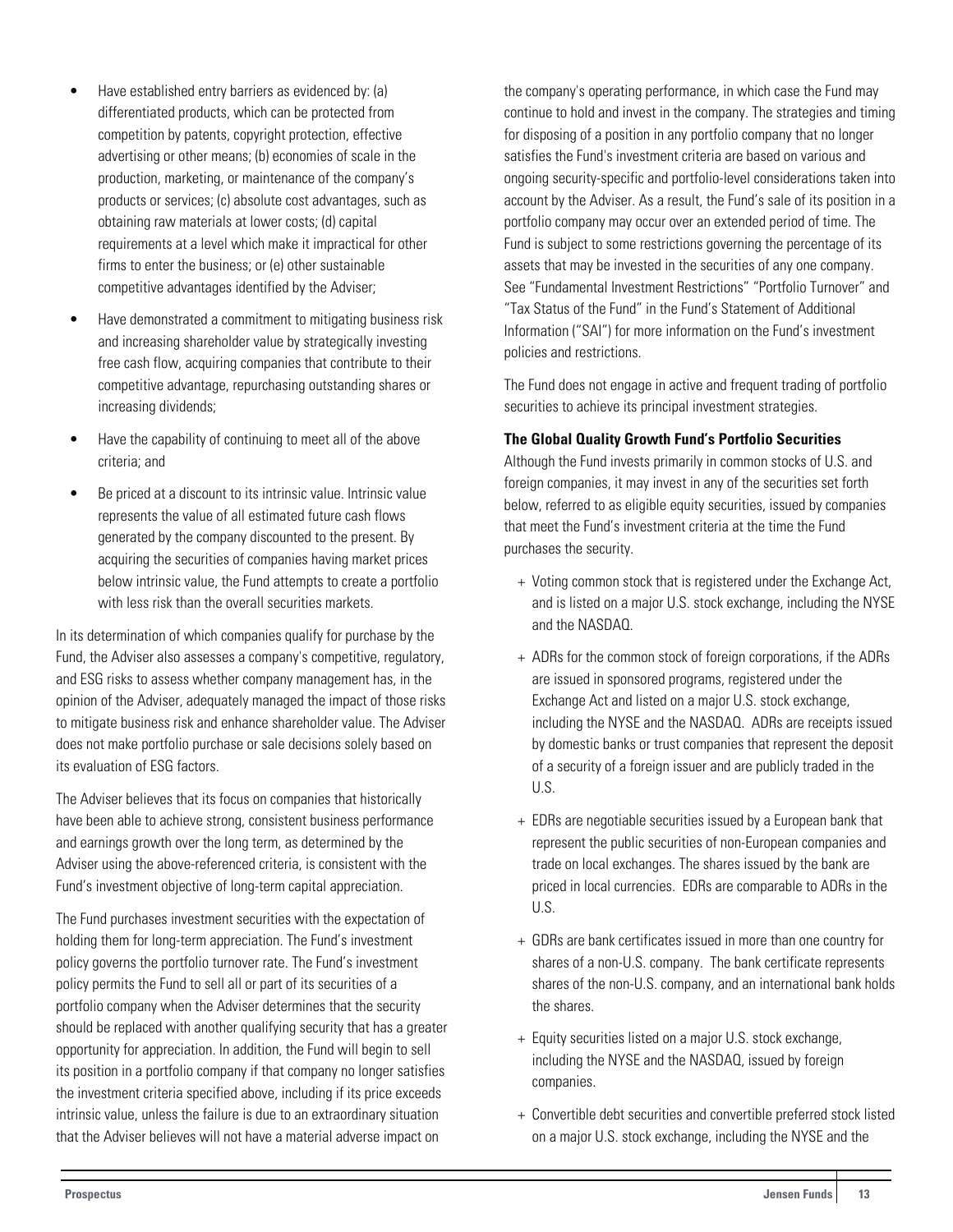- Have established entry barriers as evidenced by: (a) differentiated products, which can be protected from competition by patents, copyright protection, effective advertising or other means; (b) economies of scale in the production, marketing, or maintenance of the company's products or services; (c) absolute cost advantages, such as obtaining raw materials at lower costs; (d) capital requirements at a level which make it impractical for other firms to enter the business; or (e) other sustainable competitive advantages identified by the Adviser;
- Have demonstrated a commitment to mitigating business risk and increasing shareholder value by strategically investing free cash flow, acquiring companies that contribute to their competitive advantage, repurchasing outstanding shares or increasing dividends;
- Have the capability of continuing to meet all of the above criteria; and
- Be priced at a discount to its intrinsic value. Intrinsic value represents the value of all estimated future cash flows generated by the company discounted to the present. By acquiring the securities of companies having market prices below intrinsic value, the Fund attempts to create a portfolio with less risk than the overall securities markets.

In its determination of which companies qualify for purchase by the Fund, the Adviser also assesses a company's competitive, regulatory, and ESG risks to assess whether company management has, in the opinion of the Adviser, adequately managed the impact of those risks to mitigate business risk and enhance shareholder value. The Adviser does not make portfolio purchase or sale decisions solely based on its evaluation of ESG factors.

The Adviser believes that its focus on companies that historically have been able to achieve strong, consistent business performance and earnings growth over the long term, as determined by the Adviser using the above-referenced criteria, is consistent with the Fund's investment objective of long-term capital appreciation.

The Fund purchases investment securities with the expectation of holding them for long-term appreciation. The Fund's investment policy governs the portfolio turnover rate. The Fund's investment policy permits the Fund to sell all or part of its securities of a portfolio company when the Adviser determines that the security should be replaced with another qualifying security that has a greater opportunity for appreciation. In addition, the Fund will begin to sell its position in a portfolio company if that company no longer satisfies the investment criteria specified above, including if its price exceeds intrinsic value, unless the failure is due to an extraordinary situation that the Adviser believes will not have a material adverse impact on the company's operating performance, in which case the Fund may continue to hold and invest in the company. The strategies and timing for disposing of a position in any portfolio company that no longer satisfies the Fund's investment criteria are based on various and ongoing security-specific and portfolio-level considerations taken into account by the Adviser. As a result, the Fund's sale of its position in a portfolio company may occur over an extended period of time. The Fund is subject to some restrictions governing the percentage of its assets that may be invested in the securities of any one company. See "Fundamental Investment Restrictions" "Portfolio Turnover" and "Tax Status of the Fund" in the Fund's Statement of Additional Information ("SAI") for more information on the Fund's investment policies and restrictions.

The Fund does not engage in active and frequent trading of portfolio securities to achieve its principal investment strategies.

**The Global Quality Growth Fund's Portfolio Securities**

Although the Fund invests primarily in common stocks of U.S. and foreign companies, it may invest in any of the securities set forth below, referred to as eligible equity securities, issued by companies that meet the Fund's investment criteria at the time the Fund purchases the security.

- Voting common stock that is registered under the Exchange Act, and is listed on a major U.S. stock exchange, including the NYSE and the NASDAQ.
- ADRs for the common stock of foreign corporations, if the ADRs are issued in sponsored programs, registered under the Exchange Act and listed on a major U.S. stock exchange, including the NYSE and the NASDAQ. ADRs are receipts issued by domestic banks or trust companies that represent the deposit of a security of a foreign issuer and are publicly traded in the U.S.
- EDRs are negotiable securities issued by a European bank that represent the public securities of non-European companies and trade on local exchanges. The shares issued by the bank are priced in local currencies. EDRs are comparable to ADRs in the U.S.
- GDRs are bank certificates issued in more than one country for shares of a non-U.S. company. The bank certificate represents shares of the non-U.S. company, and an international bank holds the shares.
- Equity securities listed on a major U.S. stock exchange, including the NYSE and the NASDAQ, issued by foreign companies.
- Convertible debt securities and convertible preferred stock listed on a major U.S. stock exchange, including the NYSE and the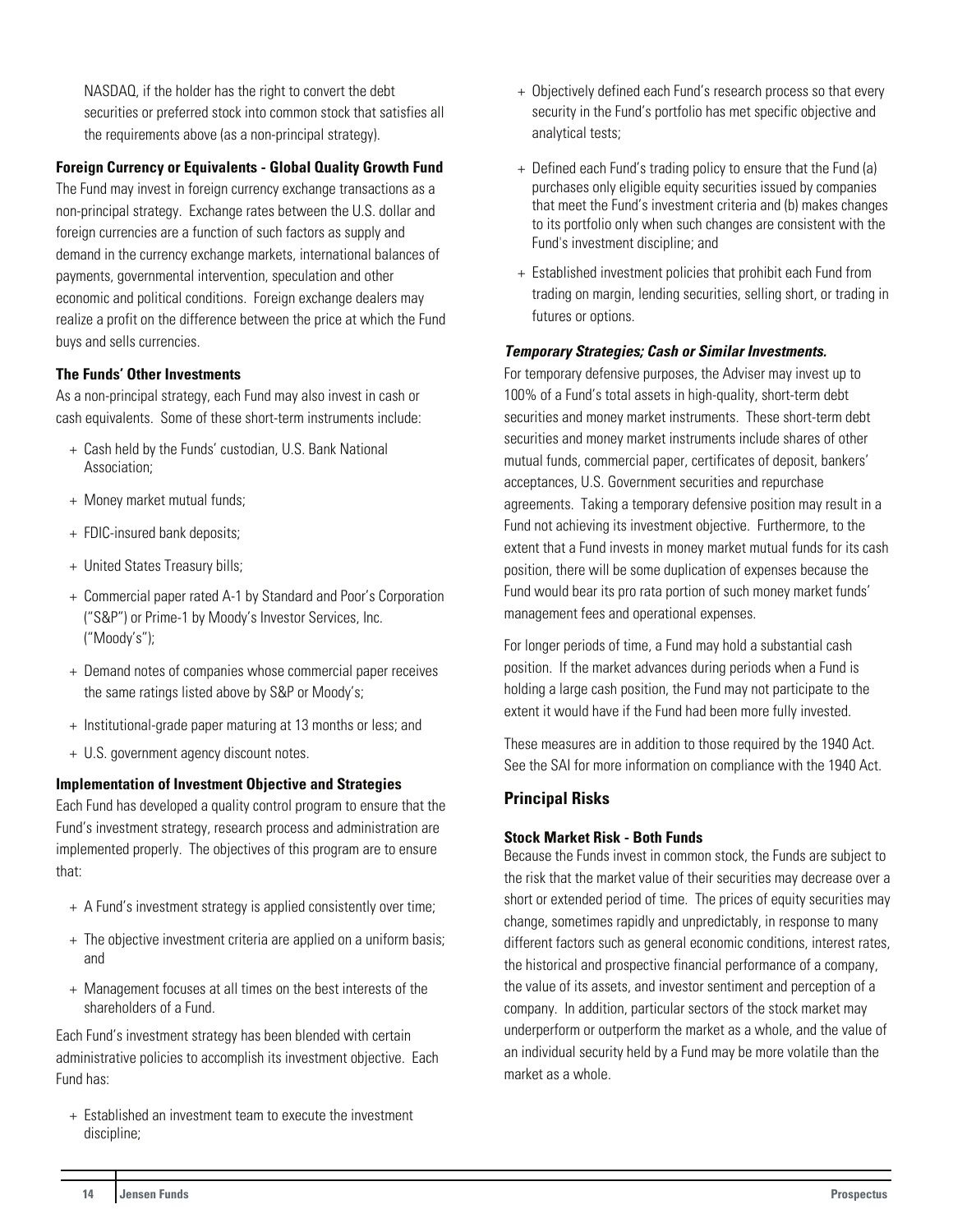NASDAQ, if the holder has the right to convert the debt securities or preferred stock into common stock that satisfies all the requirements above (as a non-principal strategy).

**Foreign Currency or Equivalents - Global Quality Growth Fund**
The Fund may invest in foreign currency exchange transactions as a non-principal strategy. Exchange rates between the U.S. dollar and foreign currencies are a function of such factors as supply and demand in the currency exchange markets, international balances of payments, governmental intervention, speculation and other economic and political conditions. Foreign exchange dealers may realize a profit on the difference between the price at which the Fund buys and sells currencies.

**The Funds' Other Investments**
As a non-principal strategy, each Fund may also invest in cash or cash equivalents. Some of these short-term instruments include:

+ Cash held by the Funds' custodian, U.S. Bank National Association;
+ Money market mutual funds;
+ FDIC-insured bank deposits;
+ United States Treasury bills;
+ Commercial paper rated A-1 by Standard and Poor's Corporation ("S&P") or Prime-1 by Moody's Investor Services, Inc. ("Moody's");
+ Demand notes of companies whose commercial paper receives the same ratings listed above by S&P or Moody's;
+ Institutional-grade paper maturing at 13 months or less; and
+ U.S. government agency discount notes.

**Implementation of Investment Objective and Strategies**
Each Fund has developed a quality control program to ensure that the Fund's investment strategy, research process and administration are implemented properly. The objectives of this program are to ensure that:

+ A Fund's investment strategy is applied consistently over time;
+ The objective investment criteria are applied on a uniform basis; and
+ Management focuses at all times on the best interests of the shareholders of a Fund.

Each Fund's investment strategy has been blended with certain administrative policies to accomplish its investment objective. Each Fund has:

+ Established an investment team to execute the investment discipline;
+ Objectively defined each Fund's research process so that every security in the Fund's portfolio has met specific objective and analytical tests;
+ Defined each Fund's trading policy to ensure that the Fund (a) purchases only eligible equity securities issued by companies that meet the Fund's investment criteria and (b) makes changes to its portfolio only when such changes are consistent with the Fund's investment discipline; and
+ Established investment policies that prohibit each Fund from trading on margin, lending securities, selling short, or trading in futures or options.

***Temporary Strategies; Cash or Similar Investments.***
For temporary defensive purposes, the Adviser may invest up to 100% of a Fund's total assets in high-quality, short-term debt securities and money market instruments. These short-term debt securities and money market instruments include shares of other mutual funds, commercial paper, certificates of deposit, bankers' acceptances, U.S. Government securities and repurchase agreements. Taking a temporary defensive position may result in a Fund not achieving its investment objective. Furthermore, to the extent that a Fund invests in money market mutual funds for its cash position, there will be some duplication of expenses because the Fund would bear its pro rata portion of such money market funds' management fees and operational expenses.

For longer periods of time, a Fund may hold a substantial cash position. If the market advances during periods when a Fund is holding a large cash position, the Fund may not participate to the extent it would have if the Fund had been more fully invested.

These measures are in addition to those required by the 1940 Act. See the SAI for more information on compliance with the 1940 Act.

## Principal Risks

**Stock Market Risk - Both Funds**
Because the Funds invest in common stock, the Funds are subject to the risk that the market value of their securities may decrease over a short or extended period of time. The prices of equity securities may change, sometimes rapidly and unpredictably, in response to many different factors such as general economic conditions, interest rates, the historical and prospective financial performance of a company, the value of its assets, and investor sentiment and perception of a company. In addition, particular sectors of the stock market may underperform or outperform the market as a whole, and the value of an individual security held by a Fund may be more volatile than the market as a whole.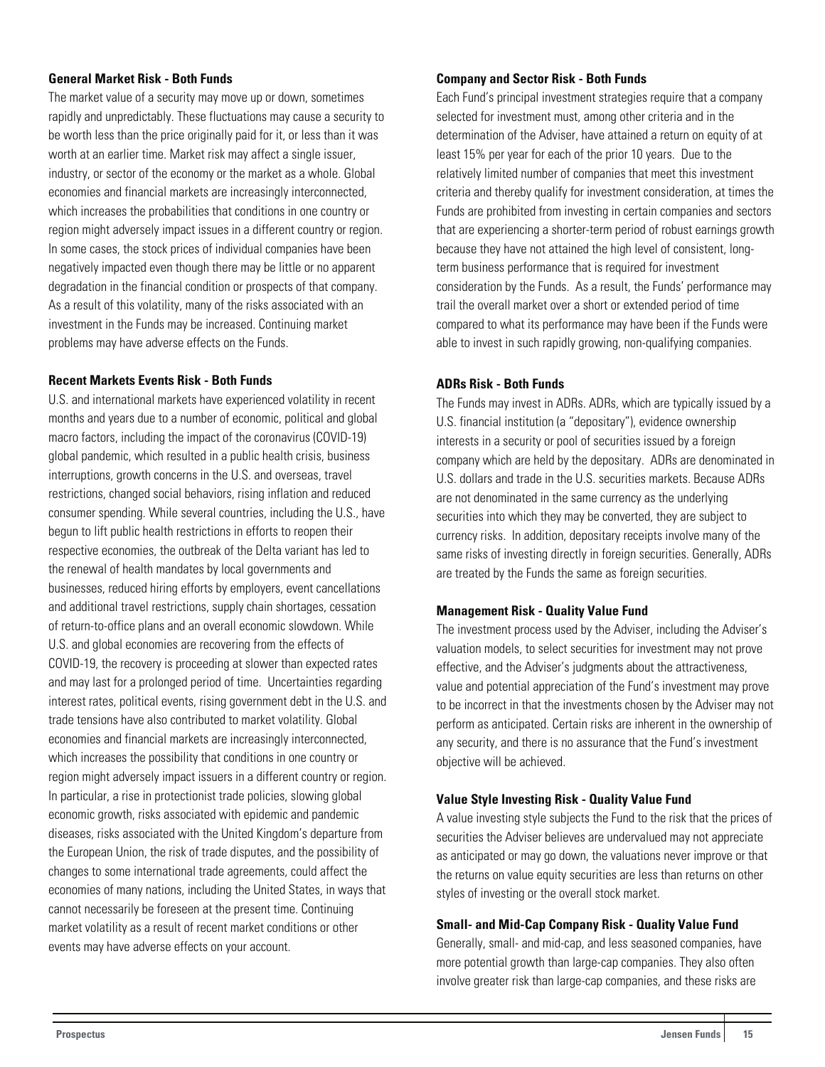**General Market Risk - Both Funds**

The market value of a security may move up or down, sometimes rapidly and unpredictably. These fluctuations may cause a security to be worth less than the price originally paid for it, or less than it was worth at an earlier time. Market risk may affect a single issuer, industry, or sector of the economy or the market as a whole. Global economies and financial markets are increasingly interconnected, which increases the probabilities that conditions in one country or region might adversely impact issues in a different country or region. In some cases, the stock prices of individual companies have been negatively impacted even though there may be little or no apparent degradation in the financial condition or prospects of that company. As a result of this volatility, many of the risks associated with an investment in the Funds may be increased. Continuing market problems may have adverse effects on the Funds.

**Recent Markets Events Risk - Both Funds**

U.S. and international markets have experienced volatility in recent months and years due to a number of economic, political and global macro factors, including the impact of the coronavirus (COVID-19) global pandemic, which resulted in a public health crisis, business interruptions, growth concerns in the U.S. and overseas, travel restrictions, changed social behaviors, rising inflation and reduced consumer spending. While several countries, including the U.S., have begun to lift public health restrictions in efforts to reopen their respective economies, the outbreak of the Delta variant has led to the renewal of health mandates by local governments and businesses, reduced hiring efforts by employers, event cancellations and additional travel restrictions, supply chain shortages, cessation of return-to-office plans and an overall economic slowdown. While U.S. and global economies are recovering from the effects of COVID-19, the recovery is proceeding at slower than expected rates and may last for a prolonged period of time. Uncertainties regarding interest rates, political events, rising government debt in the U.S. and trade tensions have also contributed to market volatility. Global economies and financial markets are increasingly interconnected, which increases the possibility that conditions in one country or region might adversely impact issuers in a different country or region. In particular, a rise in protectionist trade policies, slowing global economic growth, risks associated with epidemic and pandemic diseases, risks associated with the United Kingdom's departure from the European Union, the risk of trade disputes, and the possibility of changes to some international trade agreements, could affect the economies of many nations, including the United States, in ways that cannot necessarily be foreseen at the present time. Continuing market volatility as a result of recent market conditions or other events may have adverse effects on your account.

**Company and Sector Risk - Both Funds**

Each Fund's principal investment strategies require that a company selected for investment must, among other criteria and in the determination of the Adviser, have attained a return on equity of at least 15% per year for each of the prior 10 years. Due to the relatively limited number of companies that meet this investment criteria and thereby qualify for investment consideration, at times the Funds are prohibited from investing in certain companies and sectors that are experiencing a shorter-term period of robust earnings growth because they have not attained the high level of consistent, long-term business performance that is required for investment consideration by the Funds. As a result, the Funds' performance may trail the overall market over a short or extended period of time compared to what its performance may have been if the Funds were able to invest in such rapidly growing, non-qualifying companies.

**ADRs Risk - Both Funds**

The Funds may invest in ADRs. ADRs, which are typically issued by a U.S. financial institution (a "depositary"), evidence ownership interests in a security or pool of securities issued by a foreign company which are held by the depositary. ADRs are denominated in U.S. dollars and trade in the U.S. securities markets. Because ADRs are not denominated in the same currency as the underlying securities into which they may be converted, they are subject to currency risks. In addition, depositary receipts involve many of the same risks of investing directly in foreign securities. Generally, ADRs are treated by the Funds the same as foreign securities.

**Management Risk - Quality Value Fund**

The investment process used by the Adviser, including the Adviser's valuation models, to select securities for investment may not prove effective, and the Adviser's judgments about the attractiveness, value and potential appreciation of the Fund's investment may prove to be incorrect in that the investments chosen by the Adviser may not perform as anticipated. Certain risks are inherent in the ownership of any security, and there is no assurance that the Fund's investment objective will be achieved.

**Value Style Investing Risk - Quality Value Fund**

A value investing style subjects the Fund to the risk that the prices of securities the Adviser believes are undervalued may not appreciate as anticipated or may go down, the valuations never improve or that the returns on value equity securities are less than returns on other styles of investing or the overall stock market.

**Small- and Mid-Cap Company Risk - Quality Value Fund**

Generally, small- and mid-cap, and less seasoned companies, have more potential growth than large-cap companies. They also often involve greater risk than large-cap companies, and these risks are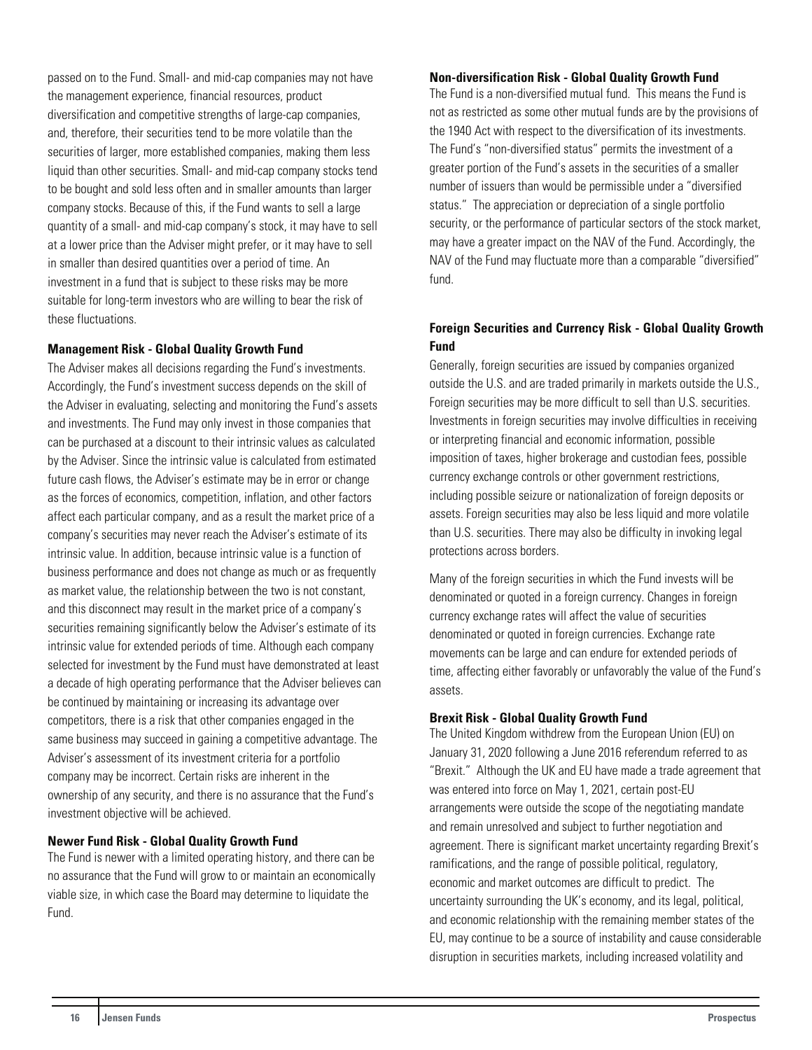passed on to the Fund. Small- and mid-cap companies may not have the management experience, financial resources, product diversification and competitive strengths of large-cap companies, and, therefore, their securities tend to be more volatile than the securities of larger, more established companies, making them less liquid than other securities. Small- and mid-cap company stocks tend to be bought and sold less often and in smaller amounts than larger company stocks. Because of this, if the Fund wants to sell a large quantity of a small- and mid-cap company's stock, it may have to sell at a lower price than the Adviser might prefer, or it may have to sell in smaller than desired quantities over a period of time. An investment in a fund that is subject to these risks may be more suitable for long-term investors who are willing to bear the risk of these fluctuations.

**Management Risk - Global Quality Growth Fund**

The Adviser makes all decisions regarding the Fund's investments. Accordingly, the Fund's investment success depends on the skill of the Adviser in evaluating, selecting and monitoring the Fund's assets and investments. The Fund may only invest in those companies that can be purchased at a discount to their intrinsic values as calculated by the Adviser. Since the intrinsic value is calculated from estimated future cash flows, the Adviser's estimate may be in error or change as the forces of economics, competition, inflation, and other factors affect each particular company, and as a result the market price of a company's securities may never reach the Adviser's estimate of its intrinsic value. In addition, because intrinsic value is a function of business performance and does not change as much or as frequently as market value, the relationship between the two is not constant, and this disconnect may result in the market price of a company's securities remaining significantly below the Adviser's estimate of its intrinsic value for extended periods of time. Although each company selected for investment by the Fund must have demonstrated at least a decade of high operating performance that the Adviser believes can be continued by maintaining or increasing its advantage over competitors, there is a risk that other companies engaged in the same business may succeed in gaining a competitive advantage. The Adviser's assessment of its investment criteria for a portfolio company may be incorrect. Certain risks are inherent in the ownership of any security, and there is no assurance that the Fund's investment objective will be achieved.

**Newer Fund Risk - Global Quality Growth Fund**

The Fund is newer with a limited operating history, and there can be no assurance that the Fund will grow to or maintain an economically viable size, in which case the Board may determine to liquidate the Fund.

**Non-diversification Risk - Global Quality Growth Fund**

The Fund is a non-diversified mutual fund. This means the Fund is not as restricted as some other mutual funds are by the provisions of the 1940 Act with respect to the diversification of its investments. The Fund's "non-diversified status" permits the investment of a greater portion of the Fund's assets in the securities of a smaller number of issuers than would be permissible under a "diversified status." The appreciation or depreciation of a single portfolio security, or the performance of particular sectors of the stock market, may have a greater impact on the NAV of the Fund. Accordingly, the NAV of the Fund may fluctuate more than a comparable "diversified" fund.

**Foreign Securities and Currency Risk - Global Quality Growth Fund**

Generally, foreign securities are issued by companies organized outside the U.S. and are traded primarily in markets outside the U.S., Foreign securities may be more difficult to sell than U.S. securities. Investments in foreign securities may involve difficulties in receiving or interpreting financial and economic information, possible imposition of taxes, higher brokerage and custodian fees, possible currency exchange controls or other government restrictions, including possible seizure or nationalization of foreign deposits or assets. Foreign securities may also be less liquid and more volatile than U.S. securities. There may also be difficulty in invoking legal protections across borders.

Many of the foreign securities in which the Fund invests will be denominated or quoted in a foreign currency. Changes in foreign currency exchange rates will affect the value of securities denominated or quoted in foreign currencies. Exchange rate movements can be large and can endure for extended periods of time, affecting either favorably or unfavorably the value of the Fund's assets.

**Brexit Risk - Global Quality Growth Fund**

The United Kingdom withdrew from the European Union (EU) on January 31, 2020 following a June 2016 referendum referred to as "Brexit." Although the UK and EU have made a trade agreement that was entered into force on May 1, 2021, certain post-EU arrangements were outside the scope of the negotiating mandate and remain unresolved and subject to further negotiation and agreement. There is significant market uncertainty regarding Brexit's ramifications, and the range of possible political, regulatory, economic and market outcomes are difficult to predict. The uncertainty surrounding the UK's economy, and its legal, political, and economic relationship with the remaining member states of the EU, may continue to be a source of instability and cause considerable disruption in securities markets, including increased volatility and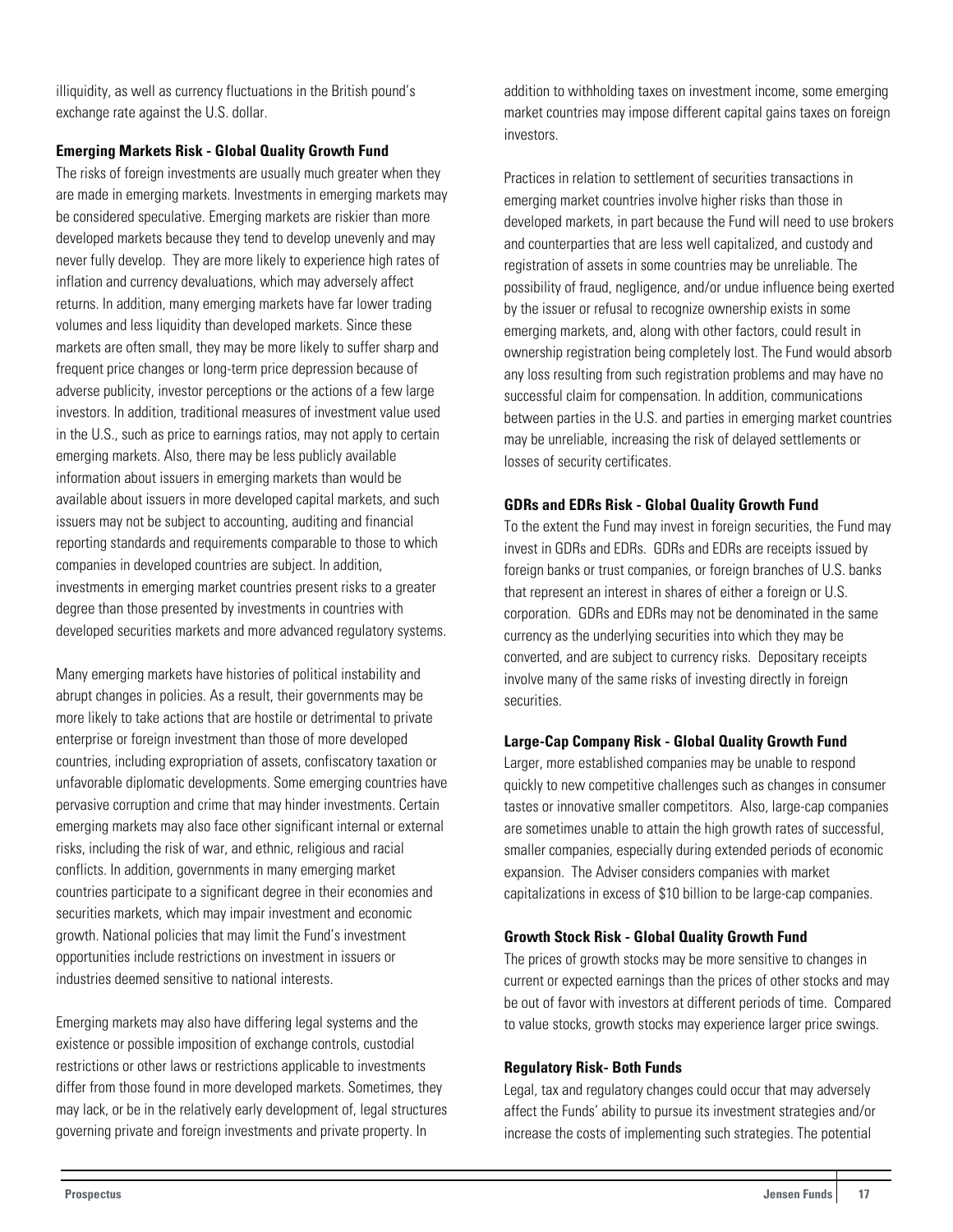illiquidity, as well as currency fluctuations in the British pound's exchange rate against the U.S. dollar.

**Emerging Markets Risk - Global Quality Growth Fund**

The risks of foreign investments are usually much greater when they are made in emerging markets. Investments in emerging markets may be considered speculative. Emerging markets are riskier than more developed markets because they tend to develop unevenly and may never fully develop. They are more likely to experience high rates of inflation and currency devaluations, which may adversely affect returns. In addition, many emerging markets have far lower trading volumes and less liquidity than developed markets. Since these markets are often small, they may be more likely to suffer sharp and frequent price changes or long-term price depression because of adverse publicity, investor perceptions or the actions of a few large investors. In addition, traditional measures of investment value used in the U.S., such as price to earnings ratios, may not apply to certain emerging markets. Also, there may be less publicly available information about issuers in emerging markets than would be available about issuers in more developed capital markets, and such issuers may not be subject to accounting, auditing and financial reporting standards and requirements comparable to those to which companies in developed countries are subject. In addition, investments in emerging market countries present risks to a greater degree than those presented by investments in countries with developed securities markets and more advanced regulatory systems.

Many emerging markets have histories of political instability and abrupt changes in policies. As a result, their governments may be more likely to take actions that are hostile or detrimental to private enterprise or foreign investment than those of more developed countries, including expropriation of assets, confiscatory taxation or unfavorable diplomatic developments. Some emerging countries have pervasive corruption and crime that may hinder investments. Certain emerging markets may also face other significant internal or external risks, including the risk of war, and ethnic, religious and racial conflicts. In addition, governments in many emerging market countries participate to a significant degree in their economies and securities markets, which may impair investment and economic growth. National policies that may limit the Fund's investment opportunities include restrictions on investment in issuers or industries deemed sensitive to national interests.

Emerging markets may also have differing legal systems and the existence or possible imposition of exchange controls, custodial restrictions or other laws or restrictions applicable to investments differ from those found in more developed markets. Sometimes, they may lack, or be in the relatively early development of, legal structures governing private and foreign investments and private property. In addition to withholding taxes on investment income, some emerging market countries may impose different capital gains taxes on foreign investors.

Practices in relation to settlement of securities transactions in emerging market countries involve higher risks than those in developed markets, in part because the Fund will need to use brokers and counterparties that are less well capitalized, and custody and registration of assets in some countries may be unreliable. The possibility of fraud, negligence, and/or undue influence being exerted by the issuer or refusal to recognize ownership exists in some emerging markets, and, along with other factors, could result in ownership registration being completely lost. The Fund would absorb any loss resulting from such registration problems and may have no successful claim for compensation. In addition, communications between parties in the U.S. and parties in emerging market countries may be unreliable, increasing the risk of delayed settlements or losses of security certificates.

**GDRs and EDRs Risk - Global Quality Growth Fund**

To the extent the Fund may invest in foreign securities, the Fund may invest in GDRs and EDRs. GDRs and EDRs are receipts issued by foreign banks or trust companies, or foreign branches of U.S. banks that represent an interest in shares of either a foreign or U.S. corporation. GDRs and EDRs may not be denominated in the same currency as the underlying securities into which they may be converted, and are subject to currency risks. Depositary receipts involve many of the same risks of investing directly in foreign securities.

**Large-Cap Company Risk - Global Quality Growth Fund**

Larger, more established companies may be unable to respond quickly to new competitive challenges such as changes in consumer tastes or innovative smaller competitors. Also, large-cap companies are sometimes unable to attain the high growth rates of successful, smaller companies, especially during extended periods of economic expansion. The Adviser considers companies with market capitalizations in excess of $10 billion to be large-cap companies.

**Growth Stock Risk - Global Quality Growth Fund**

The prices of growth stocks may be more sensitive to changes in current or expected earnings than the prices of other stocks and may be out of favor with investors at different periods of time. Compared to value stocks, growth stocks may experience larger price swings.

**Regulatory Risk- Both Funds**

Legal, tax and regulatory changes could occur that may adversely affect the Funds' ability to pursue its investment strategies and/or increase the costs of implementing such strategies. The potential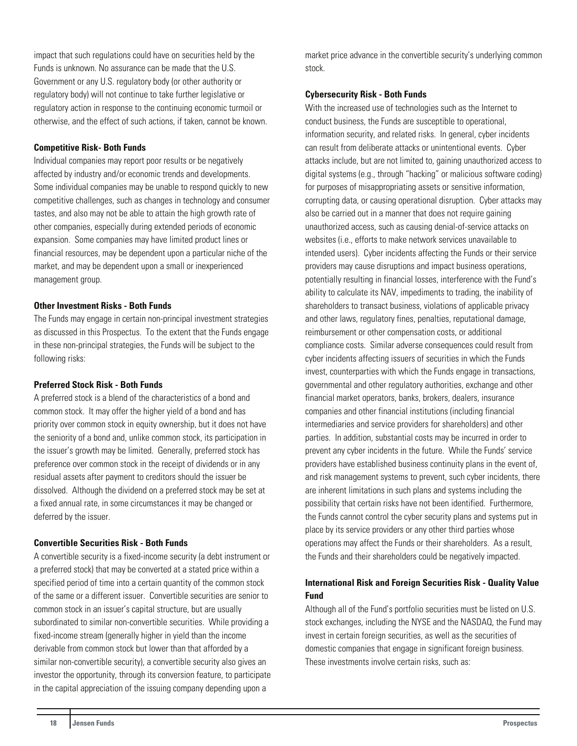impact that such regulations could have on securities held by the Funds is unknown. No assurance can be made that the U.S. Government or any U.S. regulatory body (or other authority or regulatory body) will not continue to take further legislative or regulatory action in response to the continuing economic turmoil or otherwise, and the effect of such actions, if taken, cannot be known.

**Competitive Risk- Both Funds**

Individual companies may report poor results or be negatively affected by industry and/or economic trends and developments. Some individual companies may be unable to respond quickly to new competitive challenges, such as changes in technology and consumer tastes, and also may not be able to attain the high growth rate of other companies, especially during extended periods of economic expansion. Some companies may have limited product lines or financial resources, may be dependent upon a particular niche of the market, and may be dependent upon a small or inexperienced management group.

**Other Investment Risks - Both Funds**

The Funds may engage in certain non-principal investment strategies as discussed in this Prospectus. To the extent that the Funds engage in these non-principal strategies, the Funds will be subject to the following risks:

**Preferred Stock Risk - Both Funds**

A preferred stock is a blend of the characteristics of a bond and common stock. It may offer the higher yield of a bond and has priority over common stock in equity ownership, but it does not have the seniority of a bond and, unlike common stock, its participation in the issuer's growth may be limited. Generally, preferred stock has preference over common stock in the receipt of dividends or in any residual assets after payment to creditors should the issuer be dissolved. Although the dividend on a preferred stock may be set at a fixed annual rate, in some circumstances it may be changed or deferred by the issuer.

**Convertible Securities Risk - Both Funds**

A convertible security is a fixed-income security (a debt instrument or a preferred stock) that may be converted at a stated price within a specified period of time into a certain quantity of the common stock of the same or a different issuer. Convertible securities are senior to common stock in an issuer's capital structure, but are usually subordinated to similar non-convertible securities. While providing a fixed-income stream (generally higher in yield than the income derivable from common stock but lower than that afforded by a similar non-convertible security), a convertible security also gives an investor the opportunity, through its conversion feature, to participate in the capital appreciation of the issuing company depending upon a market price advance in the convertible security's underlying common stock.

**Cybersecurity Risk - Both Funds**

With the increased use of technologies such as the Internet to conduct business, the Funds are susceptible to operational, information security, and related risks. In general, cyber incidents can result from deliberate attacks or unintentional events. Cyber attacks include, but are not limited to, gaining unauthorized access to digital systems (e.g., through "hacking" or malicious software coding) for purposes of misappropriating assets or sensitive information, corrupting data, or causing operational disruption. Cyber attacks may also be carried out in a manner that does not require gaining unauthorized access, such as causing denial-of-service attacks on websites (i.e., efforts to make network services unavailable to intended users). Cyber incidents affecting the Funds or their service providers may cause disruptions and impact business operations, potentially resulting in financial losses, interference with the Fund's ability to calculate its NAV, impediments to trading, the inability of shareholders to transact business, violations of applicable privacy and other laws, regulatory fines, penalties, reputational damage, reimbursement or other compensation costs, or additional compliance costs. Similar adverse consequences could result from cyber incidents affecting issuers of securities in which the Funds invest, counterparties with which the Funds engage in transactions, governmental and other regulatory authorities, exchange and other financial market operators, banks, brokers, dealers, insurance companies and other financial institutions (including financial intermediaries and service providers for shareholders) and other parties. In addition, substantial costs may be incurred in order to prevent any cyber incidents in the future. While the Funds' service providers have established business continuity plans in the event of, and risk management systems to prevent, such cyber incidents, there are inherent limitations in such plans and systems including the possibility that certain risks have not been identified. Furthermore, the Funds cannot control the cyber security plans and systems put in place by its service providers or any other third parties whose operations may affect the Funds or their shareholders. As a result, the Funds and their shareholders could be negatively impacted.

**International Risk and Foreign Securities Risk - Quality Value Fund**

Although all of the Fund's portfolio securities must be listed on U.S. stock exchanges, including the NYSE and the NASDAQ, the Fund may invest in certain foreign securities, as well as the securities of domestic companies that engage in significant foreign business. These investments involve certain risks, such as: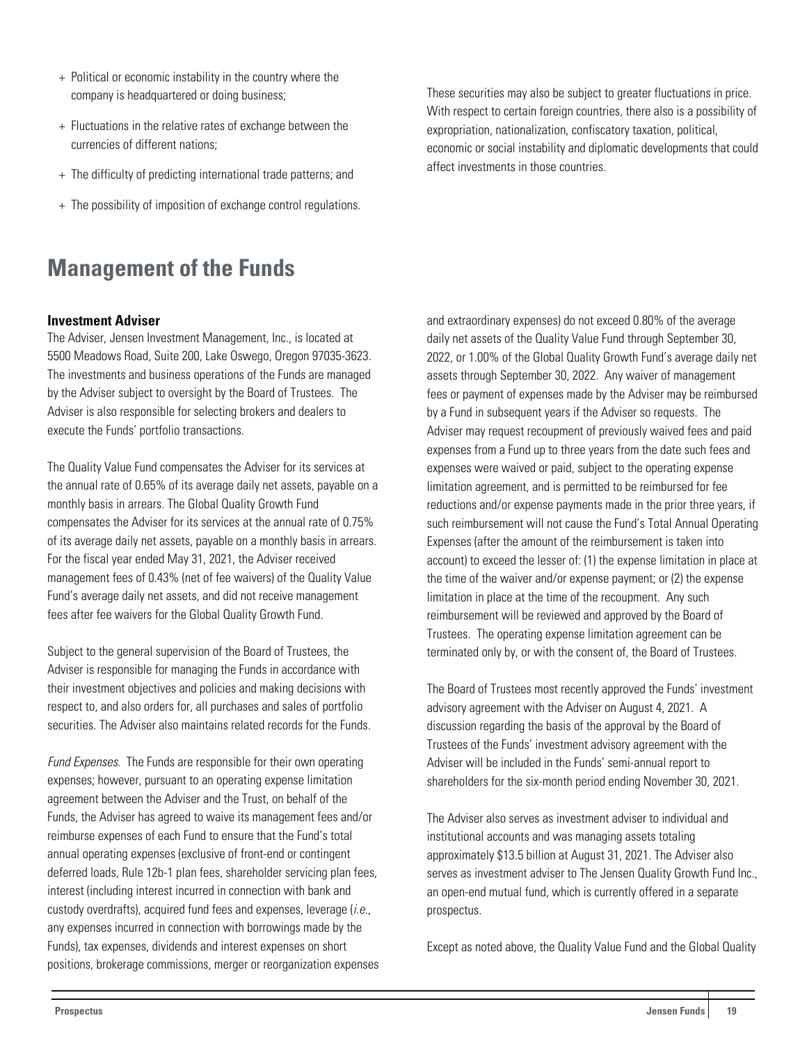+ Political or economic instability in the country where the company is headquartered or doing business;
+ Fluctuations in the relative rates of exchange between the currencies of different nations;
+ The difficulty of predicting international trade patterns; and
+ The possibility of imposition of exchange control regulations.

These securities may also be subject to greater fluctuations in price. With respect to certain foreign countries, there also is a possibility of expropriation, nationalization, confiscatory taxation, political, economic or social instability and diplomatic developments that could affect investments in those countries.

# Management of the Funds

### Investment Adviser

The Adviser, Jensen Investment Management, Inc., is located at 5500 Meadows Road, Suite 200, Lake Oswego, Oregon 97035-3623. The investments and business operations of the Funds are managed by the Adviser subject to oversight by the Board of Trustees. The Adviser is also responsible for selecting brokers and dealers to execute the Funds' portfolio transactions.

The Quality Value Fund compensates the Adviser for its services at the annual rate of 0.65% of its average daily net assets, payable on a monthly basis in arrears. The Global Quality Growth Fund compensates the Adviser for its services at the annual rate of 0.75% of its average daily net assets, payable on a monthly basis in arrears. For the fiscal year ended May 31, 2021, the Adviser received management fees of 0.43% (net of fee waivers) of the Quality Value Fund's average daily net assets, and did not receive management fees after fee waivers for the Global Quality Growth Fund.

Subject to the general supervision of the Board of Trustees, the Adviser is responsible for managing the Funds in accordance with their investment objectives and policies and making decisions with respect to, and also orders for, all purchases and sales of portfolio securities. The Adviser also maintains related records for the Funds.

*Fund Expenses*. The Funds are responsible for their own operating expenses; however, pursuant to an operating expense limitation agreement between the Adviser and the Trust, on behalf of the Funds, the Adviser has agreed to waive its management fees and/or reimburse expenses of each Fund to ensure that the Fund's total annual operating expenses (exclusive of front-end or contingent deferred loads, Rule 12b-1 plan fees, shareholder servicing plan fees, interest (including interest incurred in connection with bank and custody overdrafts), acquired fund fees and expenses, leverage (*i.e.*, any expenses incurred in connection with borrowings made by the Funds), tax expenses, dividends and interest expenses on short positions, brokerage commissions, merger or reorganization expenses and extraordinary expenses) do not exceed 0.80% of the average daily net assets of the Quality Value Fund through September 30, 2022, or 1.00% of the Global Quality Growth Fund's average daily net assets through September 30, 2022. Any waiver of management fees or payment of expenses made by the Adviser may be reimbursed by a Fund in subsequent years if the Adviser so requests. The Adviser may request recoupment of previously waived fees and paid expenses from a Fund up to three years from the date such fees and expenses were waived or paid, subject to the operating expense limitation agreement, and is permitted to be reimbursed for fee reductions and/or expense payments made in the prior three years, if such reimbursement will not cause the Fund's Total Annual Operating Expenses (after the amount of the reimbursement is taken into account) to exceed the lesser of: (1) the expense limitation in place at the time of the waiver and/or expense payment; or (2) the expense limitation in place at the time of the recoupment. Any such reimbursement will be reviewed and approved by the Board of Trustees. The operating expense limitation agreement can be terminated only by, or with the consent of, the Board of Trustees.

The Board of Trustees most recently approved the Funds' investment advisory agreement with the Adviser on August 4, 2021. A discussion regarding the basis of the approval by the Board of Trustees of the Funds' investment advisory agreement with the Adviser will be included in the Funds' semi-annual report to shareholders for the six-month period ending November 30, 2021.

The Adviser also serves as investment adviser to individual and institutional accounts and was managing assets totaling approximately $13.5 billion at August 31, 2021. The Adviser also serves as investment adviser to The Jensen Quality Growth Fund Inc., an open-end mutual fund, which is currently offered in a separate prospectus.

Except as noted above, the Quality Value Fund and the Global Quality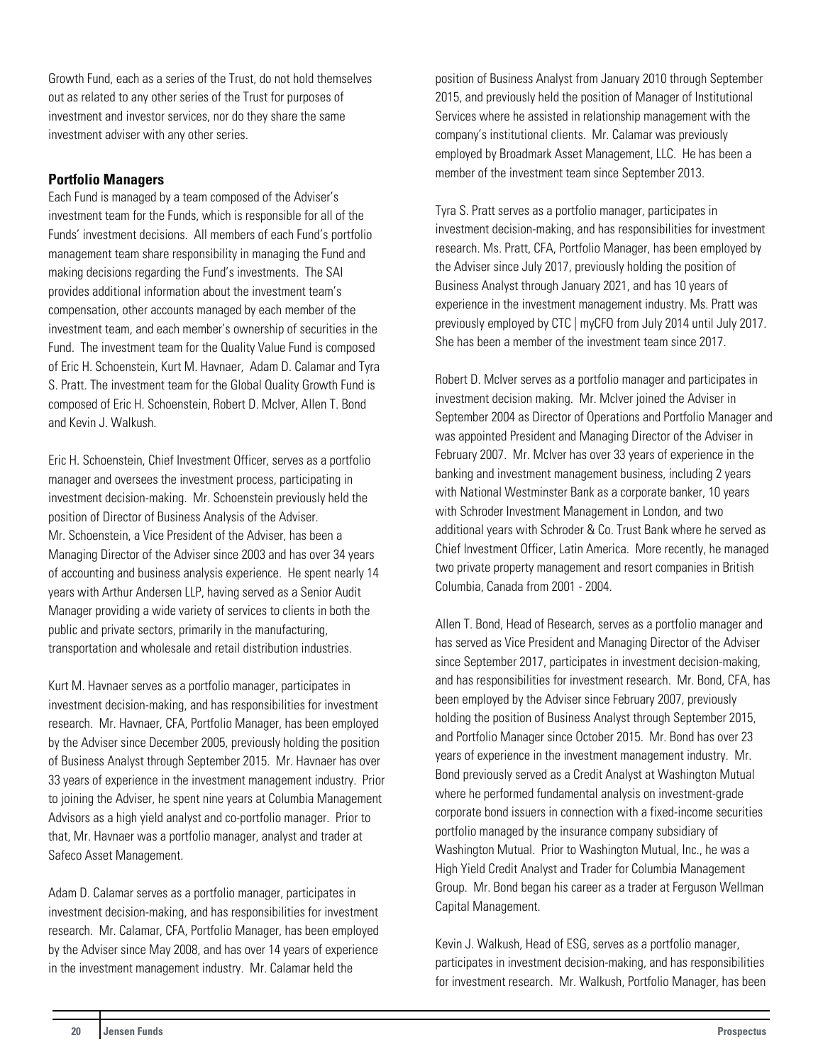Growth Fund, each as a series of the Trust, do not hold themselves out as related to any other series of the Trust for purposes of investment and investor services, nor do they share the same investment adviser with any other series.

## Portfolio Managers

Each Fund is managed by a team composed of the Adviser's investment team for the Funds, which is responsible for all of the Funds' investment decisions. All members of each Fund's portfolio management team share responsibility in managing the Fund and making decisions regarding the Fund's investments. The SAI provides additional information about the investment team's compensation, other accounts managed by each member of the investment team, and each member's ownership of securities in the Fund. The investment team for the Quality Value Fund is composed of Eric H. Schoenstein, Kurt M. Havnaer, Adam D. Calamar and Tyra S. Pratt. The investment team for the Global Quality Growth Fund is composed of Eric H. Schoenstein, Robert D. McIver, Allen T. Bond and Kevin J. Walkush.

Eric H. Schoenstein, Chief Investment Officer, serves as a portfolio manager and oversees the investment process, participating in investment decision-making. Mr. Schoenstein previously held the position of Director of Business Analysis of the Adviser. Mr. Schoenstein, a Vice President of the Adviser, has been a Managing Director of the Adviser since 2003 and has over 34 years of accounting and business analysis experience. He spent nearly 14 years with Arthur Andersen LLP, having served as a Senior Audit Manager providing a wide variety of services to clients in both the public and private sectors, primarily in the manufacturing, transportation and wholesale and retail distribution industries.

Kurt M. Havnaer serves as a portfolio manager, participates in investment decision-making, and has responsibilities for investment research. Mr. Havnaer, CFA, Portfolio Manager, has been employed by the Adviser since December 2005, previously holding the position of Business Analyst through September 2015. Mr. Havnaer has over 33 years of experience in the investment management industry. Prior to joining the Adviser, he spent nine years at Columbia Management Advisors as a high yield analyst and co-portfolio manager. Prior to that, Mr. Havnaer was a portfolio manager, analyst and trader at Safeco Asset Management.

Adam D. Calamar serves as a portfolio manager, participates in investment decision-making, and has responsibilities for investment research. Mr. Calamar, CFA, Portfolio Manager, has been employed by the Adviser since May 2008, and has over 14 years of experience in the investment management industry. Mr. Calamar held the position of Business Analyst from January 2010 through September 2015, and previously held the position of Manager of Institutional Services where he assisted in relationship management with the company's institutional clients. Mr. Calamar was previously employed by Broadmark Asset Management, LLC. He has been a member of the investment team since September 2013.

Tyra S. Pratt serves as a portfolio manager, participates in investment decision-making, and has responsibilities for investment research. Ms. Pratt, CFA, Portfolio Manager, has been employed by the Adviser since July 2017, previously holding the position of Business Analyst through January 2021, and has 10 years of experience in the investment management industry. Ms. Pratt was previously employed by CTC | myCFO from July 2014 until July 2017. She has been a member of the investment team since 2017.

Robert D. McIver serves as a portfolio manager and participates in investment decision making. Mr. McIver joined the Adviser in September 2004 as Director of Operations and Portfolio Manager and was appointed President and Managing Director of the Adviser in February 2007. Mr. McIver has over 33 years of experience in the banking and investment management business, including 2 years with National Westminster Bank as a corporate banker, 10 years with Schroder Investment Management in London, and two additional years with Schroder & Co. Trust Bank where he served as Chief Investment Officer, Latin America. More recently, he managed two private property management and resort companies in British Columbia, Canada from 2001 - 2004.

Allen T. Bond, Head of Research, serves as a portfolio manager and has served as Vice President and Managing Director of the Adviser since September 2017, participates in investment decision-making, and has responsibilities for investment research. Mr. Bond, CFA, has been employed by the Adviser since February 2007, previously holding the position of Business Analyst through September 2015, and Portfolio Manager since October 2015. Mr. Bond has over 23 years of experience in the investment management industry. Mr. Bond previously served as a Credit Analyst at Washington Mutual where he performed fundamental analysis on investment-grade corporate bond issuers in connection with a fixed-income securities portfolio managed by the insurance company subsidiary of Washington Mutual. Prior to Washington Mutual, Inc., he was a High Yield Credit Analyst and Trader for Columbia Management Group. Mr. Bond began his career as a trader at Ferguson Wellman Capital Management.

Kevin J. Walkush, Head of ESG, serves as a portfolio manager, participates in investment decision-making, and has responsibilities for investment research. Mr. Walkush, Portfolio Manager, has been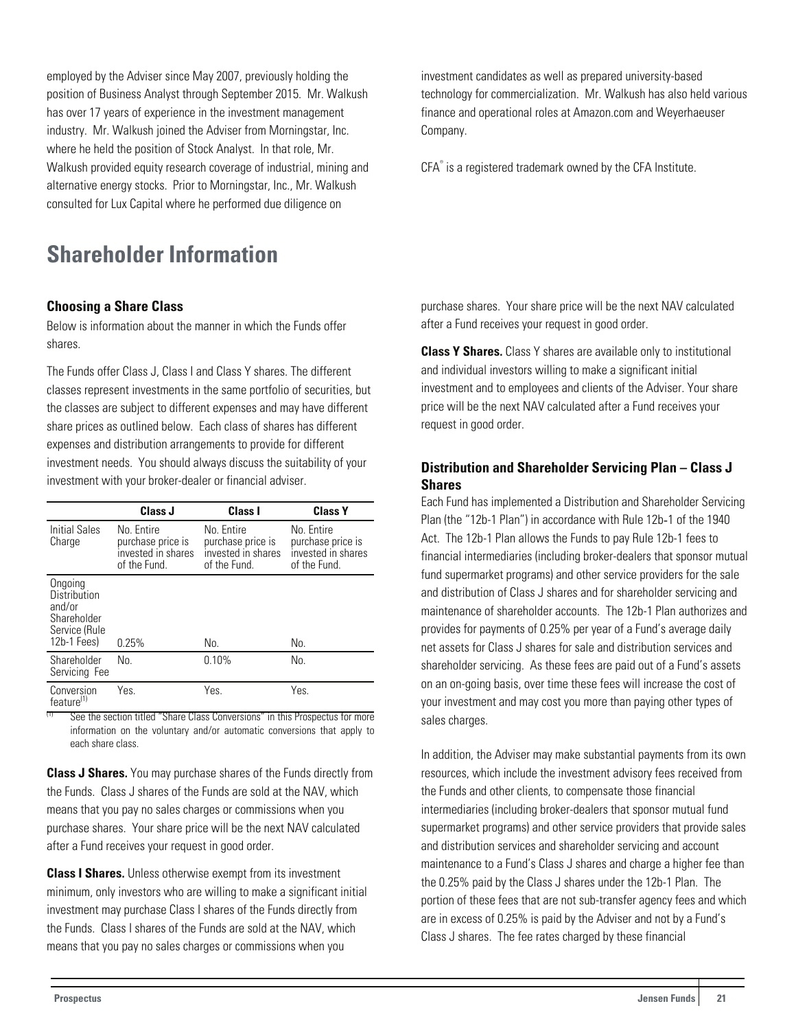employed by the Adviser since May 2007, previously holding the position of Business Analyst through September 2015. Mr. Walkush has over 17 years of experience in the investment management industry. Mr. Walkush joined the Adviser from Morningstar, Inc. where he held the position of Stock Analyst. In that role, Mr. Walkush provided equity research coverage of industrial, mining and alternative energy stocks. Prior to Morningstar, Inc., Mr. Walkush consulted for Lux Capital where he performed due diligence on investment candidates as well as prepared university-based technology for commercialization. Mr. Walkush has also held various finance and operational roles at Amazon.com and Weyerhaeuser Company.

CFA® is a registered trademark owned by the CFA Institute.

# Shareholder Information

### Choosing a Share Class

Below is information about the manner in which the Funds offer shares.

The Funds offer Class J, Class I and Class Y shares. The different classes represent investments in the same portfolio of securities, but the classes are subject to different expenses and may have different share prices as outlined below. Each class of shares has different expenses and distribution arrangements to provide for different investment needs. You should always discuss the suitability of your investment with your broker-dealer or financial adviser.

| | Class J | Class I | Class Y |
|---|---|---|---|
| Initial Sales Charge | No. Entire purchase price is invested in shares of the Fund. | No. Entire purchase price is invested in shares of the Fund. | No. Entire purchase price is invested in shares of the Fund. |
| Ongoing Distribution and/or Shareholder Service (Rule 12b-1 Fees) | 0.25% | No. | No. |
| Shareholder Servicing Fee | No. | 0.10% | No. |
| Conversion feature[(1)] | Yes. | Yes. | Yes. |

[(1)] See the section titled "Share Class Conversions" in this Prospectus for more information on the voluntary and/or automatic conversions that apply to each share class.

**Class J Shares.** You may purchase shares of the Funds directly from the Funds. Class J shares of the Funds are sold at the NAV, which means that you pay no sales charges or commissions when you purchase shares. Your share price will be the next NAV calculated after a Fund receives your request in good order.

**Class I Shares.** Unless otherwise exempt from its investment minimum, only investors who are willing to make a significant initial investment may purchase Class I shares of the Funds directly from the Funds. Class I shares of the Funds are sold at the NAV, which means that you pay no sales charges or commissions when you purchase shares. Your share price will be the next NAV calculated after a Fund receives your request in good order.

**Class Y Shares.** Class Y shares are available only to institutional and individual investors willing to make a significant initial investment and to employees and clients of the Adviser. Your share price will be the next NAV calculated after a Fund receives your request in good order.

### Distribution and Shareholder Servicing Plan – Class J Shares

Each Fund has implemented a Distribution and Shareholder Servicing Plan (the "12b-1 Plan") in accordance with Rule 12b-1 of the 1940 Act. The 12b-1 Plan allows the Funds to pay Rule 12b-1 fees to financial intermediaries (including broker-dealers that sponsor mutual fund supermarket programs) and other service providers for the sale and distribution of Class J shares and for shareholder servicing and maintenance of shareholder accounts. The 12b-1 Plan authorizes and provides for payments of 0.25% per year of a Fund's average daily net assets for Class J shares for sale and distribution services and shareholder servicing. As these fees are paid out of a Fund's assets on an on-going basis, over time these fees will increase the cost of your investment and may cost you more than paying other types of sales charges.

In addition, the Adviser may make substantial payments from its own resources, which include the investment advisory fees received from the Funds and other clients, to compensate those financial intermediaries (including broker-dealers that sponsor mutual fund supermarket programs) and other service providers that provide sales and distribution services and shareholder servicing and account maintenance to a Fund's Class J shares and charge a higher fee than the 0.25% paid by the Class J shares under the 12b-1 Plan. The portion of these fees that are not sub-transfer agency fees and which are in excess of 0.25% is paid by the Adviser and not by a Fund's Class J shares. The fee rates charged by these financial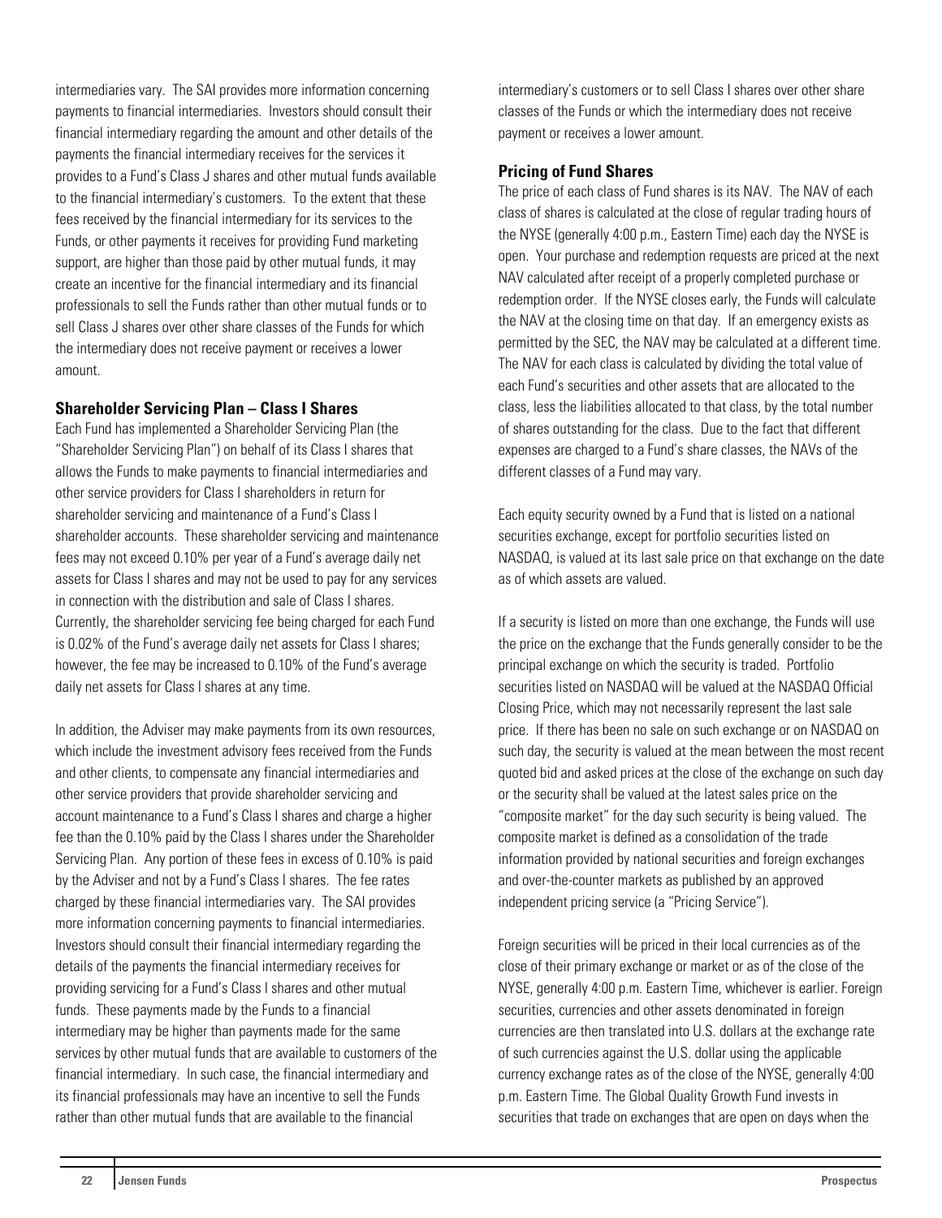intermediaries vary. The SAI provides more information concerning payments to financial intermediaries. Investors should consult their financial intermediary regarding the amount and other details of the payments the financial intermediary receives for the services it provides to a Fund's Class J shares and other mutual funds available to the financial intermediary's customers. To the extent that these fees received by the financial intermediary for its services to the Funds, or other payments it receives for providing Fund marketing support, are higher than those paid by other mutual funds, it may create an incentive for the financial intermediary and its financial professionals to sell the Funds rather than other mutual funds or to sell Class J shares over other share classes of the Funds for which the intermediary does not receive payment or receives a lower amount.

### Shareholder Servicing Plan – Class I Shares

Each Fund has implemented a Shareholder Servicing Plan (the "Shareholder Servicing Plan") on behalf of its Class I shares that allows the Funds to make payments to financial intermediaries and other service providers for Class I shareholders in return for shareholder servicing and maintenance of a Fund's Class I shareholder accounts. These shareholder servicing and maintenance fees may not exceed 0.10% per year of a Fund's average daily net assets for Class I shares and may not be used to pay for any services in connection with the distribution and sale of Class I shares. Currently, the shareholder servicing fee being charged for each Fund is 0.02% of the Fund's average daily net assets for Class I shares; however, the fee may be increased to 0.10% of the Fund's average daily net assets for Class I shares at any time.

In addition, the Adviser may make payments from its own resources, which include the investment advisory fees received from the Funds and other clients, to compensate any financial intermediaries and other service providers that provide shareholder servicing and account maintenance to a Fund's Class I shares and charge a higher fee than the 0.10% paid by the Class I shares under the Shareholder Servicing Plan. Any portion of these fees in excess of 0.10% is paid by the Adviser and not by a Fund's Class I shares. The fee rates charged by these financial intermediaries vary. The SAI provides more information concerning payments to financial intermediaries. Investors should consult their financial intermediary regarding the details of the payments the financial intermediary receives for providing servicing for a Fund's Class I shares and other mutual funds. These payments made by the Funds to a financial intermediary may be higher than payments made for the same services by other mutual funds that are available to customers of the financial intermediary. In such case, the financial intermediary and its financial professionals may have an incentive to sell the Funds rather than other mutual funds that are available to the financial intermediary's customers or to sell Class I shares over other share classes of the Funds or which the intermediary does not receive payment or receives a lower amount.

### Pricing of Fund Shares

The price of each class of Fund shares is its NAV. The NAV of each class of shares is calculated at the close of regular trading hours of the NYSE (generally 4:00 p.m., Eastern Time) each day the NYSE is open. Your purchase and redemption requests are priced at the next NAV calculated after receipt of a properly completed purchase or redemption order. If the NYSE closes early, the Funds will calculate the NAV at the closing time on that day. If an emergency exists as permitted by the SEC, the NAV may be calculated at a different time. The NAV for each class is calculated by dividing the total value of each Fund's securities and other assets that are allocated to the class, less the liabilities allocated to that class, by the total number of shares outstanding for the class. Due to the fact that different expenses are charged to a Fund's share classes, the NAVs of the different classes of a Fund may vary.

Each equity security owned by a Fund that is listed on a national securities exchange, except for portfolio securities listed on NASDAQ, is valued at its last sale price on that exchange on the date as of which assets are valued.

If a security is listed on more than one exchange, the Funds will use the price on the exchange that the Funds generally consider to be the principal exchange on which the security is traded. Portfolio securities listed on NASDAQ will be valued at the NASDAQ Official Closing Price, which may not necessarily represent the last sale price. If there has been no sale on such exchange or on NASDAQ on such day, the security is valued at the mean between the most recent quoted bid and asked prices at the close of the exchange on such day or the security shall be valued at the latest sales price on the "composite market" for the day such security is being valued. The composite market is defined as a consolidation of the trade information provided by national securities and foreign exchanges and over-the-counter markets as published by an approved independent pricing service (a "Pricing Service").

Foreign securities will be priced in their local currencies as of the close of their primary exchange or market or as of the close of the NYSE, generally 4:00 p.m. Eastern Time, whichever is earlier. Foreign securities, currencies and other assets denominated in foreign currencies are then translated into U.S. dollars at the exchange rate of such currencies against the U.S. dollar using the applicable currency exchange rates as of the close of the NYSE, generally 4:00 p.m. Eastern Time. The Global Quality Growth Fund invests in securities that trade on exchanges that are open on days when the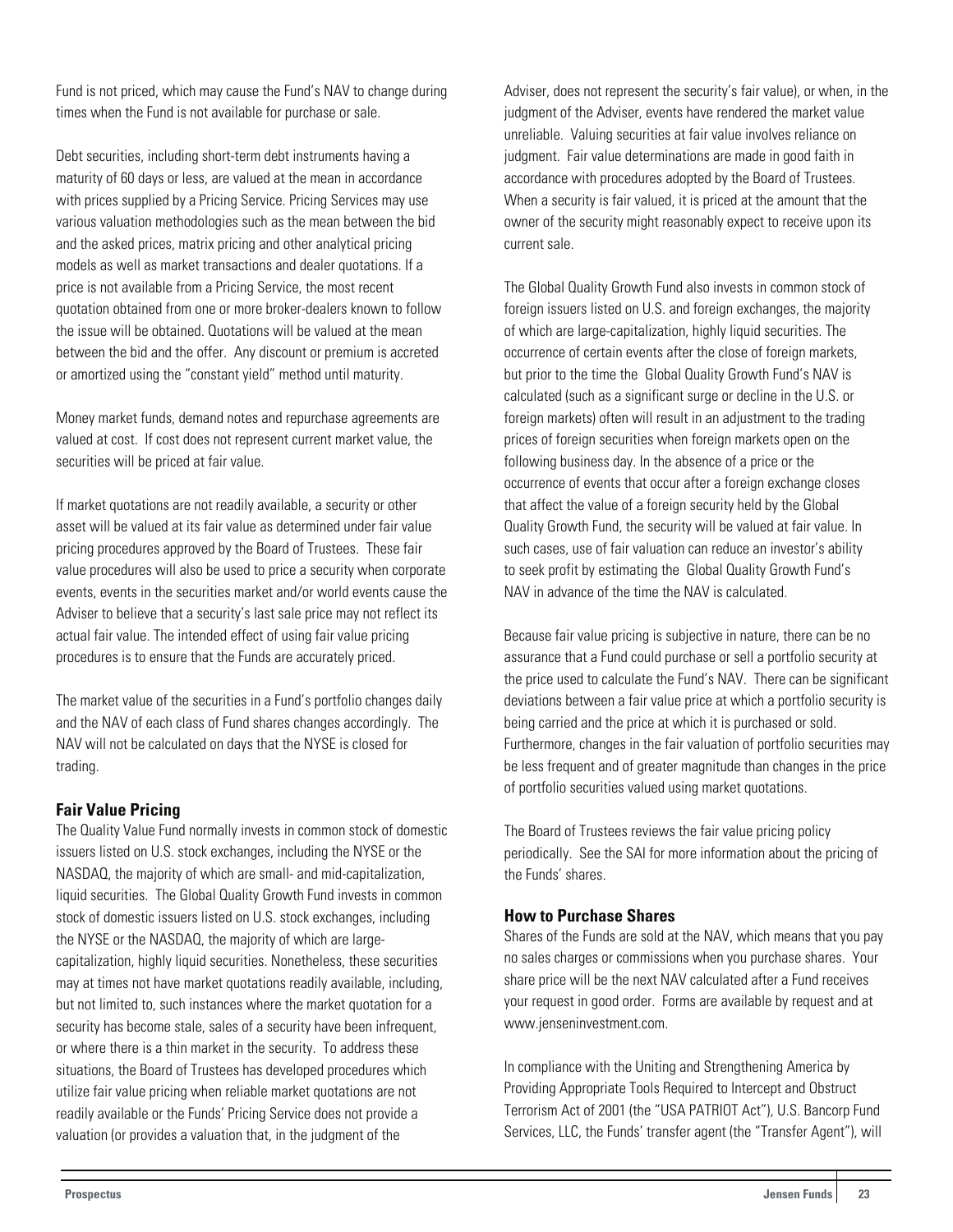Fund is not priced, which may cause the Fund's NAV to change during times when the Fund is not available for purchase or sale.

Debt securities, including short-term debt instruments having a maturity of 60 days or less, are valued at the mean in accordance with prices supplied by a Pricing Service. Pricing Services may use various valuation methodologies such as the mean between the bid and the asked prices, matrix pricing and other analytical pricing models as well as market transactions and dealer quotations. If a price is not available from a Pricing Service, the most recent quotation obtained from one or more broker-dealers known to follow the issue will be obtained. Quotations will be valued at the mean between the bid and the offer. Any discount or premium is accreted or amortized using the "constant yield" method until maturity.

Money market funds, demand notes and repurchase agreements are valued at cost. If cost does not represent current market value, the securities will be priced at fair value.

If market quotations are not readily available, a security or other asset will be valued at its fair value as determined under fair value pricing procedures approved by the Board of Trustees. These fair value procedures will also be used to price a security when corporate events, events in the securities market and/or world events cause the Adviser to believe that a security's last sale price may not reflect its actual fair value. The intended effect of using fair value pricing procedures is to ensure that the Funds are accurately priced.

The market value of the securities in a Fund's portfolio changes daily and the NAV of each class of Fund shares changes accordingly. The NAV will not be calculated on days that the NYSE is closed for trading.

### Fair Value Pricing

The Quality Value Fund normally invests in common stock of domestic issuers listed on U.S. stock exchanges, including the NYSE or the NASDAQ, the majority of which are small- and mid-capitalization, liquid securities. The Global Quality Growth Fund invests in common stock of domestic issuers listed on U.S. stock exchanges, including the NYSE or the NASDAQ, the majority of which are large-capitalization, highly liquid securities. Nonetheless, these securities may at times not have market quotations readily available, including, but not limited to, such instances where the market quotation for a security has become stale, sales of a security have been infrequent, or where there is a thin market in the security. To address these situations, the Board of Trustees has developed procedures which utilize fair value pricing when reliable market quotations are not readily available or the Funds' Pricing Service does not provide a valuation (or provides a valuation that, in the judgment of the Adviser, does not represent the security's fair value), or when, in the judgment of the Adviser, events have rendered the market value unreliable. Valuing securities at fair value involves reliance on judgment. Fair value determinations are made in good faith in accordance with procedures adopted by the Board of Trustees. When a security is fair valued, it is priced at the amount that the owner of the security might reasonably expect to receive upon its current sale.

The Global Quality Growth Fund also invests in common stock of foreign issuers listed on U.S. and foreign exchanges, the majority of which are large-capitalization, highly liquid securities. The occurrence of certain events after the close of foreign markets, but prior to the time the Global Quality Growth Fund's NAV is calculated (such as a significant surge or decline in the U.S. or foreign markets) often will result in an adjustment to the trading prices of foreign securities when foreign markets open on the following business day. In the absence of a price or the occurrence of events that occur after a foreign exchange closes that affect the value of a foreign security held by the Global Quality Growth Fund, the security will be valued at fair value. In such cases, use of fair valuation can reduce an investor's ability to seek profit by estimating the Global Quality Growth Fund's NAV in advance of the time the NAV is calculated.

Because fair value pricing is subjective in nature, there can be no assurance that a Fund could purchase or sell a portfolio security at the price used to calculate the Fund's NAV. There can be significant deviations between a fair value price at which a portfolio security is being carried and the price at which it is purchased or sold. Furthermore, changes in the fair valuation of portfolio securities may be less frequent and of greater magnitude than changes in the price of portfolio securities valued using market quotations.

The Board of Trustees reviews the fair value pricing policy periodically. See the SAI for more information about the pricing of the Funds' shares.

### How to Purchase Shares

Shares of the Funds are sold at the NAV, which means that you pay no sales charges or commissions when you purchase shares. Your share price will be the next NAV calculated after a Fund receives your request in good order. Forms are available by request and at www.jenseninvestment.com.

In compliance with the Uniting and Strengthening America by Providing Appropriate Tools Required to Intercept and Obstruct Terrorism Act of 2001 (the "USA PATRIOT Act"), U.S. Bancorp Fund Services, LLC, the Funds' transfer agent (the "Transfer Agent"), will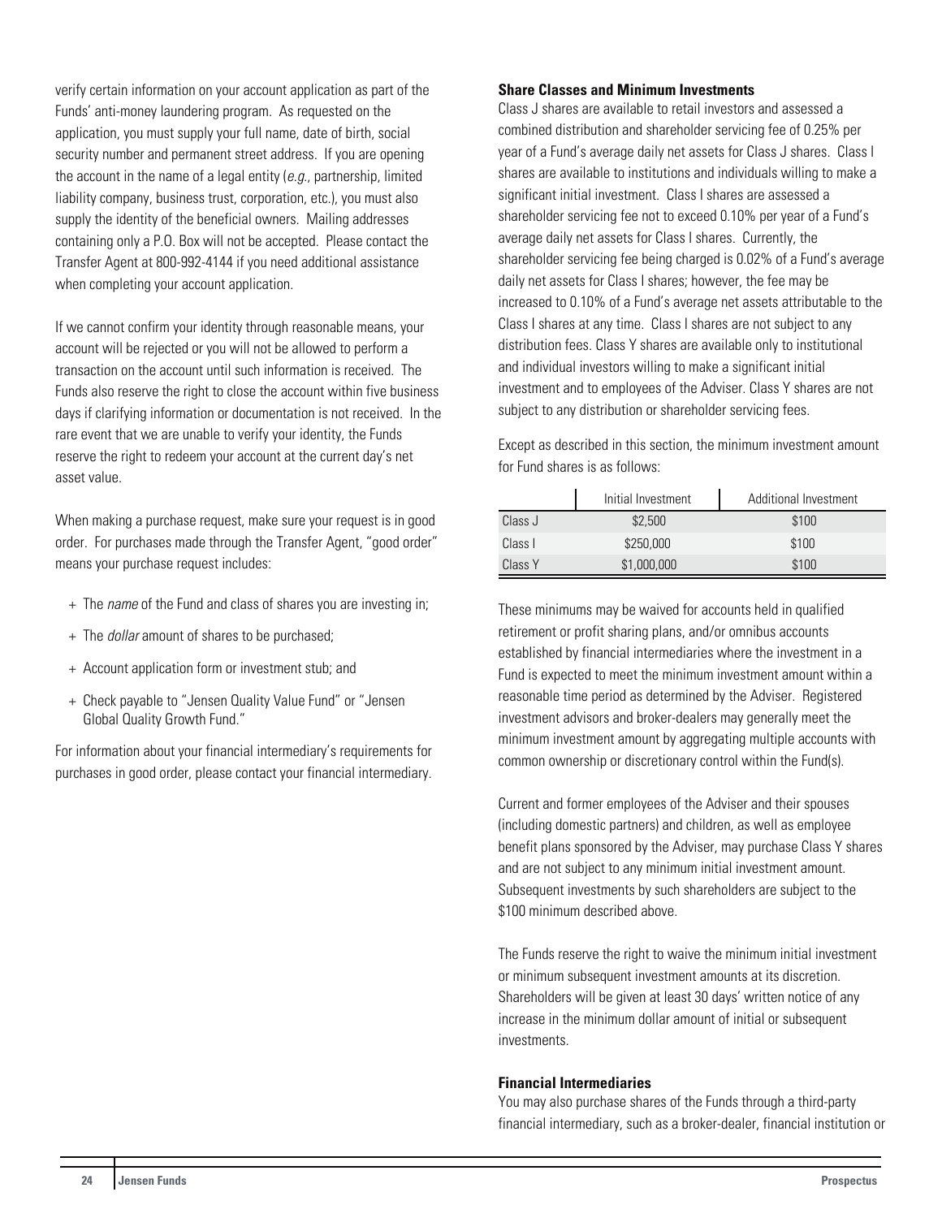verify certain information on your account application as part of the Funds' anti-money laundering program. As requested on the application, you must supply your full name, date of birth, social security number and permanent street address. If you are opening the account in the name of a legal entity (*e.g.*, partnership, limited liability company, business trust, corporation, etc.), you must also supply the identity of the beneficial owners. Mailing addresses containing only a P.O. Box will not be accepted. Please contact the Transfer Agent at 800-992-4144 if you need additional assistance when completing your account application.

If we cannot confirm your identity through reasonable means, your account will be rejected or you will not be allowed to perform a transaction on the account until such information is received. The Funds also reserve the right to close the account within five business days if clarifying information or documentation is not received. In the rare event that we are unable to verify your identity, the Funds reserve the right to redeem your account at the current day's net asset value.

When making a purchase request, make sure your request is in good order. For purchases made through the Transfer Agent, "good order" means your purchase request includes:

+ The *name* of the Fund and class of shares you are investing in;
+ The *dollar* amount of shares to be purchased;
+ Account application form or investment stub; and
+ Check payable to "Jensen Quality Value Fund" or "Jensen Global Quality Growth Fund."

For information about your financial intermediary's requirements for purchases in good order, please contact your financial intermediary.

**Share Classes and Minimum Investments**

Class J shares are available to retail investors and assessed a combined distribution and shareholder servicing fee of 0.25% per year of a Fund's average daily net assets for Class J shares. Class I shares are available to institutions and individuals willing to make a significant initial investment. Class I shares are assessed a shareholder servicing fee not to exceed 0.10% per year of a Fund's average daily net assets for Class I shares. Currently, the shareholder servicing fee being charged is 0.02% of a Fund's average daily net assets for Class I shares; however, the fee may be increased to 0.10% of a Fund's average net assets attributable to the Class I shares at any time. Class I shares are not subject to any distribution fees. Class Y shares are available only to institutional and individual investors willing to make a significant initial investment and to employees of the Adviser. Class Y shares are not subject to any distribution or shareholder servicing fees.

Except as described in this section, the minimum investment amount for Fund shares is as follows:

| | Initial Investment | Additional Investment |
|---|---|---|
| Class J | $2,500 | $100 |
| Class I | $250,000 | $100 |
| Class Y | $1,000,000 | $100 |

These minimums may be waived for accounts held in qualified retirement or profit sharing plans, and/or omnibus accounts established by financial intermediaries where the investment in a Fund is expected to meet the minimum investment amount within a reasonable time period as determined by the Adviser. Registered investment advisors and broker-dealers may generally meet the minimum investment amount by aggregating multiple accounts with common ownership or discretionary control within the Fund(s).

Current and former employees of the Adviser and their spouses (including domestic partners) and children, as well as employee benefit plans sponsored by the Adviser, may purchase Class Y shares and are not subject to any minimum initial investment amount. Subsequent investments by such shareholders are subject to the $100 minimum described above.

The Funds reserve the right to waive the minimum initial investment or minimum subsequent investment amounts at its discretion. Shareholders will be given at least 30 days' written notice of any increase in the minimum dollar amount of initial or subsequent investments.

**Financial Intermediaries**

You may also purchase shares of the Funds through a third-party financial intermediary, such as a broker-dealer, financial institution or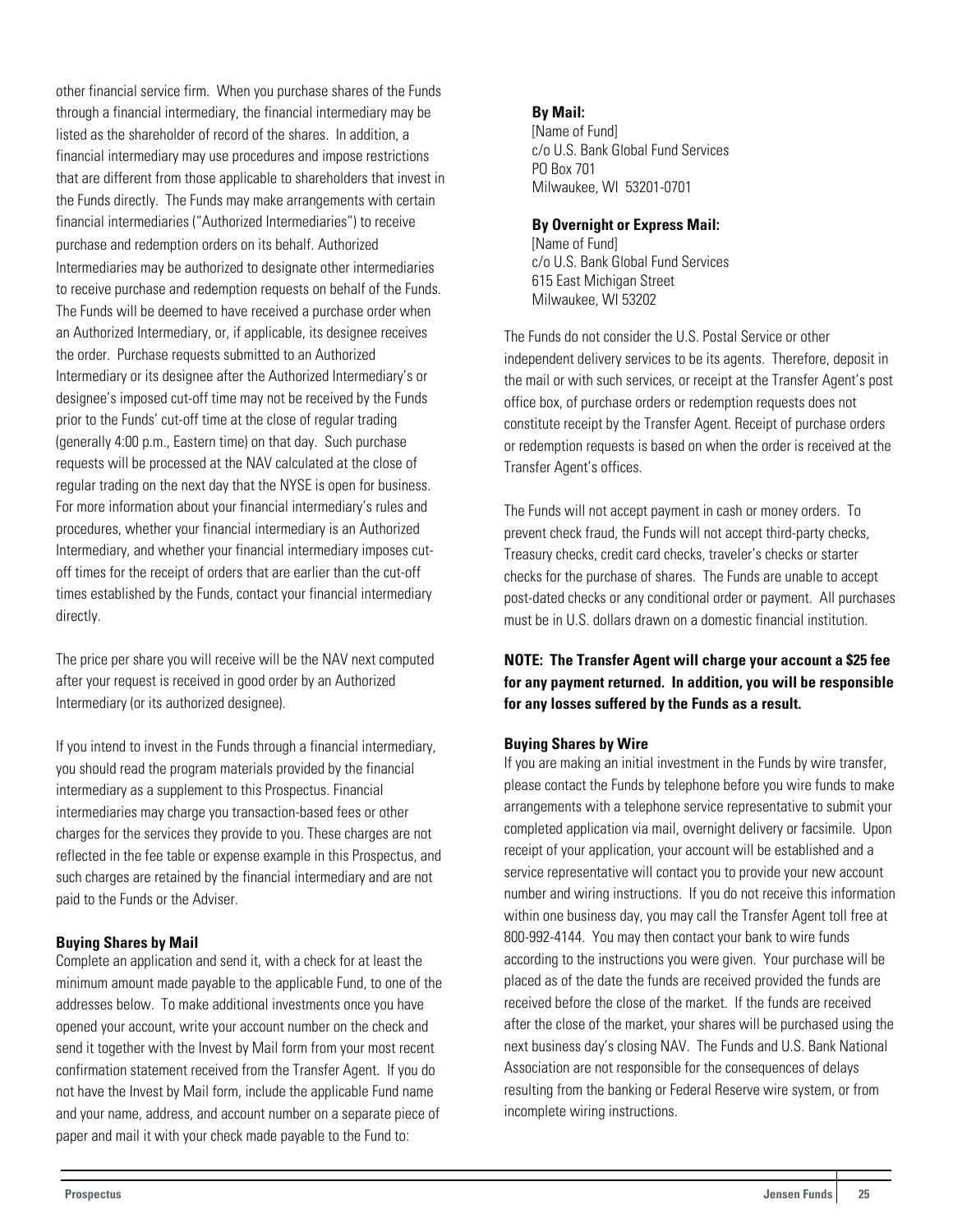other financial service firm. When you purchase shares of the Funds through a financial intermediary, the financial intermediary may be listed as the shareholder of record of the shares. In addition, a financial intermediary may use procedures and impose restrictions that are different from those applicable to shareholders that invest in the Funds directly. The Funds may make arrangements with certain financial intermediaries ("Authorized Intermediaries") to receive purchase and redemption orders on its behalf. Authorized Intermediaries may be authorized to designate other intermediaries to receive purchase and redemption requests on behalf of the Funds. The Funds will be deemed to have received a purchase order when an Authorized Intermediary, or, if applicable, its designee receives the order. Purchase requests submitted to an Authorized Intermediary or its designee after the Authorized Intermediary's or designee's imposed cut-off time may not be received by the Funds prior to the Funds' cut-off time at the close of regular trading (generally 4:00 p.m., Eastern time) on that day. Such purchase requests will be processed at the NAV calculated at the close of regular trading on the next day that the NYSE is open for business. For more information about your financial intermediary's rules and procedures, whether your financial intermediary is an Authorized Intermediary, and whether your financial intermediary imposes cut-off times for the receipt of orders that are earlier than the cut-off times established by the Funds, contact your financial intermediary directly.

The price per share you will receive will be the NAV next computed after your request is received in good order by an Authorized Intermediary (or its authorized designee).

If you intend to invest in the Funds through a financial intermediary, you should read the program materials provided by the financial intermediary as a supplement to this Prospectus. Financial intermediaries may charge you transaction-based fees or other charges for the services they provide to you. These charges are not reflected in the fee table or expense example in this Prospectus, and such charges are retained by the financial intermediary and are not paid to the Funds or the Adviser.

**Buying Shares by Mail**

Complete an application and send it, with a check for at least the minimum amount made payable to the applicable Fund, to one of the addresses below. To make additional investments once you have opened your account, write your account number on the check and send it together with the Invest by Mail form from your most recent confirmation statement received from the Transfer Agent. If you do not have the Invest by Mail form, include the applicable Fund name and your name, address, and account number on a separate piece of paper and mail it with your check made payable to the Fund to:

**By Mail:**
[Name of Fund]
c/o U.S. Bank Global Fund Services
PO Box 701
Milwaukee, WI 53201-0701

**By Overnight or Express Mail:**
[Name of Fund]
c/o U.S. Bank Global Fund Services
615 East Michigan Street
Milwaukee, WI 53202

The Funds do not consider the U.S. Postal Service or other independent delivery services to be its agents. Therefore, deposit in the mail or with such services, or receipt at the Transfer Agent's post office box, of purchase orders or redemption requests does not constitute receipt by the Transfer Agent. Receipt of purchase orders or redemption requests is based on when the order is received at the Transfer Agent's offices.

The Funds will not accept payment in cash or money orders. To prevent check fraud, the Funds will not accept third-party checks, Treasury checks, credit card checks, traveler's checks or starter checks for the purchase of shares. The Funds are unable to accept post-dated checks or any conditional order or payment. All purchases must be in U.S. dollars drawn on a domestic financial institution.

**NOTE: The Transfer Agent will charge your account a $25 fee for any payment returned. In addition, you will be responsible for any losses suffered by the Funds as a result.**

**Buying Shares by Wire**

If you are making an initial investment in the Funds by wire transfer, please contact the Funds by telephone before you wire funds to make arrangements with a telephone service representative to submit your completed application via mail, overnight delivery or facsimile. Upon receipt of your application, your account will be established and a service representative will contact you to provide your new account number and wiring instructions. If you do not receive this information within one business day, you may call the Transfer Agent toll free at 800-992-4144. You may then contact your bank to wire funds according to the instructions you were given. Your purchase will be placed as of the date the funds are received provided the funds are received before the close of the market. If the funds are received after the close of the market, your shares will be purchased using the next business day's closing NAV. The Funds and U.S. Bank National Association are not responsible for the consequences of delays resulting from the banking or Federal Reserve wire system, or from incomplete wiring instructions.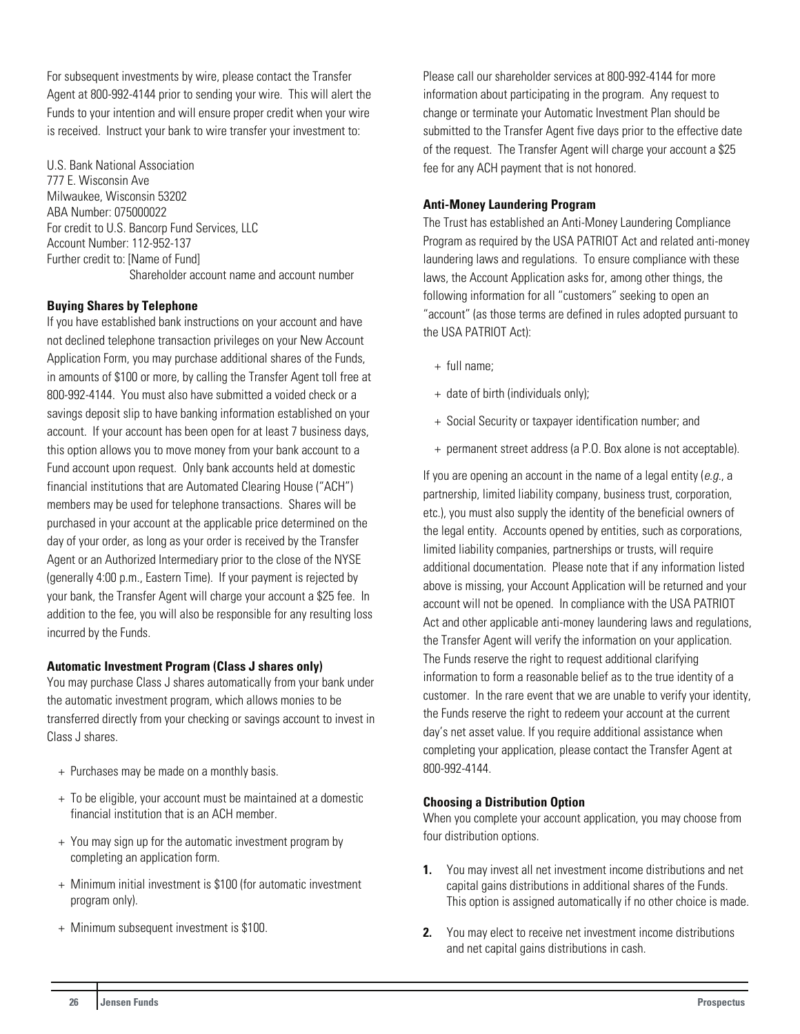For subsequent investments by wire, please contact the Transfer Agent at 800-992-4144 prior to sending your wire. This will alert the Funds to your intention and will ensure proper credit when your wire is received. Instruct your bank to wire transfer your investment to:

U.S. Bank National Association
777 E. Wisconsin Ave
Milwaukee, Wisconsin 53202
ABA Number: 075000022
For credit to U.S. Bancorp Fund Services, LLC
Account Number: 112-952-137
Further credit to: [Name of Fund]
Shareholder account name and account number

**Buying Shares by Telephone**

If you have established bank instructions on your account and have not declined telephone transaction privileges on your New Account Application Form, you may purchase additional shares of the Funds, in amounts of $100 or more, by calling the Transfer Agent toll free at 800-992-4144. You must also have submitted a voided check or a savings deposit slip to have banking information established on your account. If your account has been open for at least 7 business days, this option allows you to move money from your bank account to a Fund account upon request. Only bank accounts held at domestic financial institutions that are Automated Clearing House ("ACH") members may be used for telephone transactions. Shares will be purchased in your account at the applicable price determined on the day of your order, as long as your order is received by the Transfer Agent or an Authorized Intermediary prior to the close of the NYSE (generally 4:00 p.m., Eastern Time). If your payment is rejected by your bank, the Transfer Agent will charge your account a $25 fee. In addition to the fee, you will also be responsible for any resulting loss incurred by the Funds.

**Automatic Investment Program (Class J shares only)**

You may purchase Class J shares automatically from your bank under the automatic investment program, which allows monies to be transferred directly from your checking or savings account to invest in Class J shares.

+ Purchases may be made on a monthly basis.
+ To be eligible, your account must be maintained at a domestic financial institution that is an ACH member.
+ You may sign up for the automatic investment program by completing an application form.
+ Minimum initial investment is $100 (for automatic investment program only).
+ Minimum subsequent investment is $100.

Please call our shareholder services at 800-992-4144 for more information about participating in the program. Any request to change or terminate your Automatic Investment Plan should be submitted to the Transfer Agent five days prior to the effective date of the request. The Transfer Agent will charge your account a $25 fee for any ACH payment that is not honored.

**Anti-Money Laundering Program**

The Trust has established an Anti-Money Laundering Compliance Program as required by the USA PATRIOT Act and related anti-money laundering laws and regulations. To ensure compliance with these laws, the Account Application asks for, among other things, the following information for all "customers" seeking to open an "account" (as those terms are defined in rules adopted pursuant to the USA PATRIOT Act):

+ full name;
+ date of birth (individuals only);
+ Social Security or taxpayer identification number; and
+ permanent street address (a P.O. Box alone is not acceptable).

If you are opening an account in the name of a legal entity (*e.g.*, a partnership, limited liability company, business trust, corporation, etc.), you must also supply the identity of the beneficial owners of the legal entity. Accounts opened by entities, such as corporations, limited liability companies, partnerships or trusts, will require additional documentation. Please note that if any information listed above is missing, your Account Application will be returned and your account will not be opened. In compliance with the USA PATRIOT Act and other applicable anti-money laundering laws and regulations, the Transfer Agent will verify the information on your application. The Funds reserve the right to request additional clarifying information to form a reasonable belief as to the true identity of a customer. In the rare event that we are unable to verify your identity, the Funds reserve the right to redeem your account at the current day's net asset value. If you require additional assistance when completing your application, please contact the Transfer Agent at 800-992-4144.

**Choosing a Distribution Option**

When you complete your account application, you may choose from four distribution options.

1. You may invest all net investment income distributions and net capital gains distributions in additional shares of the Funds. This option is assigned automatically if no other choice is made.
2. You may elect to receive net investment income distributions and net capital gains distributions in cash.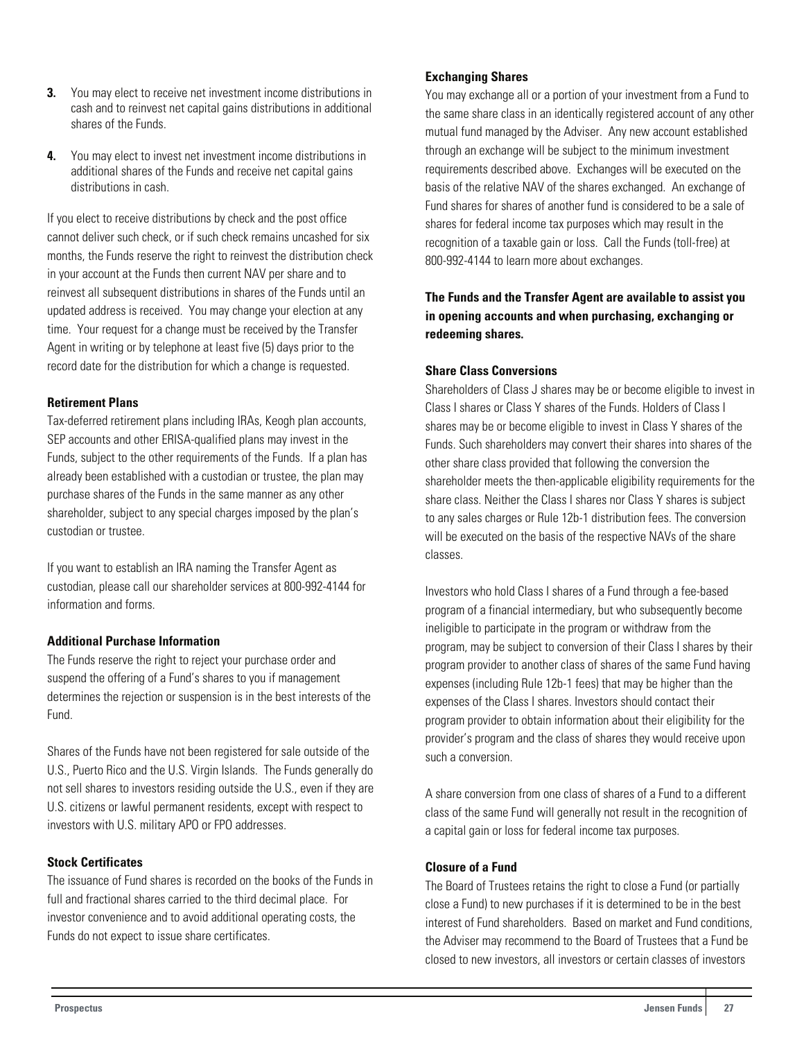3. You may elect to receive net investment income distributions in cash and to reinvest net capital gains distributions in additional shares of the Funds.

4. You may elect to invest net investment income distributions in additional shares of the Funds and receive net capital gains distributions in cash.

If you elect to receive distributions by check and the post office cannot deliver such check, or if such check remains uncashed for six months, the Funds reserve the right to reinvest the distribution check in your account at the Funds then current NAV per share and to reinvest all subsequent distributions in shares of the Funds until an updated address is received. You may change your election at any time. Your request for a change must be received by the Transfer Agent in writing or by telephone at least five (5) days prior to the record date for the distribution for which a change is requested.

**Retirement Plans**

Tax-deferred retirement plans including IRAs, Keogh plan accounts, SEP accounts and other ERISA-qualified plans may invest in the Funds, subject to the other requirements of the Funds. If a plan has already been established with a custodian or trustee, the plan may purchase shares of the Funds in the same manner as any other shareholder, subject to any special charges imposed by the plan's custodian or trustee.

If you want to establish an IRA naming the Transfer Agent as custodian, please call our shareholder services at 800-992-4144 for information and forms.

**Additional Purchase Information**

The Funds reserve the right to reject your purchase order and suspend the offering of a Fund's shares to you if management determines the rejection or suspension is in the best interests of the Fund.

Shares of the Funds have not been registered for sale outside of the U.S., Puerto Rico and the U.S. Virgin Islands. The Funds generally do not sell shares to investors residing outside the U.S., even if they are U.S. citizens or lawful permanent residents, except with respect to investors with U.S. military APO or FPO addresses.

**Stock Certificates**

The issuance of Fund shares is recorded on the books of the Funds in full and fractional shares carried to the third decimal place. For investor convenience and to avoid additional operating costs, the Funds do not expect to issue share certificates.

**Exchanging Shares**

You may exchange all or a portion of your investment from a Fund to the same share class in an identically registered account of any other mutual fund managed by the Adviser. Any new account established through an exchange will be subject to the minimum investment requirements described above. Exchanges will be executed on the basis of the relative NAV of the shares exchanged. An exchange of Fund shares for shares of another fund is considered to be a sale of shares for federal income tax purposes which may result in the recognition of a taxable gain or loss. Call the Funds (toll-free) at 800-992-4144 to learn more about exchanges.

**The Funds and the Transfer Agent are available to assist you in opening accounts and when purchasing, exchanging or redeeming shares.**

**Share Class Conversions**

Shareholders of Class J shares may be or become eligible to invest in Class I shares or Class Y shares of the Funds. Holders of Class I shares may be or become eligible to invest in Class Y shares of the Funds. Such shareholders may convert their shares into shares of the other share class provided that following the conversion the shareholder meets the then-applicable eligibility requirements for the share class. Neither the Class I shares nor Class Y shares is subject to any sales charges or Rule 12b-1 distribution fees. The conversion will be executed on the basis of the respective NAVs of the share classes.

Investors who hold Class I shares of a Fund through a fee-based program of a financial intermediary, but who subsequently become ineligible to participate in the program or withdraw from the program, may be subject to conversion of their Class I shares by their program provider to another class of shares of the same Fund having expenses (including Rule 12b-1 fees) that may be higher than the expenses of the Class I shares. Investors should contact their program provider to obtain information about their eligibility for the provider's program and the class of shares they would receive upon such a conversion.

A share conversion from one class of shares of a Fund to a different class of the same Fund will generally not result in the recognition of a capital gain or loss for federal income tax purposes.

**Closure of a Fund**

The Board of Trustees retains the right to close a Fund (or partially close a Fund) to new purchases if it is determined to be in the best interest of Fund shareholders. Based on market and Fund conditions, the Adviser may recommend to the Board of Trustees that a Fund be closed to new investors, all investors or certain classes of investors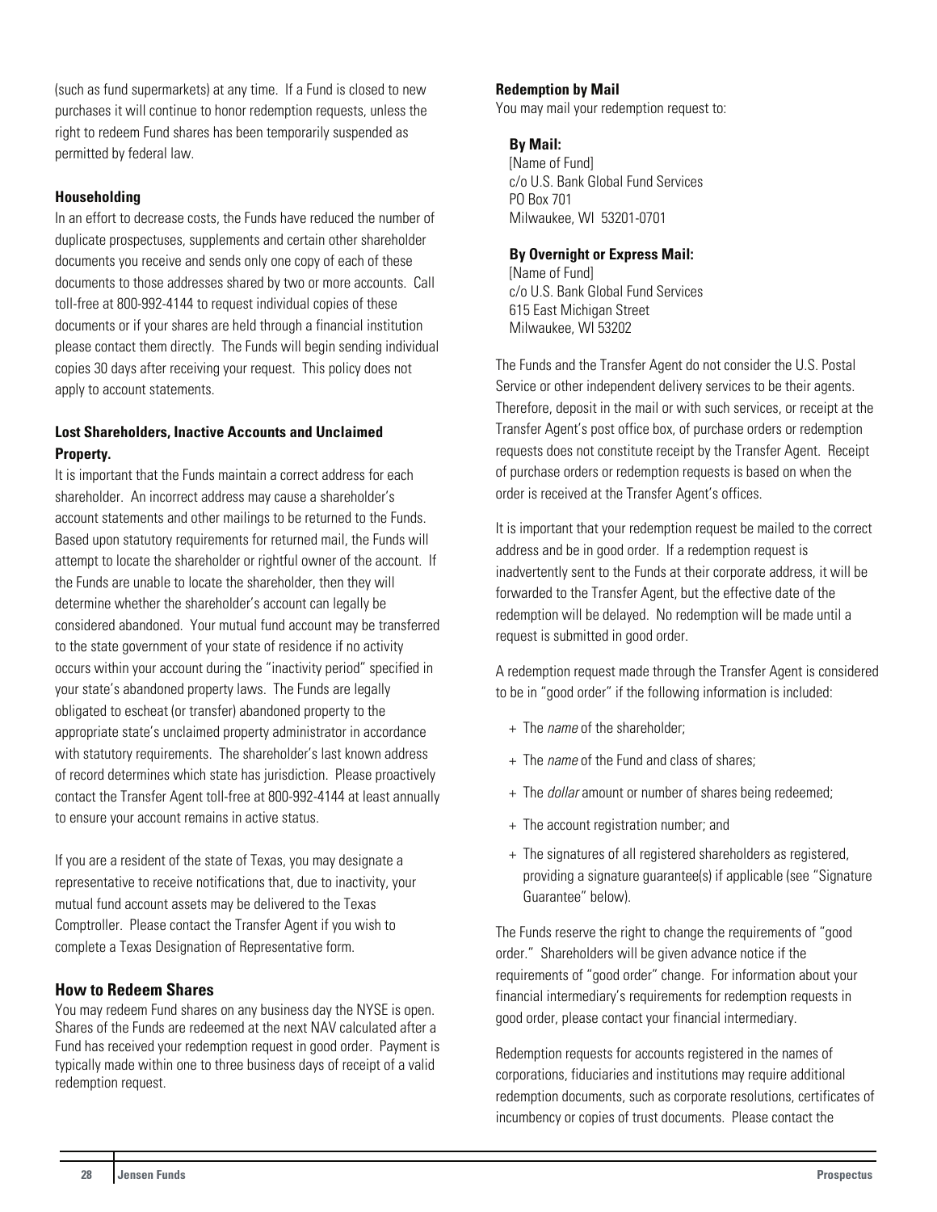(such as fund supermarkets) at any time. If a Fund is closed to new purchases it will continue to honor redemption requests, unless the right to redeem Fund shares has been temporarily suspended as permitted by federal law.

**Householding**

In an effort to decrease costs, the Funds have reduced the number of duplicate prospectuses, supplements and certain other shareholder documents you receive and sends only one copy of each of these documents to those addresses shared by two or more accounts. Call toll-free at 800-992-4144 to request individual copies of these documents or if your shares are held through a financial institution please contact them directly. The Funds will begin sending individual copies 30 days after receiving your request. This policy does not apply to account statements.

**Lost Shareholders, Inactive Accounts and Unclaimed Property.**

It is important that the Funds maintain a correct address for each shareholder. An incorrect address may cause a shareholder's account statements and other mailings to be returned to the Funds. Based upon statutory requirements for returned mail, the Funds will attempt to locate the shareholder or rightful owner of the account. If the Funds are unable to locate the shareholder, then they will determine whether the shareholder's account can legally be considered abandoned. Your mutual fund account may be transferred to the state government of your state of residence if no activity occurs within your account during the "inactivity period" specified in your state's abandoned property laws. The Funds are legally obligated to escheat (or transfer) abandoned property to the appropriate state's unclaimed property administrator in accordance with statutory requirements. The shareholder's last known address of record determines which state has jurisdiction. Please proactively contact the Transfer Agent toll-free at 800-992-4144 at least annually to ensure your account remains in active status.

If you are a resident of the state of Texas, you may designate a representative to receive notifications that, due to inactivity, your mutual fund account assets may be delivered to the Texas Comptroller. Please contact the Transfer Agent if you wish to complete a Texas Designation of Representative form.

## How to Redeem Shares

You may redeem Fund shares on any business day the NYSE is open. Shares of the Funds are redeemed at the next NAV calculated after a Fund has received your redemption request in good order. Payment is typically made within one to three business days of receipt of a valid redemption request.

**Redemption by Mail**

You may mail your redemption request to:

**By Mail:**
[Name of Fund]
c/o U.S. Bank Global Fund Services
PO Box 701
Milwaukee, WI 53201-0701

**By Overnight or Express Mail:**
[Name of Fund]
c/o U.S. Bank Global Fund Services
615 East Michigan Street
Milwaukee, WI 53202

The Funds and the Transfer Agent do not consider the U.S. Postal Service or other independent delivery services to be their agents. Therefore, deposit in the mail or with such services, or receipt at the Transfer Agent's post office box, of purchase orders or redemption requests does not constitute receipt by the Transfer Agent. Receipt of purchase orders or redemption requests is based on when the order is received at the Transfer Agent's offices.

It is important that your redemption request be mailed to the correct address and be in good order. If a redemption request is inadvertently sent to the Funds at their corporate address, it will be forwarded to the Transfer Agent, but the effective date of the redemption will be delayed. No redemption will be made until a request is submitted in good order.

A redemption request made through the Transfer Agent is considered to be in "good order" if the following information is included:

+ The *name* of the shareholder;
+ The *name* of the Fund and class of shares;
+ The *dollar* amount or number of shares being redeemed;
+ The account registration number; and
+ The signatures of all registered shareholders as registered, providing a signature guarantee(s) if applicable (see "Signature Guarantee" below).

The Funds reserve the right to change the requirements of "good order." Shareholders will be given advance notice if the requirements of "good order" change. For information about your financial intermediary's requirements for redemption requests in good order, please contact your financial intermediary.

Redemption requests for accounts registered in the names of corporations, fiduciaries and institutions may require additional redemption documents, such as corporate resolutions, certificates of incumbency or copies of trust documents. Please contact the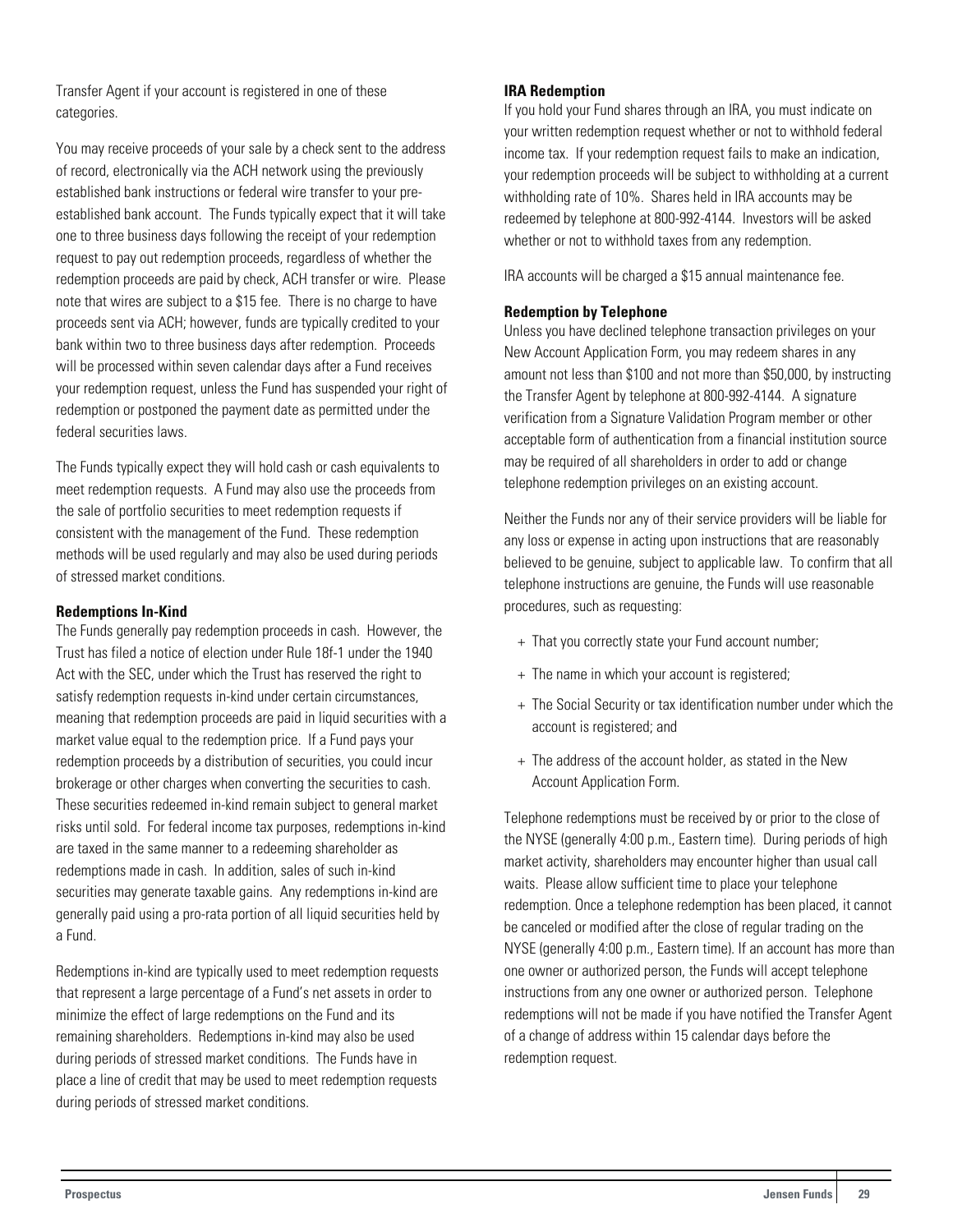Transfer Agent if your account is registered in one of these categories.

You may receive proceeds of your sale by a check sent to the address of record, electronically via the ACH network using the previously established bank instructions or federal wire transfer to your pre-established bank account. The Funds typically expect that it will take one to three business days following the receipt of your redemption request to pay out redemption proceeds, regardless of whether the redemption proceeds are paid by check, ACH transfer or wire. Please note that wires are subject to a $15 fee. There is no charge to have proceeds sent via ACH; however, funds are typically credited to your bank within two to three business days after redemption. Proceeds will be processed within seven calendar days after a Fund receives your redemption request, unless the Fund has suspended your right of redemption or postponed the payment date as permitted under the federal securities laws.

The Funds typically expect they will hold cash or cash equivalents to meet redemption requests. A Fund may also use the proceeds from the sale of portfolio securities to meet redemption requests if consistent with the management of the Fund. These redemption methods will be used regularly and may also be used during periods of stressed market conditions.

**Redemptions In-Kind**

The Funds generally pay redemption proceeds in cash. However, the Trust has filed a notice of election under Rule 18f-1 under the 1940 Act with the SEC, under which the Trust has reserved the right to satisfy redemption requests in-kind under certain circumstances, meaning that redemption proceeds are paid in liquid securities with a market value equal to the redemption price. If a Fund pays your redemption proceeds by a distribution of securities, you could incur brokerage or other charges when converting the securities to cash. These securities redeemed in-kind remain subject to general market risks until sold. For federal income tax purposes, redemptions in-kind are taxed in the same manner to a redeeming shareholder as redemptions made in cash. In addition, sales of such in-kind securities may generate taxable gains. Any redemptions in-kind are generally paid using a pro-rata portion of all liquid securities held by a Fund.

Redemptions in-kind are typically used to meet redemption requests that represent a large percentage of a Fund's net assets in order to minimize the effect of large redemptions on the Fund and its remaining shareholders. Redemptions in-kind may also be used during periods of stressed market conditions. The Funds have in place a line of credit that may be used to meet redemption requests during periods of stressed market conditions.

**IRA Redemption**

If you hold your Fund shares through an IRA, you must indicate on your written redemption request whether or not to withhold federal income tax. If your redemption request fails to make an indication, your redemption proceeds will be subject to withholding at a current withholding rate of 10%. Shares held in IRA accounts may be redeemed by telephone at 800-992-4144. Investors will be asked whether or not to withhold taxes from any redemption.

IRA accounts will be charged a $15 annual maintenance fee.

**Redemption by Telephone**

Unless you have declined telephone transaction privileges on your New Account Application Form, you may redeem shares in any amount not less than $100 and not more than $50,000, by instructing the Transfer Agent by telephone at 800-992-4144. A signature verification from a Signature Validation Program member or other acceptable form of authentication from a financial institution source may be required of all shareholders in order to add or change telephone redemption privileges on an existing account.

Neither the Funds nor any of their service providers will be liable for any loss or expense in acting upon instructions that are reasonably believed to be genuine, subject to applicable law. To confirm that all telephone instructions are genuine, the Funds will use reasonable procedures, such as requesting:

+ That you correctly state your Fund account number;
+ The name in which your account is registered;
+ The Social Security or tax identification number under which the account is registered; and
+ The address of the account holder, as stated in the New Account Application Form.

Telephone redemptions must be received by or prior to the close of the NYSE (generally 4:00 p.m., Eastern time). During periods of high market activity, shareholders may encounter higher than usual call waits. Please allow sufficient time to place your telephone redemption. Once a telephone redemption has been placed, it cannot be canceled or modified after the close of regular trading on the NYSE (generally 4:00 p.m., Eastern time). If an account has more than one owner or authorized person, the Funds will accept telephone instructions from any one owner or authorized person. Telephone redemptions will not be made if you have notified the Transfer Agent of a change of address within 15 calendar days before the redemption request.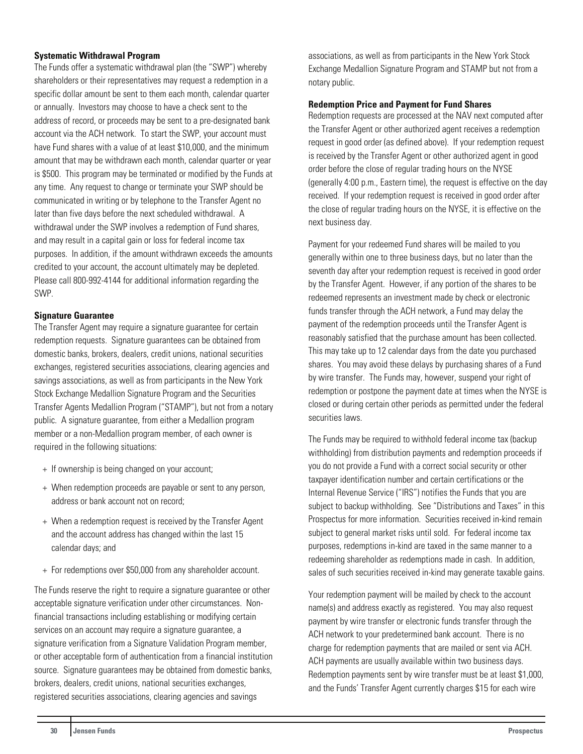### Systematic Withdrawal Program

The Funds offer a systematic withdrawal plan (the "SWP") whereby shareholders or their representatives may request a redemption in a specific dollar amount be sent to them each month, calendar quarter or annually. Investors may choose to have a check sent to the address of record, or proceeds may be sent to a pre-designated bank account via the ACH network. To start the SWP, your account must have Fund shares with a value of at least $10,000, and the minimum amount that may be withdrawn each month, calendar quarter or year is $500. This program may be terminated or modified by the Funds at any time. Any request to change or terminate your SWP should be communicated in writing or by telephone to the Transfer Agent no later than five days before the next scheduled withdrawal. A withdrawal under the SWP involves a redemption of Fund shares, and may result in a capital gain or loss for federal income tax purposes. In addition, if the amount withdrawn exceeds the amounts credited to your account, the account ultimately may be depleted. Please call 800-992-4144 for additional information regarding the SWP.

### Signature Guarantee

The Transfer Agent may require a signature guarantee for certain redemption requests. Signature guarantees can be obtained from domestic banks, brokers, dealers, credit unions, national securities exchanges, registered securities associations, clearing agencies and savings associations, as well as from participants in the New York Stock Exchange Medallion Signature Program and the Securities Transfer Agents Medallion Program ("STAMP"), but not from a notary public. A signature guarantee, from either a Medallion program member or a non-Medallion program member, of each owner is required in the following situations:

+ If ownership is being changed on your account;
+ When redemption proceeds are payable or sent to any person, address or bank account not on record;
+ When a redemption request is received by the Transfer Agent and the account address has changed within the last 15 calendar days; and
+ For redemptions over $50,000 from any shareholder account.

The Funds reserve the right to require a signature guarantee or other acceptable signature verification under other circumstances. Non-financial transactions including establishing or modifying certain services on an account may require a signature guarantee, a signature verification from a Signature Validation Program member, or other acceptable form of authentication from a financial institution source. Signature guarantees may be obtained from domestic banks, brokers, dealers, credit unions, national securities exchanges, registered securities associations, clearing agencies and savings associations, as well as from participants in the New York Stock Exchange Medallion Signature Program and STAMP but not from a notary public.

### Redemption Price and Payment for Fund Shares

Redemption requests are processed at the NAV next computed after the Transfer Agent or other authorized agent receives a redemption request in good order (as defined above). If your redemption request is received by the Transfer Agent or other authorized agent in good order before the close of regular trading hours on the NYSE (generally 4:00 p.m., Eastern time), the request is effective on the day received. If your redemption request is received in good order after the close of regular trading hours on the NYSE, it is effective on the next business day.

Payment for your redeemed Fund shares will be mailed to you generally within one to three business days, but no later than the seventh day after your redemption request is received in good order by the Transfer Agent. However, if any portion of the shares to be redeemed represents an investment made by check or electronic funds transfer through the ACH network, a Fund may delay the payment of the redemption proceeds until the Transfer Agent is reasonably satisfied that the purchase amount has been collected. This may take up to 12 calendar days from the date you purchased shares. You may avoid these delays by purchasing shares of a Fund by wire transfer. The Funds may, however, suspend your right of redemption or postpone the payment date at times when the NYSE is closed or during certain other periods as permitted under the federal securities laws.

The Funds may be required to withhold federal income tax (backup withholding) from distribution payments and redemption proceeds if you do not provide a Fund with a correct social security or other taxpayer identification number and certain certifications or the Internal Revenue Service ("IRS") notifies the Funds that you are subject to backup withholding. See "Distributions and Taxes" in this Prospectus for more information. Securities received in-kind remain subject to general market risks until sold. For federal income tax purposes, redemptions in-kind are taxed in the same manner to a redeeming shareholder as redemptions made in cash. In addition, sales of such securities received in-kind may generate taxable gains.

Your redemption payment will be mailed by check to the account name(s) and address exactly as registered. You may also request payment by wire transfer or electronic funds transfer through the ACH network to your predetermined bank account. There is no charge for redemption payments that are mailed or sent via ACH. ACH payments are usually available within two business days. Redemption payments sent by wire transfer must be at least $1,000, and the Funds' Transfer Agent currently charges $15 for each wire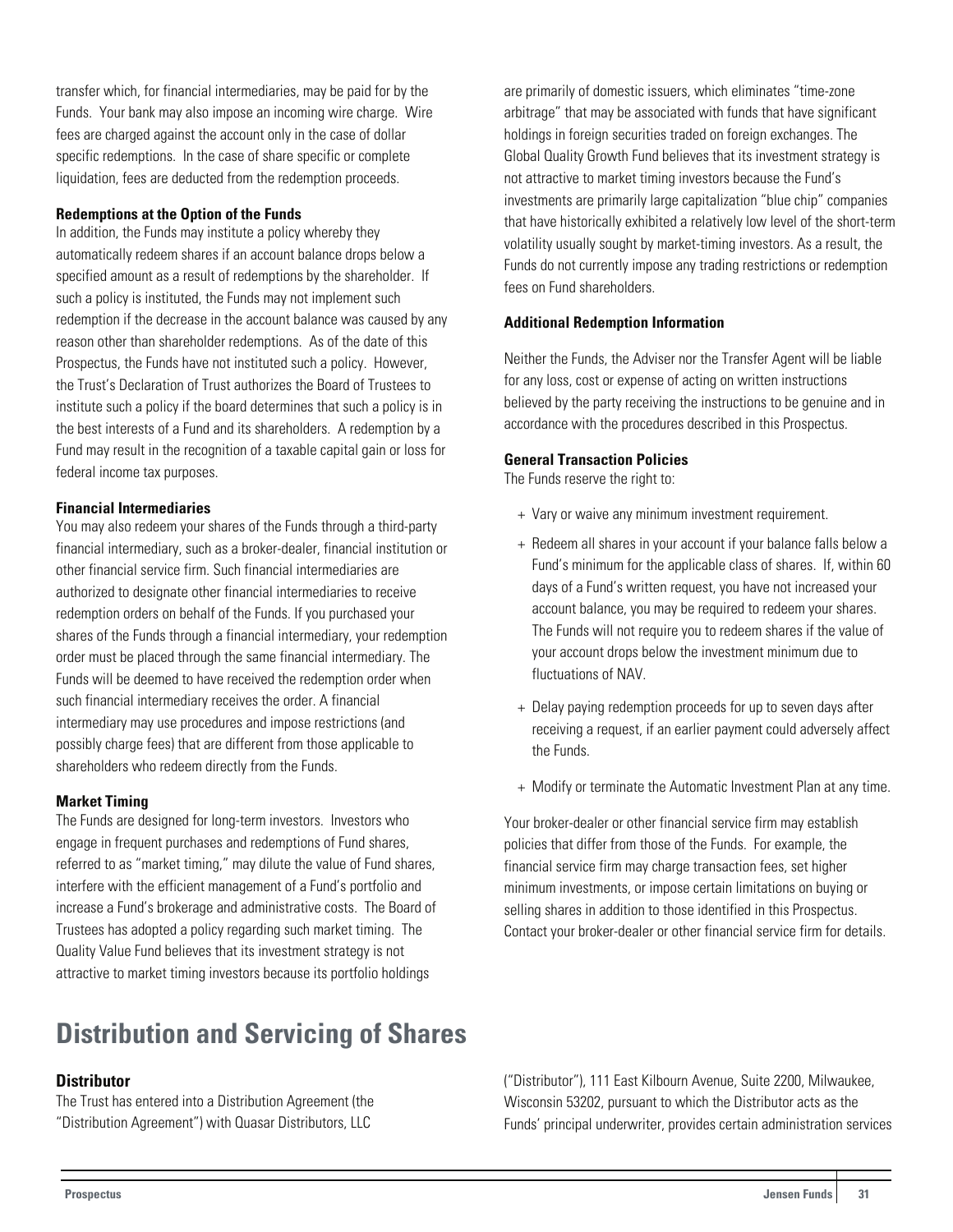transfer which, for financial intermediaries, may be paid for by the Funds. Your bank may also impose an incoming wire charge. Wire fees are charged against the account only in the case of dollar specific redemptions. In the case of share specific or complete liquidation, fees are deducted from the redemption proceeds.

**Redemptions at the Option of the Funds**

In addition, the Funds may institute a policy whereby they automatically redeem shares if an account balance drops below a specified amount as a result of redemptions by the shareholder. If such a policy is instituted, the Funds may not implement such redemption if the decrease in the account balance was caused by any reason other than shareholder redemptions. As of the date of this Prospectus, the Funds have not instituted such a policy. However, the Trust's Declaration of Trust authorizes the Board of Trustees to institute such a policy if the board determines that such a policy is in the best interests of a Fund and its shareholders. A redemption by a Fund may result in the recognition of a taxable capital gain or loss for federal income tax purposes.

**Financial Intermediaries**

You may also redeem your shares of the Funds through a third-party financial intermediary, such as a broker-dealer, financial institution or other financial service firm. Such financial intermediaries are authorized to designate other financial intermediaries to receive redemption orders on behalf of the Funds. If you purchased your shares of the Funds through a financial intermediary, your redemption order must be placed through the same financial intermediary. The Funds will be deemed to have received the redemption order when such financial intermediary receives the order. A financial intermediary may use procedures and impose restrictions (and possibly charge fees) that are different from those applicable to shareholders who redeem directly from the Funds.

**Market Timing**

The Funds are designed for long-term investors. Investors who engage in frequent purchases and redemptions of Fund shares, referred to as "market timing," may dilute the value of Fund shares, interfere with the efficient management of a Fund's portfolio and increase a Fund's brokerage and administrative costs. The Board of Trustees has adopted a policy regarding such market timing. The Quality Value Fund believes that its investment strategy is not attractive to market timing investors because its portfolio holdings are primarily of domestic issuers, which eliminates "time-zone arbitrage" that may be associated with funds that have significant holdings in foreign securities traded on foreign exchanges. The Global Quality Growth Fund believes that its investment strategy is not attractive to market timing investors because the Fund's investments are primarily large capitalization "blue chip" companies that have historically exhibited a relatively low level of the short-term volatility usually sought by market-timing investors. As a result, the Funds do not currently impose any trading restrictions or redemption fees on Fund shareholders.

**Additional Redemption Information**

Neither the Funds, the Adviser nor the Transfer Agent will be liable for any loss, cost or expense of acting on written instructions believed by the party receiving the instructions to be genuine and in accordance with the procedures described in this Prospectus.

**General Transaction Policies**

The Funds reserve the right to:

+ Vary or waive any minimum investment requirement.
+ Redeem all shares in your account if your balance falls below a Fund's minimum for the applicable class of shares. If, within 60 days of a Fund's written request, you have not increased your account balance, you may be required to redeem your shares. The Funds will not require you to redeem shares if the value of your account drops below the investment minimum due to fluctuations of NAV.
+ Delay paying redemption proceeds for up to seven days after receiving a request, if an earlier payment could adversely affect the Funds.
+ Modify or terminate the Automatic Investment Plan at any time.

Your broker-dealer or other financial service firm may establish policies that differ from those of the Funds. For example, the financial service firm may charge transaction fees, set higher minimum investments, or impose certain limitations on buying or selling shares in addition to those identified in this Prospectus. Contact your broker-dealer or other financial service firm for details.

# Distribution and Servicing of Shares

## Distributor

The Trust has entered into a Distribution Agreement (the "Distribution Agreement") with Quasar Distributors, LLC ("Distributor"), 111 East Kilbourn Avenue, Suite 2200, Milwaukee, Wisconsin 53202, pursuant to which the Distributor acts as the Funds' principal underwriter, provides certain administration services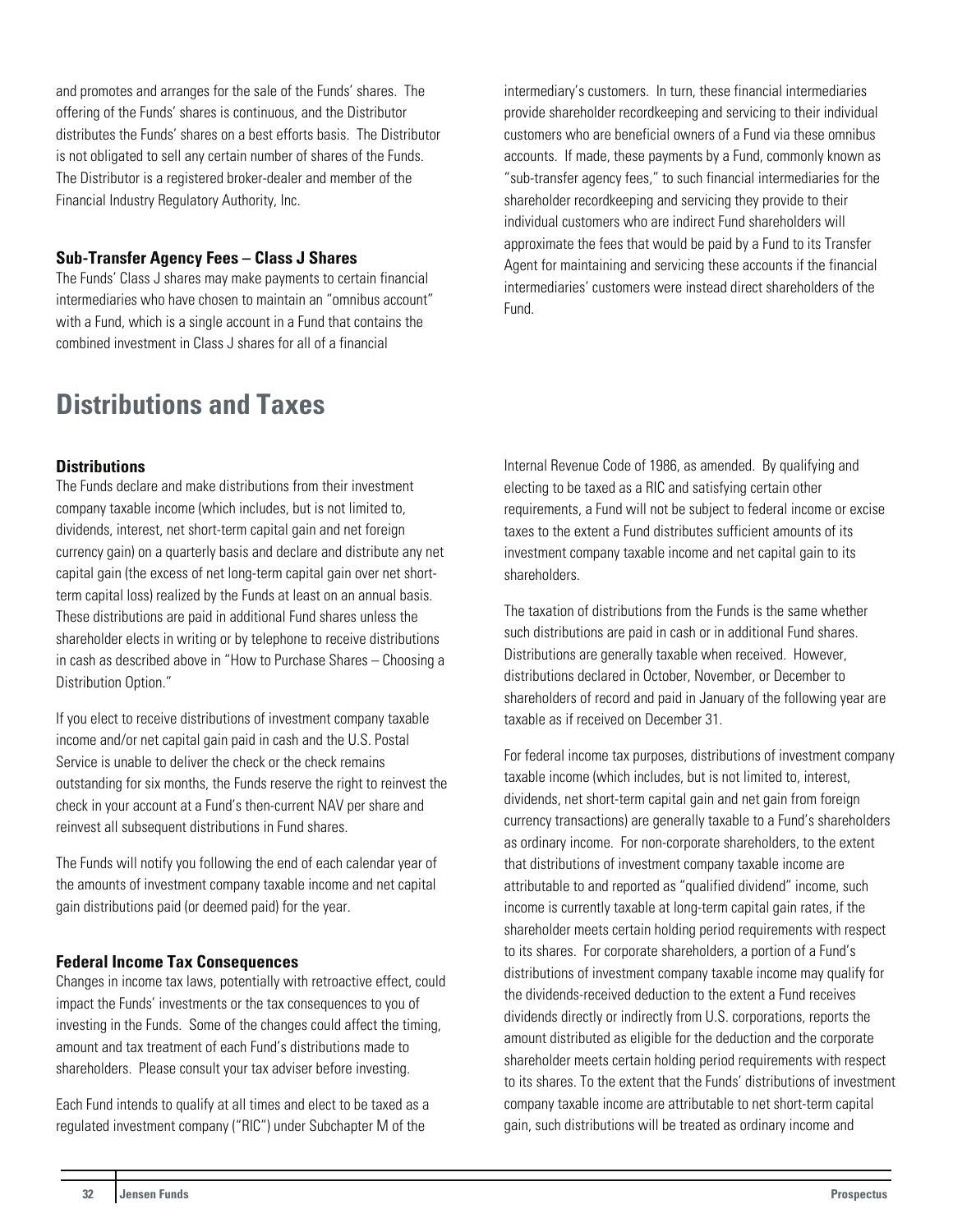and promotes and arranges for the sale of the Funds' shares. The offering of the Funds' shares is continuous, and the Distributor distributes the Funds' shares on a best efforts basis. The Distributor is not obligated to sell any certain number of shares of the Funds. The Distributor is a registered broker-dealer and member of the Financial Industry Regulatory Authority, Inc.

### Sub-Transfer Agency Fees – Class J Shares

The Funds' Class J shares may make payments to certain financial intermediaries who have chosen to maintain an "omnibus account" with a Fund, which is a single account in a Fund that contains the combined investment in Class J shares for all of a financial intermediary's customers. In turn, these financial intermediaries provide shareholder recordkeeping and servicing to their individual customers who are beneficial owners of a Fund via these omnibus accounts. If made, these payments by a Fund, commonly known as "sub-transfer agency fees," to such financial intermediaries for the shareholder recordkeeping and servicing they provide to their individual customers who are indirect Fund shareholders will approximate the fees that would be paid by a Fund to its Transfer Agent for maintaining and servicing these accounts if the financial intermediaries' customers were instead direct shareholders of the Fund.

## Distributions and Taxes

### Distributions

The Funds declare and make distributions from their investment company taxable income (which includes, but is not limited to, dividends, interest, net short-term capital gain and net foreign currency gain) on a quarterly basis and declare and distribute any net capital gain (the excess of net long-term capital gain over net short-term capital loss) realized by the Funds at least on an annual basis. These distributions are paid in additional Fund shares unless the shareholder elects in writing or by telephone to receive distributions in cash as described above in "How to Purchase Shares – Choosing a Distribution Option."

If you elect to receive distributions of investment company taxable income and/or net capital gain paid in cash and the U.S. Postal Service is unable to deliver the check or the check remains outstanding for six months, the Funds reserve the right to reinvest the check in your account at a Fund's then-current NAV per share and reinvest all subsequent distributions in Fund shares.

The Funds will notify you following the end of each calendar year of the amounts of investment company taxable income and net capital gain distributions paid (or deemed paid) for the year.

### Federal Income Tax Consequences

Changes in income tax laws, potentially with retroactive effect, could impact the Funds' investments or the tax consequences to you of investing in the Funds. Some of the changes could affect the timing, amount and tax treatment of each Fund's distributions made to shareholders. Please consult your tax adviser before investing.

Each Fund intends to qualify at all times and elect to be taxed as a regulated investment company ("RIC") under Subchapter M of the Internal Revenue Code of 1986, as amended. By qualifying and electing to be taxed as a RIC and satisfying certain other requirements, a Fund will not be subject to federal income or excise taxes to the extent a Fund distributes sufficient amounts of its investment company taxable income and net capital gain to its shareholders.

The taxation of distributions from the Funds is the same whether such distributions are paid in cash or in additional Fund shares. Distributions are generally taxable when received. However, distributions declared in October, November, or December to shareholders of record and paid in January of the following year are taxable as if received on December 31.

For federal income tax purposes, distributions of investment company taxable income (which includes, but is not limited to, interest, dividends, net short-term capital gain and net gain from foreign currency transactions) are generally taxable to a Fund's shareholders as ordinary income. For non-corporate shareholders, to the extent that distributions of investment company taxable income are attributable to and reported as "qualified dividend" income, such income is currently taxable at long-term capital gain rates, if the shareholder meets certain holding period requirements with respect to its shares. For corporate shareholders, a portion of a Fund's distributions of investment company taxable income may qualify for the dividends-received deduction to the extent a Fund receives dividends directly or indirectly from U.S. corporations, reports the amount distributed as eligible for the deduction and the corporate shareholder meets certain holding period requirements with respect to its shares. To the extent that the Funds' distributions of investment company taxable income are attributable to net short-term capital gain, such distributions will be treated as ordinary income and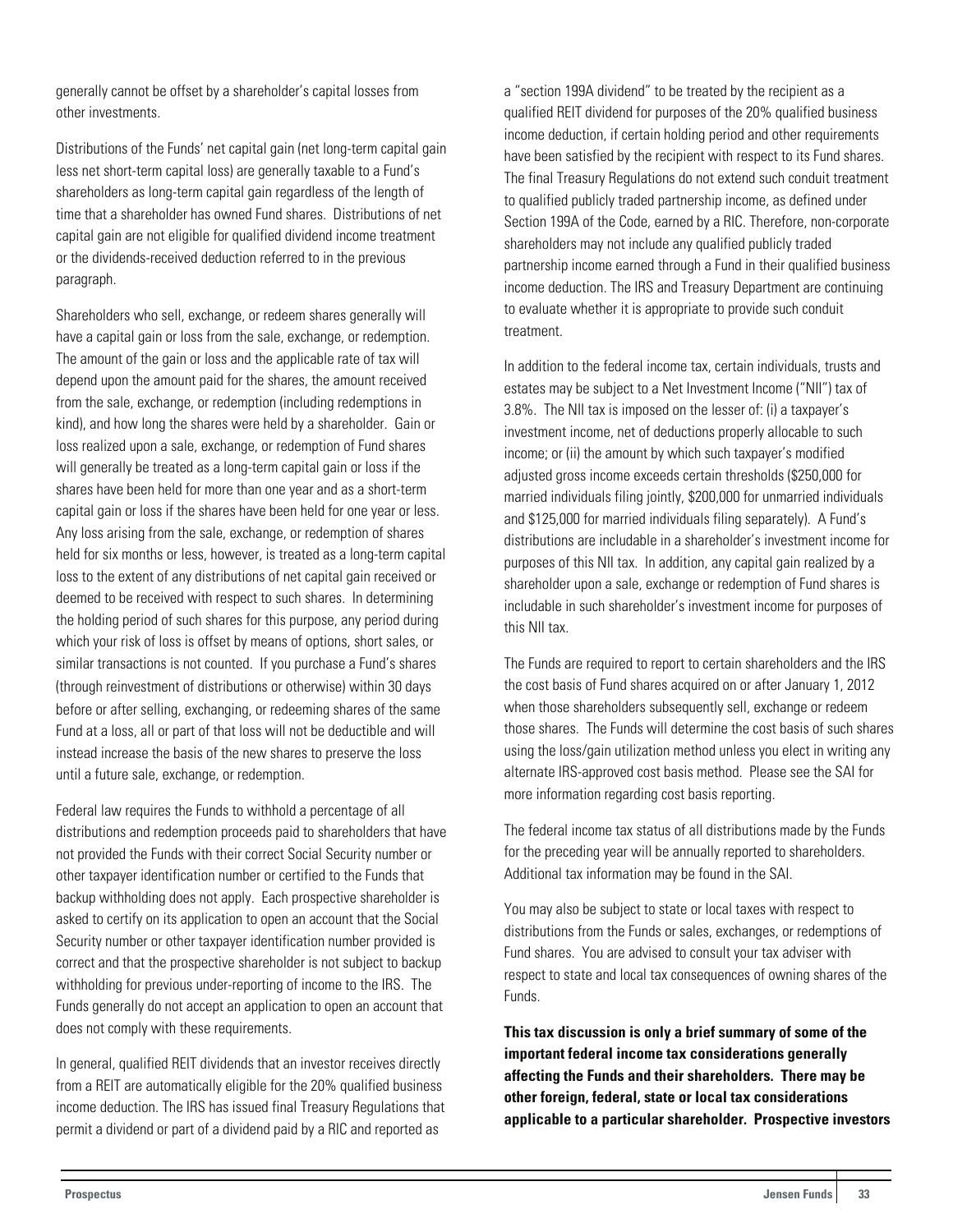generally cannot be offset by a shareholder's capital losses from other investments.

Distributions of the Funds' net capital gain (net long-term capital gain less net short-term capital loss) are generally taxable to a Fund's shareholders as long-term capital gain regardless of the length of time that a shareholder has owned Fund shares. Distributions of net capital gain are not eligible for qualified dividend income treatment or the dividends-received deduction referred to in the previous paragraph.

Shareholders who sell, exchange, or redeem shares generally will have a capital gain or loss from the sale, exchange, or redemption. The amount of the gain or loss and the applicable rate of tax will depend upon the amount paid for the shares, the amount received from the sale, exchange, or redemption (including redemptions in kind), and how long the shares were held by a shareholder. Gain or loss realized upon a sale, exchange, or redemption of Fund shares will generally be treated as a long-term capital gain or loss if the shares have been held for more than one year and as a short-term capital gain or loss if the shares have been held for one year or less. Any loss arising from the sale, exchange, or redemption of shares held for six months or less, however, is treated as a long-term capital loss to the extent of any distributions of net capital gain received or deemed to be received with respect to such shares. In determining the holding period of such shares for this purpose, any period during which your risk of loss is offset by means of options, short sales, or similar transactions is not counted. If you purchase a Fund's shares (through reinvestment of distributions or otherwise) within 30 days before or after selling, exchanging, or redeeming shares of the same Fund at a loss, all or part of that loss will not be deductible and will instead increase the basis of the new shares to preserve the loss until a future sale, exchange, or redemption.

Federal law requires the Funds to withhold a percentage of all distributions and redemption proceeds paid to shareholders that have not provided the Funds with their correct Social Security number or other taxpayer identification number or certified to the Funds that backup withholding does not apply. Each prospective shareholder is asked to certify on its application to open an account that the Social Security number or other taxpayer identification number provided is correct and that the prospective shareholder is not subject to backup withholding for previous under-reporting of income to the IRS. The Funds generally do not accept an application to open an account that does not comply with these requirements.

In general, qualified REIT dividends that an investor receives directly from a REIT are automatically eligible for the 20% qualified business income deduction. The IRS has issued final Treasury Regulations that permit a dividend or part of a dividend paid by a RIC and reported as a "section 199A dividend" to be treated by the recipient as a qualified REIT dividend for purposes of the 20% qualified business income deduction, if certain holding period and other requirements have been satisfied by the recipient with respect to its Fund shares. The final Treasury Regulations do not extend such conduit treatment to qualified publicly traded partnership income, as defined under Section 199A of the Code, earned by a RIC. Therefore, non-corporate shareholders may not include any qualified publicly traded partnership income earned through a Fund in their qualified business income deduction. The IRS and Treasury Department are continuing to evaluate whether it is appropriate to provide such conduit treatment.

In addition to the federal income tax, certain individuals, trusts and estates may be subject to a Net Investment Income ("NII") tax of 3.8%. The NII tax is imposed on the lesser of: (i) a taxpayer's investment income, net of deductions properly allocable to such income; or (ii) the amount by which such taxpayer's modified adjusted gross income exceeds certain thresholds ($250,000 for married individuals filing jointly, $200,000 for unmarried individuals and $125,000 for married individuals filing separately). A Fund's distributions are includable in a shareholder's investment income for purposes of this NII tax. In addition, any capital gain realized by a shareholder upon a sale, exchange or redemption of Fund shares is includable in such shareholder's investment income for purposes of this NII tax.

The Funds are required to report to certain shareholders and the IRS the cost basis of Fund shares acquired on or after January 1, 2012 when those shareholders subsequently sell, exchange or redeem those shares. The Funds will determine the cost basis of such shares using the loss/gain utilization method unless you elect in writing any alternate IRS-approved cost basis method. Please see the SAI for more information regarding cost basis reporting.

The federal income tax status of all distributions made by the Funds for the preceding year will be annually reported to shareholders. Additional tax information may be found in the SAI.

You may also be subject to state or local taxes with respect to distributions from the Funds or sales, exchanges, or redemptions of Fund shares. You are advised to consult your tax adviser with respect to state and local tax consequences of owning shares of the Funds.

**This tax discussion is only a brief summary of some of the important federal income tax considerations generally affecting the Funds and their shareholders. There may be other foreign, federal, state or local tax considerations applicable to a particular shareholder. Prospective investors**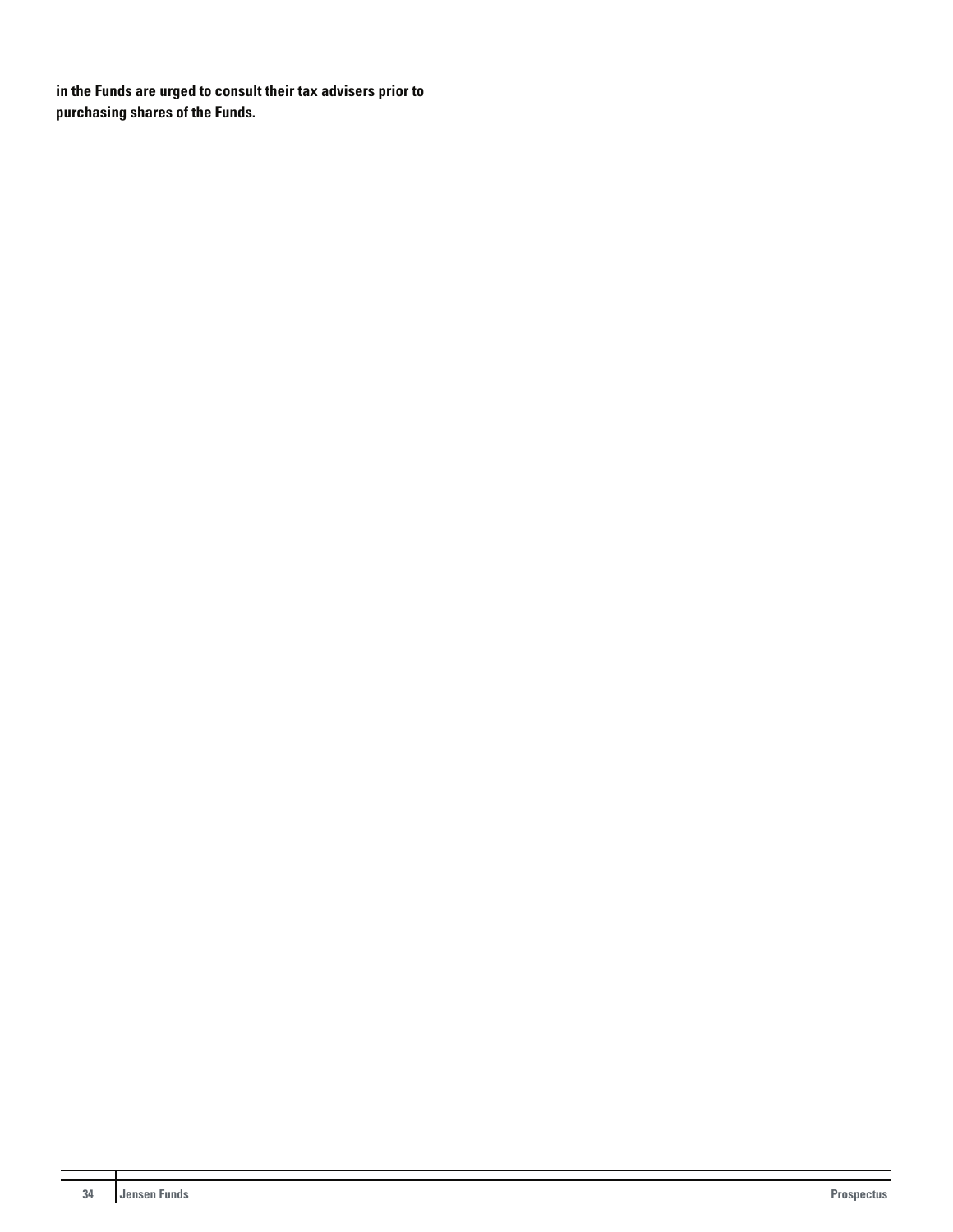**in the Funds are urged to consult their tax advisers prior to purchasing shares of the Funds.**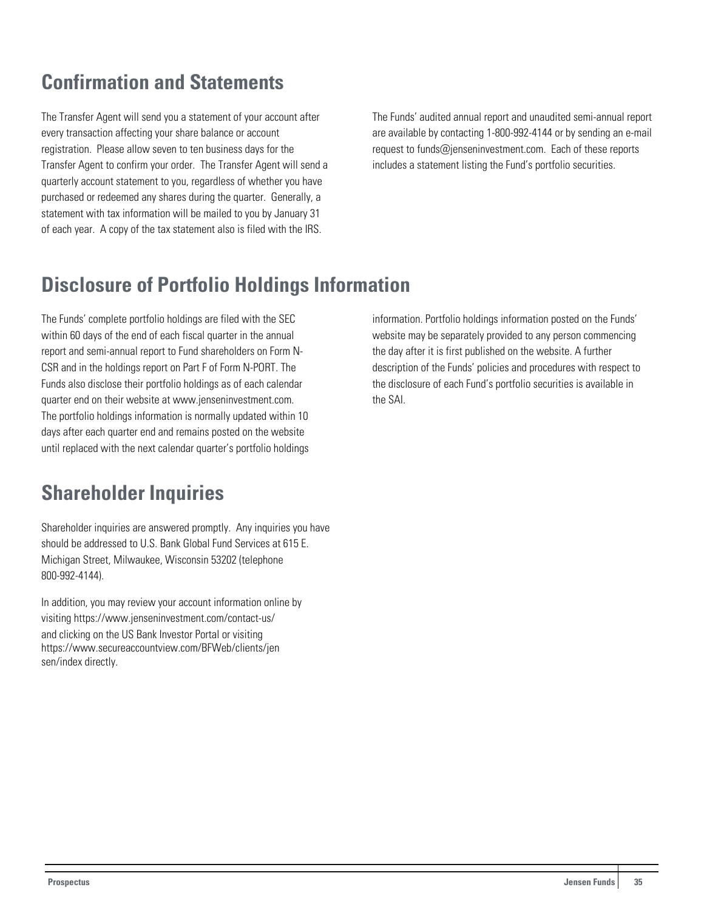## Confirmation and Statements

The Transfer Agent will send you a statement of your account after every transaction affecting your share balance or account registration. Please allow seven to ten business days for the Transfer Agent to confirm your order. The Transfer Agent will send a quarterly account statement to you, regardless of whether you have purchased or redeemed any shares during the quarter. Generally, a statement with tax information will be mailed to you by January 31 of each year. A copy of the tax statement also is filed with the IRS.

The Funds' audited annual report and unaudited semi-annual report are available by contacting 1-800-992-4144 or by sending an e-mail request to funds@jenseninvestment.com. Each of these reports includes a statement listing the Fund's portfolio securities.

## Disclosure of Portfolio Holdings Information

The Funds' complete portfolio holdings are filed with the SEC within 60 days of the end of each fiscal quarter in the annual report and semi-annual report to Fund shareholders on Form N-CSR and in the holdings report on Part F of Form N-PORT. The Funds also disclose their portfolio holdings as of each calendar quarter end on their website at www.jenseninvestment.com. The portfolio holdings information is normally updated within 10 days after each quarter end and remains posted on the website until replaced with the next calendar quarter's portfolio holdings information. Portfolio holdings information posted on the Funds' website may be separately provided to any person commencing the day after it is first published on the website. A further description of the Funds' policies and procedures with respect to the disclosure of each Fund's portfolio securities is available in the SAI.

## Shareholder Inquiries

Shareholder inquiries are answered promptly. Any inquiries you have should be addressed to U.S. Bank Global Fund Services at 615 E. Michigan Street, Milwaukee, Wisconsin 53202 (telephone 800-992-4144).

In addition, you may review your account information online by visiting https://www.jenseninvestment.com/contact-us/ and clicking on the US Bank Investor Portal or visiting https://www.secureaccountview.com/BFWeb/clients/jensen/index directly.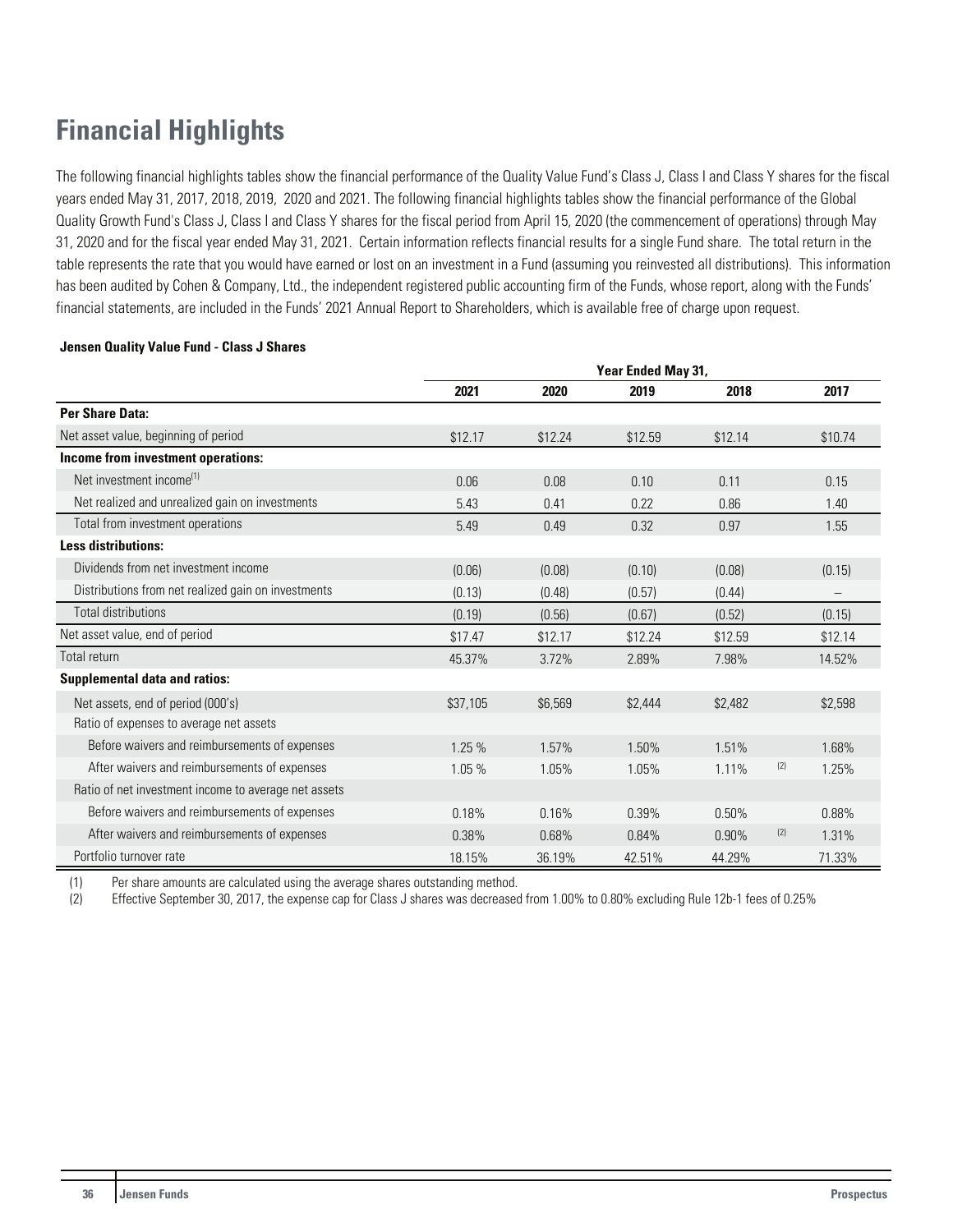# Financial Highlights

The following financial highlights tables show the financial performance of the Quality Value Fund's Class J, Class I and Class Y shares for the fiscal years ended May 31, 2017, 2018, 2019, 2020 and 2021. The following financial highlights tables show the financial performance of the Global Quality Growth Fund's Class J, Class I and Class Y shares for the fiscal period from April 15, 2020 (the commencement of operations) through May 31, 2020 and for the fiscal year ended May 31, 2021. Certain information reflects financial results for a single Fund share. The total return in the table represents the rate that you would have earned or lost on an investment in a Fund (assuming you reinvested all distributions). This information has been audited by Cohen & Company, Ltd., the independent registered public accounting firm of the Funds, whose report, along with the Funds' financial statements, are included in the Funds' 2021 Annual Report to Shareholders, which is available free of charge upon request.

**Jensen Quality Value Fund - Class J Shares**

| | Year Ended May 31, | | | | |
|---|---|---|---|---|---|
| | 2021 | 2020 | 2019 | 2018 | 2017 |
| **Per Share Data:** | | | | | |
| Net asset value, beginning of period | $12.17 | $12.24 | $12.59 | $12.14 | $10.74 |
| **Income from investment operations:** | | | | | |
| Net investment income[1] | 0.06 | 0.08 | 0.10 | 0.11 | 0.15 |
| Net realized and unrealized gain on investments | 5.43 | 0.41 | 0.22 | 0.86 | 1.40 |
| Total from investment operations | 5.49 | 0.49 | 0.32 | 0.97 | 1.55 |
| **Less distributions:** | | | | | |
| Dividends from net investment income | (0.06) | (0.08) | (0.10) | (0.08) | (0.15) |
| Distributions from net realized gain on investments | (0.13) | (0.48) | (0.57) | (0.44) | – |
| Total distributions | (0.19) | (0.56) | (0.67) | (0.52) | (0.15) |
| Net asset value, end of period | $17.47 | $12.17 | $12.24 | $12.59 | $12.14 |
| Total return | 45.37% | 3.72% | 2.89% | 7.98% | 14.52% |
| **Supplemental data and ratios:** | | | | | |
| Net assets, end of period (000's) | $37,105 | $6,569 | $2,444 | $2,482 | $2,598 |
| Ratio of expenses to average net assets | | | | | |
| Before waivers and reimbursements of expenses | 1.25 % | 1.57% | 1.50% | 1.51% | 1.68% |
| After waivers and reimbursements of expenses | 1.05 % | 1.05% | 1.05% | 1.11% [2] | 1.25% |
| Ratio of net investment income to average net assets | | | | | |
| Before waivers and reimbursements of expenses | 0.18% | 0.16% | 0.39% | 0.50% | 0.88% |
| After waivers and reimbursements of expenses | 0.38% | 0.68% | 0.84% | 0.90% [2] | 1.31% |
| Portfolio turnover rate | 18.15% | 36.19% | 42.51% | 44.29% | 71.33% |

(1) Per share amounts are calculated using the average shares outstanding method.

(2) Effective September 30, 2017, the expense cap for Class J shares was decreased from 1.00% to 0.80% excluding Rule 12b-1 fees of 0.25%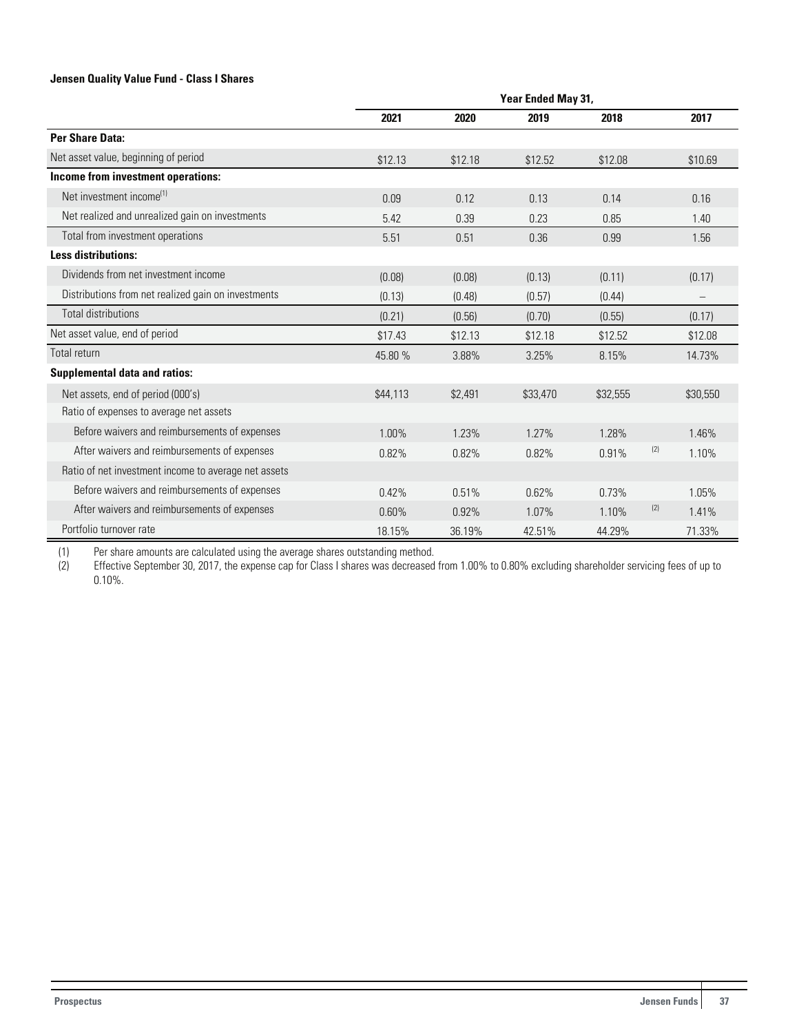**Jensen Quality Value Fund - Class I Shares**

| | Year Ended May 31, | | | | |
|---|---|---|---|---|---|
| | 2021 | 2020 | 2019 | 2018 | 2017 |
| **Per Share Data:** | | | | | |
| Net asset value, beginning of period | $12.13 | $12.18 | $12.52 | $12.08 | $10.69 |
| **Income from investment operations:** | | | | | |
| Net investment income[1] | 0.09 | 0.12 | 0.13 | 0.14 | 0.16 |
| Net realized and unrealized gain on investments | 5.42 | 0.39 | 0.23 | 0.85 | 1.40 |
| Total from investment operations | 5.51 | 0.51 | 0.36 | 0.99 | 1.56 |
| **Less distributions:** | | | | | |
| Dividends from net investment income | (0.08) | (0.08) | (0.13) | (0.11) | (0.17) |
| Distributions from net realized gain on investments | (0.13) | (0.48) | (0.57) | (0.44) | – |
| Total distributions | (0.21) | (0.56) | (0.70) | (0.55) | (0.17) |
| Net asset value, end of period | $17.43 | $12.13 | $12.18 | $12.52 | $12.08 |
| Total return | 45.80 % | 3.88% | 3.25% | 8.15% | 14.73% |
| **Supplemental data and ratios:** | | | | | |
| Net assets, end of period (000's) | $44,113 | $2,491 | $33,470 | $32,555 | $30,550 |
| Ratio of expenses to average net assets | | | | | |
| Before waivers and reimbursements of expenses | 1.00% | 1.23% | 1.27% | 1.28% | 1.46% |
| After waivers and reimbursements of expenses | 0.82% | 0.82% | 0.82% | 0.91% [2] | 1.10% |
| Ratio of net investment income to average net assets | | | | | |
| Before waivers and reimbursements of expenses | 0.42% | 0.51% | 0.62% | 0.73% | 1.05% |
| After waivers and reimbursements of expenses | 0.60% | 0.92% | 1.07% | 1.10% [2] | 1.41% |
| Portfolio turnover rate | 18.15% | 36.19% | 42.51% | 44.29% | 71.33% |

(1) Per share amounts are calculated using the average shares outstanding method.

(2) Effective September 30, 2017, the expense cap for Class I shares was decreased from 1.00% to 0.80% excluding shareholder servicing fees of up to 0.10%.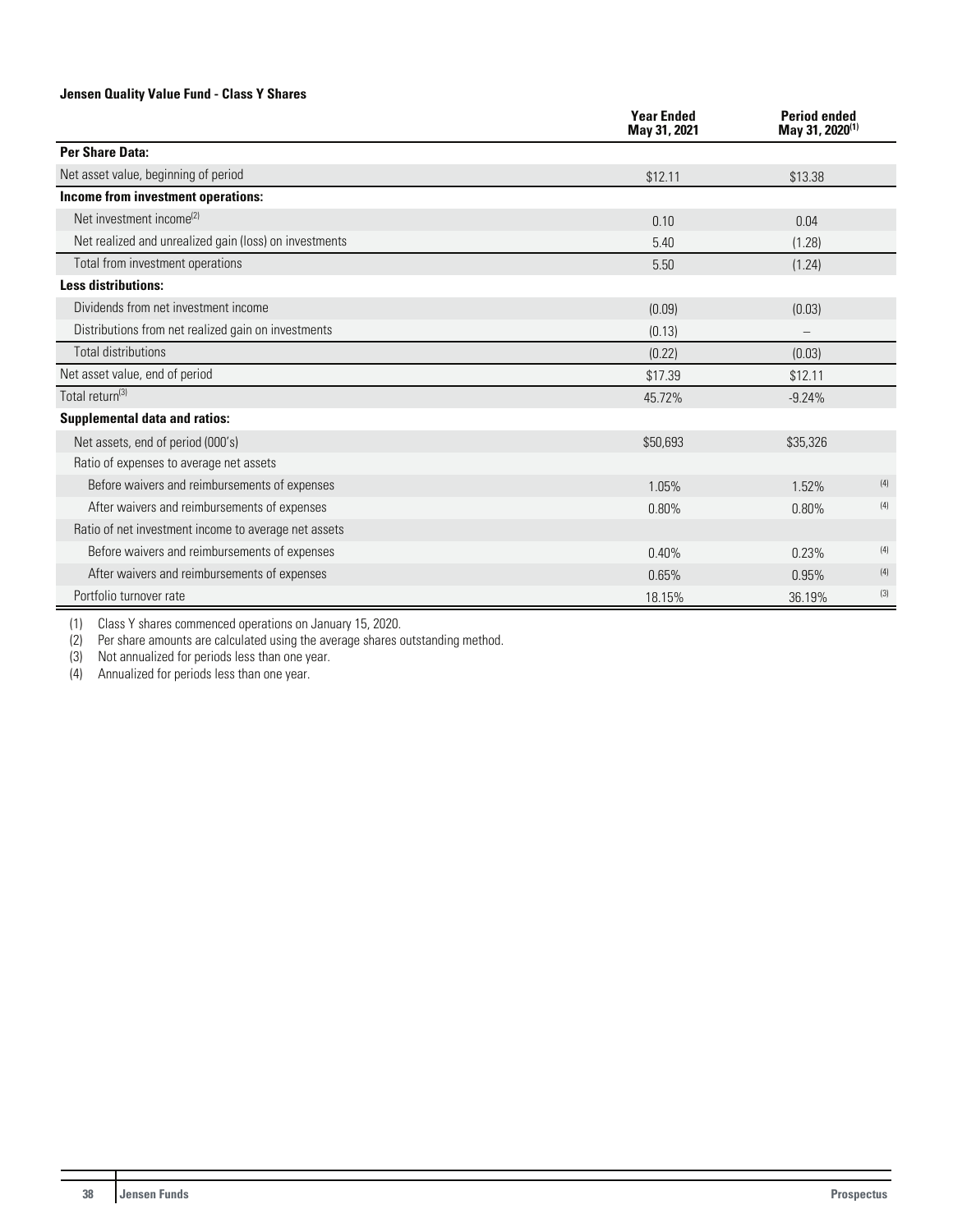**Jensen Quality Value Fund - Class Y Shares**

| | Year Ended May 31, 2021 | Period ended May 31, 2020[(1)] | |
|---|---|---|---|
| **Per Share Data:** | | | |
| Net asset value, beginning of period | $12.11 | $13.38 | |
| **Income from investment operations:** | | | |
| Net investment income[(2)] | 0.10 | 0.04 | |
| Net realized and unrealized gain (loss) on investments | 5.40 | (1.28) | |
| Total from investment operations | 5.50 | (1.24) | |
| **Less distributions:** | | | |
| Dividends from net investment income | (0.09) | (0.03) | |
| Distributions from net realized gain on investments | (0.13) | – | |
| Total distributions | (0.22) | (0.03) | |
| Net asset value, end of period | $17.39 | $12.11 | |
| Total return[(3)] | 45.72% | -9.24% | |
| **Supplemental data and ratios:** | | | |
| Net assets, end of period (000's) | $50,693 | $35,326 | |
| Ratio of expenses to average net assets | | | |
| Before waivers and reimbursements of expenses | 1.05% | 1.52% | (4) |
| After waivers and reimbursements of expenses | 0.80% | 0.80% | (4) |
| Ratio of net investment income to average net assets | | | |
| Before waivers and reimbursements of expenses | 0.40% | 0.23% | (4) |
| After waivers and reimbursements of expenses | 0.65% | 0.95% | (4) |
| Portfolio turnover rate | 18.15% | 36.19% | (3) |

(1) Class Y shares commenced operations on January 15, 2020.
(2) Per share amounts are calculated using the average shares outstanding method.
(3) Not annualized for periods less than one year.
(4) Annualized for periods less than one year.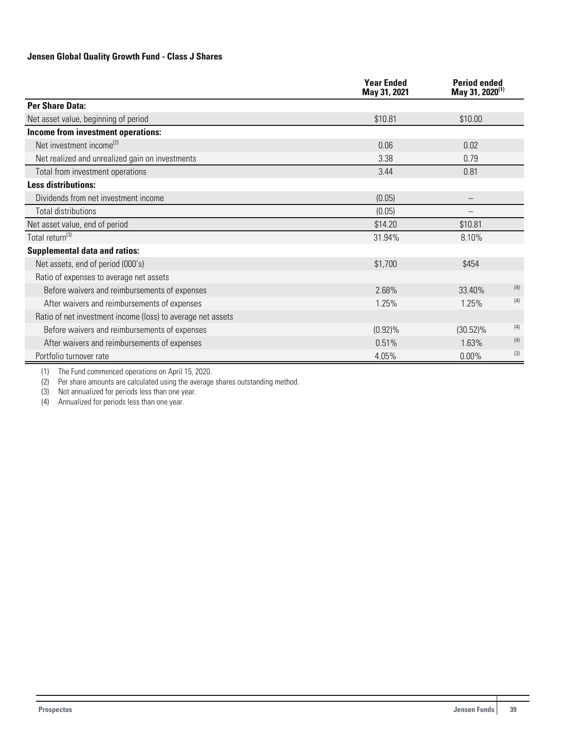**Jensen Global Quality Growth Fund - Class J Shares**

| | Year Ended May 31, 2021 | Period ended May 31, 2020[(1)] |
|---|---|---|
| **Per Share Data:** | | |
| Net asset value, beginning of period | $10.81 | $10.00 |
| **Income from investment operations:** | | |
| Net investment income[(2)] | 0.06 | 0.02 |
| Net realized and unrealized gain on investments | 3.38 | 0.79 |
| Total from investment operations | 3.44 | 0.81 |
| **Less distributions:** | | |
| Dividends from net investment income | (0.05) | – |
| Total distributions | (0.05) | – |
| Net asset value, end of period | $14.20 | $10.81 |
| Total return[(3)] | 31.94% | 8.10% |
| **Supplemental data and ratios:** | | |
| Net assets, end of period (000's) | $1,700 | $454 |
| Ratio of expenses to average net assets | | |
| Before waivers and reimbursements of expenses | 2.68% | 33.40%[(4)] |
| After waivers and reimbursements of expenses | 1.25% | 1.25%[(4)] |
| Ratio of net investment income (loss) to average net assets | | |
| Before waivers and reimbursements of expenses | (0.92)% | (30.52)%[(4)] |
| After waivers and reimbursements of expenses | 0.51% | 1.63%[(4)] |
| Portfolio turnover rate | 4.05% | 0.00%[(3)] |

(1) The Fund commenced operations on April 15, 2020.

(2) Per share amounts are calculated using the average shares outstanding method.

(3) Not annualized for periods less than one year.

(4) Annualized for periods less than one year.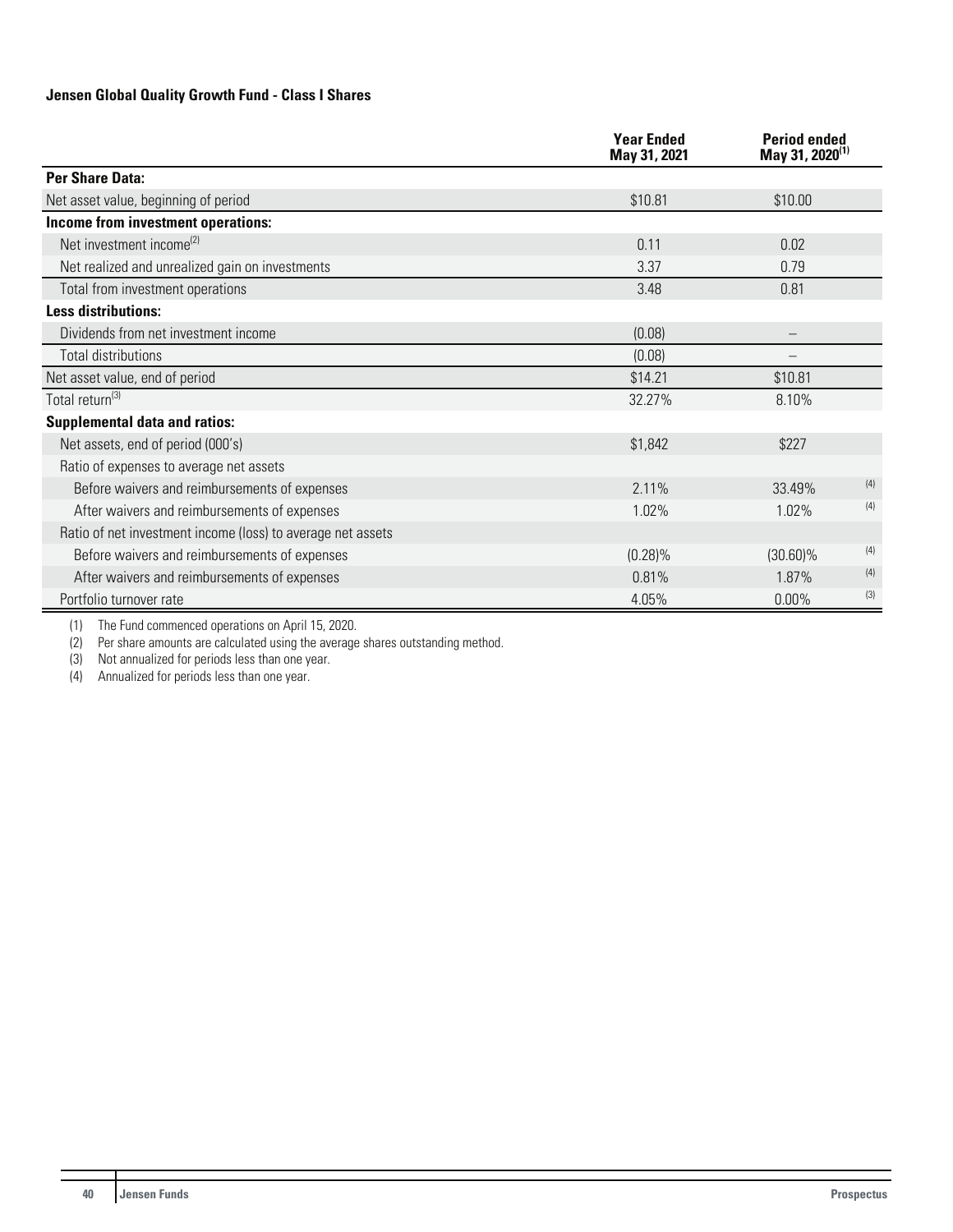### Jensen Global Quality Growth Fund - Class I Shares

| | Year Ended May 31, 2021 | Period ended May 31, 2020[(1)] | |
|---|---|---|---|
| **Per Share Data:** | | | |
| Net asset value, beginning of period | $10.81 | $10.00 | |
| **Income from investment operations:** | | | |
| Net investment income[(2)] | 0.11 | 0.02 | |
| Net realized and unrealized gain on investments | 3.37 | 0.79 | |
| Total from investment operations | 3.48 | 0.81 | |
| **Less distributions:** | | | |
| Dividends from net investment income | (0.08) | – | |
| Total distributions | (0.08) | – | |
| Net asset value, end of period | $14.21 | $10.81 | |
| Total return[(3)] | 32.27% | 8.10% | |
| **Supplemental data and ratios:** | | | |
| Net assets, end of period (000's) | $1,842 | $227 | |
| Ratio of expenses to average net assets | | | |
| Before waivers and reimbursements of expenses | 2.11% | 33.49% | (4) |
| After waivers and reimbursements of expenses | 1.02% | 1.02% | (4) |
| Ratio of net investment income (loss) to average net assets | | | |
| Before waivers and reimbursements of expenses | (0.28)% | (30.60)% | (4) |
| After waivers and reimbursements of expenses | 0.81% | 1.87% | (4) |
| Portfolio turnover rate | 4.05% | 0.00% | (3) |

(1) The Fund commenced operations on April 15, 2020.
(2) Per share amounts are calculated using the average shares outstanding method.
(3) Not annualized for periods less than one year.
(4) Annualized for periods less than one year.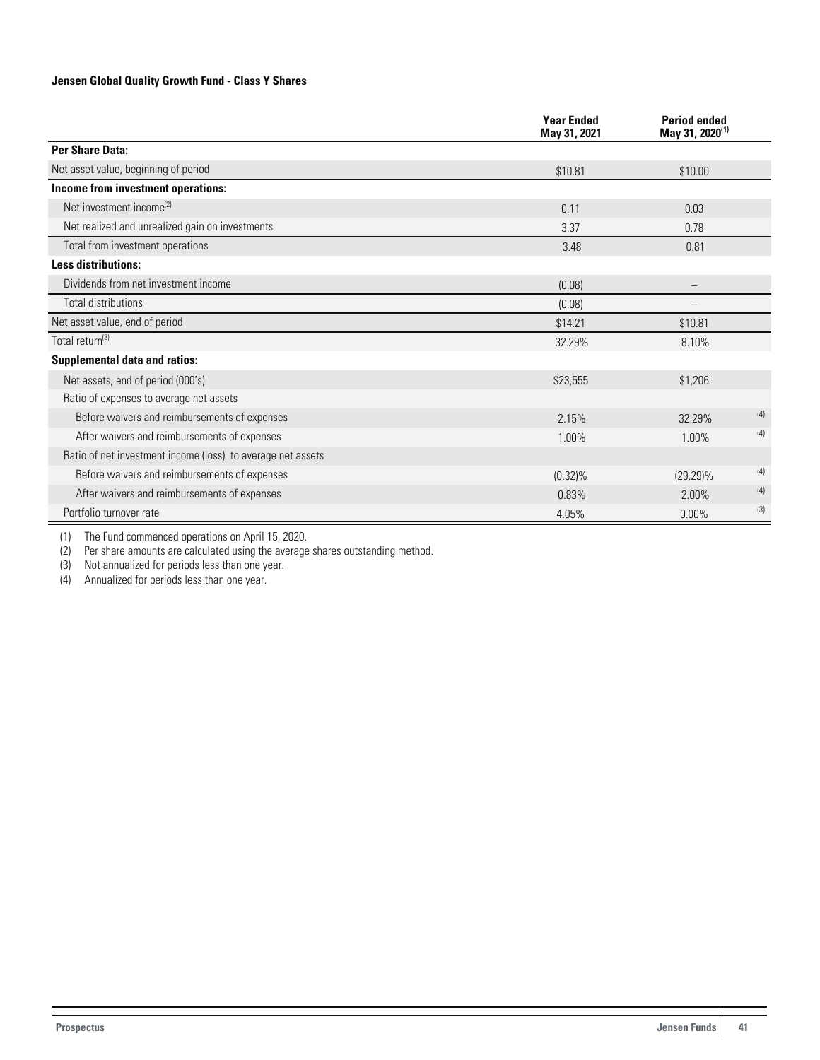#### Jensen Global Quality Growth Fund - Class Y Shares

| | Year Ended May 31, 2021 | Period ended May 31, 2020[1] |
|---|---|---|
| **Per Share Data:** | | |
| Net asset value, beginning of period | $10.81 | $10.00 |
| **Income from investment operations:** | | |
| Net investment income[2] | 0.11 | 0.03 |
| Net realized and unrealized gain on investments | 3.37 | 0.78 |
| Total from investment operations | 3.48 | 0.81 |
| **Less distributions:** | | |
| Dividends from net investment income | (0.08) | – |
| Total distributions | (0.08) | – |
| Net asset value, end of period | $14.21 | $10.81 |
| Total return[3] | 32.29% | 8.10% |
| **Supplemental data and ratios:** | | |
| Net assets, end of period (000's) | $23,555 | $1,206 |
| Ratio of expenses to average net assets | | |
| Before waivers and reimbursements of expenses | 2.15% | 32.29%[4] |
| After waivers and reimbursements of expenses | 1.00% | 1.00%[4] |
| Ratio of net investment income (loss) to average net assets | | |
| Before waivers and reimbursements of expenses | (0.32)% | (29.29)%[4] |
| After waivers and reimbursements of expenses | 0.83% | 2.00%[4] |
| Portfolio turnover rate | 4.05% | 0.00%[3] |

(1) The Fund commenced operations on April 15, 2020.
(2) Per share amounts are calculated using the average shares outstanding method.
(3) Not annualized for periods less than one year.
(4) Annualized for periods less than one year.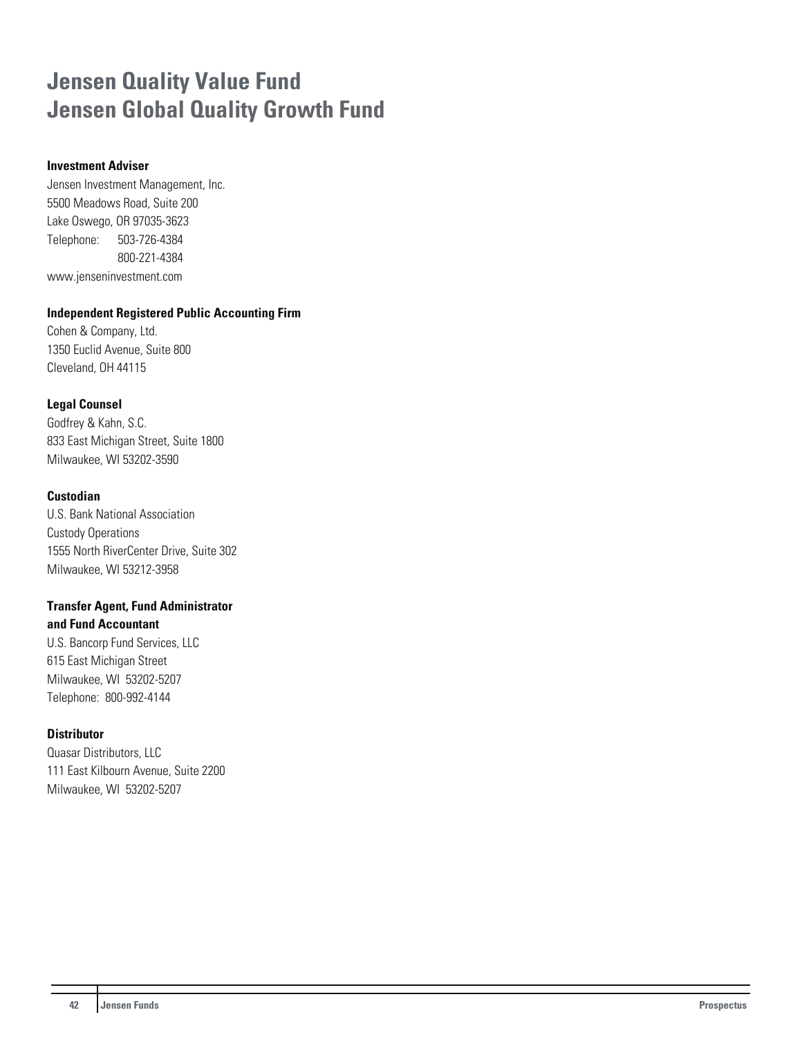# Jensen Quality Value Fund
# Jensen Global Quality Growth Fund

**Investment Adviser**
Jensen Investment Management, Inc.
5500 Meadows Road, Suite 200
Lake Oswego, OR 97035-3623
Telephone: 503-726-4384
800-221-4384
www.jenseninvestment.com

**Independent Registered Public Accounting Firm**
Cohen & Company, Ltd.
1350 Euclid Avenue, Suite 800
Cleveland, OH 44115

**Legal Counsel**
Godfrey & Kahn, S.C.
833 East Michigan Street, Suite 1800
Milwaukee, WI 53202-3590

**Custodian**
U.S. Bank National Association
Custody Operations
1555 North RiverCenter Drive, Suite 302
Milwaukee, WI 53212-3958

**Transfer Agent, Fund Administrator and Fund Accountant**
U.S. Bancorp Fund Services, LLC
615 East Michigan Street
Milwaukee, WI 53202-5207
Telephone: 800-992-4144

**Distributor**
Quasar Distributors, LLC
111 East Kilbourn Avenue, Suite 2200
Milwaukee, WI 53202-5207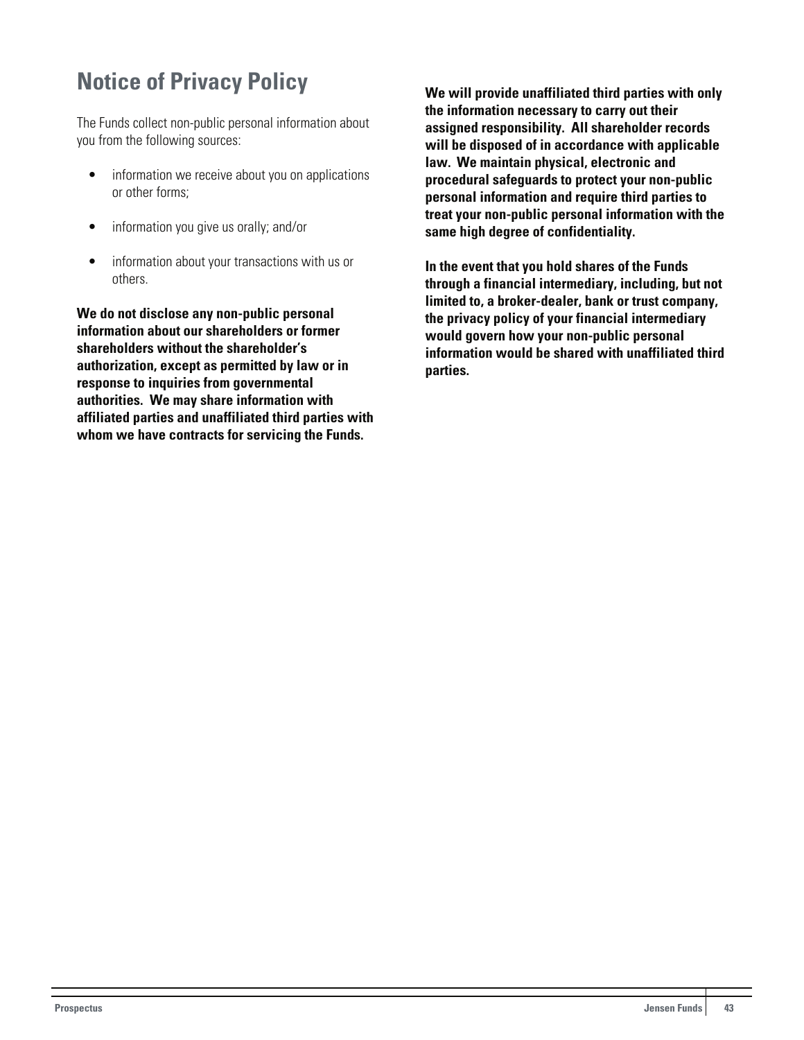# Notice of Privacy Policy

The Funds collect non-public personal information about you from the following sources:

- information we receive about you on applications or other forms;
- information you give us orally; and/or
- information about your transactions with us or others.

**We do not disclose any non-public personal information about our shareholders or former shareholders without the shareholder's authorization, except as permitted by law or in response to inquiries from governmental authorities. We may share information with affiliated parties and unaffiliated third parties with whom we have contracts for servicing the Funds.**

**We will provide unaffiliated third parties with only the information necessary to carry out their assigned responsibility. All shareholder records will be disposed of in accordance with applicable law. We maintain physical, electronic and procedural safeguards to protect your non-public personal information and require third parties to treat your non-public personal information with the same high degree of confidentiality.**

**In the event that you hold shares of the Funds through a financial intermediary, including, but not limited to, a broker-dealer, bank or trust company, the privacy policy of your financial intermediary would govern how your non-public personal information would be shared with unaffiliated third parties.**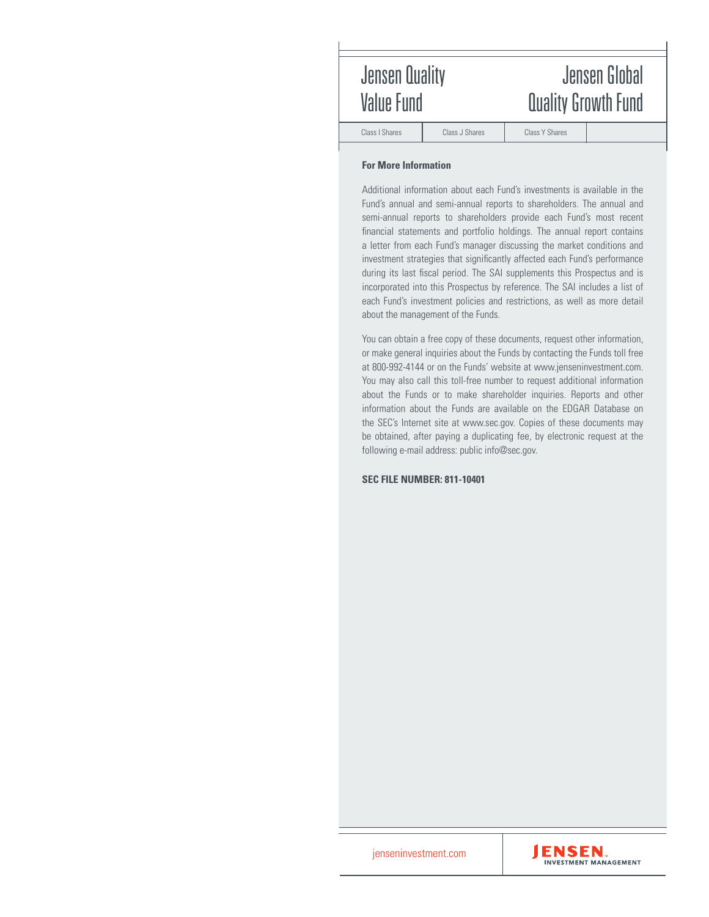# Jensen Quality Value Fund

# Jensen Global Quality Growth Fund

| Class I Shares | Class J Shares | Class Y Shares |
| --- | --- | --- |

**For More Information**

Additional information about each Fund's investments is available in the Fund's annual and semi-annual reports to shareholders. The annual and semi-annual reports to shareholders provide each Fund's most recent financial statements and portfolio holdings. The annual report contains a letter from each Fund's manager discussing the market conditions and investment strategies that significantly affected each Fund's performance during its last fiscal period. The SAI supplements this Prospectus and is incorporated into this Prospectus by reference. The SAI includes a list of each Fund's investment policies and restrictions, as well as more detail about the management of the Funds.

You can obtain a free copy of these documents, request other information, or make general inquiries about the Funds by contacting the Funds toll free at 800-992-4144 or on the Funds' website at www.jenseninvestment.com. You may also call this toll-free number to request additional information about the Funds or to make shareholder inquiries. Reports and other information about the Funds are available on the EDGAR Database on the SEC's Internet site at www.sec.gov. Copies of these documents may be obtained, after paying a duplicating fee, by electronic request at the following e-mail address: public info@sec.gov.

**SEC FILE NUMBER: 811-10401**

jenseninvestment.com

JENSEN INVESTMENT MANAGEMENT